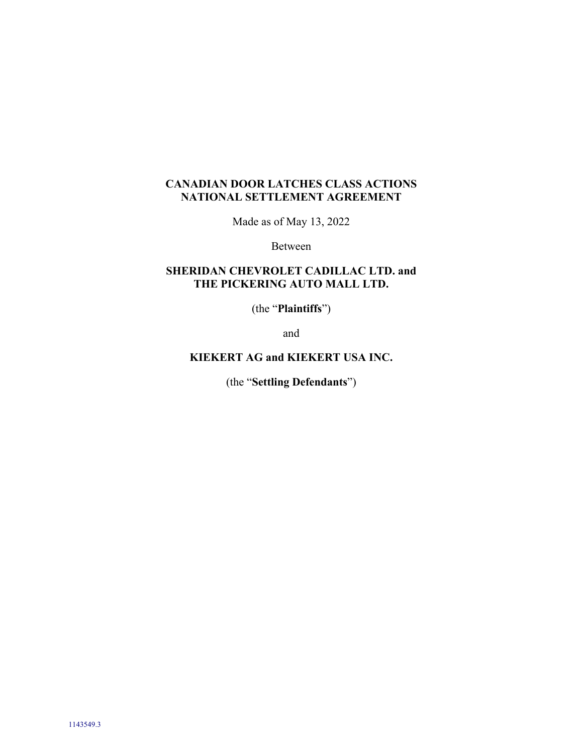**CANADIAN DOOR LATCHES CLASS ACTIONS**
**NATIONAL SETTLEMENT AGREEMENT**

Made as of May 13, 2022

Between

**SHERIDAN CHEVROLET CADILLAC LTD. and**
**THE PICKERING AUTO MALL LTD.**

(the "**Plaintiffs**")

and

**KIEKERT AG and KIEKERT USA INC.**

(the "**Settling Defendants**")

1143549.3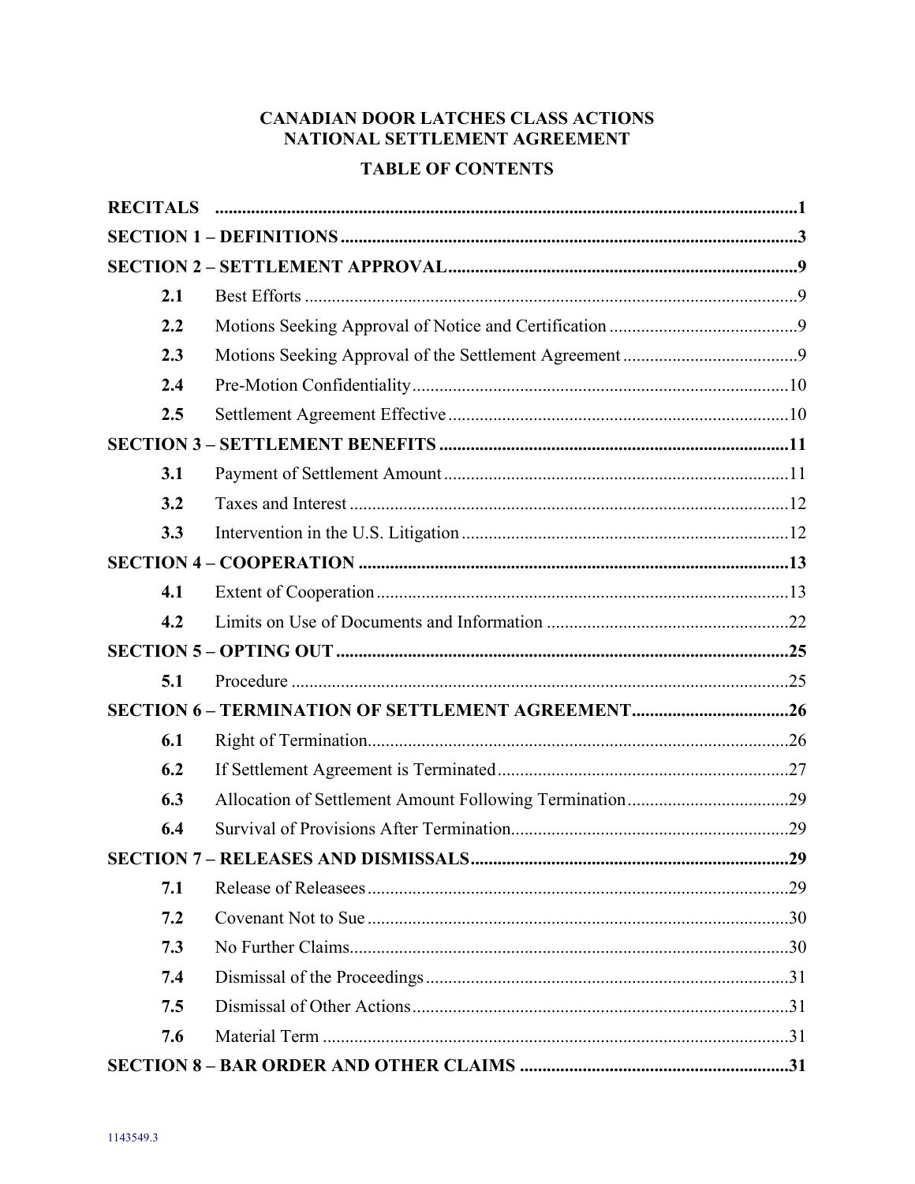# CANADIAN DOOR LATCHES CLASS ACTIONS
# NATIONAL SETTLEMENT AGREEMENT

## TABLE OF CONTENTS

| | | |
|---|---|---|
| **RECITALS** | | **1** |
| **SECTION 1 – DEFINITIONS** | | **3** |
| **SECTION 2 – SETTLEMENT APPROVAL** | | **9** |
| **2.1** | Best Efforts | 9 |
| **2.2** | Motions Seeking Approval of Notice and Certification | 9 |
| **2.3** | Motions Seeking Approval of the Settlement Agreement | 9 |
| **2.4** | Pre-Motion Confidentiality | 10 |
| **2.5** | Settlement Agreement Effective | 10 |
| **SECTION 3 – SETTLEMENT BENEFITS** | | **11** |
| **3.1** | Payment of Settlement Amount | 11 |
| **3.2** | Taxes and Interest | 12 |
| **3.3** | Intervention in the U.S. Litigation | 12 |
| **SECTION 4 – COOPERATION** | | **13** |
| **4.1** | Extent of Cooperation | 13 |
| **4.2** | Limits on Use of Documents and Information | 22 |
| **SECTION 5 – OPTING OUT** | | **25** |
| **5.1** | Procedure | 25 |
| **SECTION 6 – TERMINATION OF SETTLEMENT AGREEMENT** | | **26** |
| **6.1** | Right of Termination | 26 |
| **6.2** | If Settlement Agreement is Terminated | 27 |
| **6.3** | Allocation of Settlement Amount Following Termination | 29 |
| **6.4** | Survival of Provisions After Termination | 29 |
| **SECTION 7 – RELEASES AND DISMISSALS** | | **29** |
| **7.1** | Release of Releasees | 29 |
| **7.2** | Covenant Not to Sue | 30 |
| **7.3** | No Further Claims | 30 |
| **7.4** | Dismissal of the Proceedings | 31 |
| **7.5** | Dismissal of Other Actions | 31 |
| **7.6** | Material Term | 31 |
| **SECTION 8 – BAR ORDER AND OTHER CLAIMS** | | **31** |

1143549.3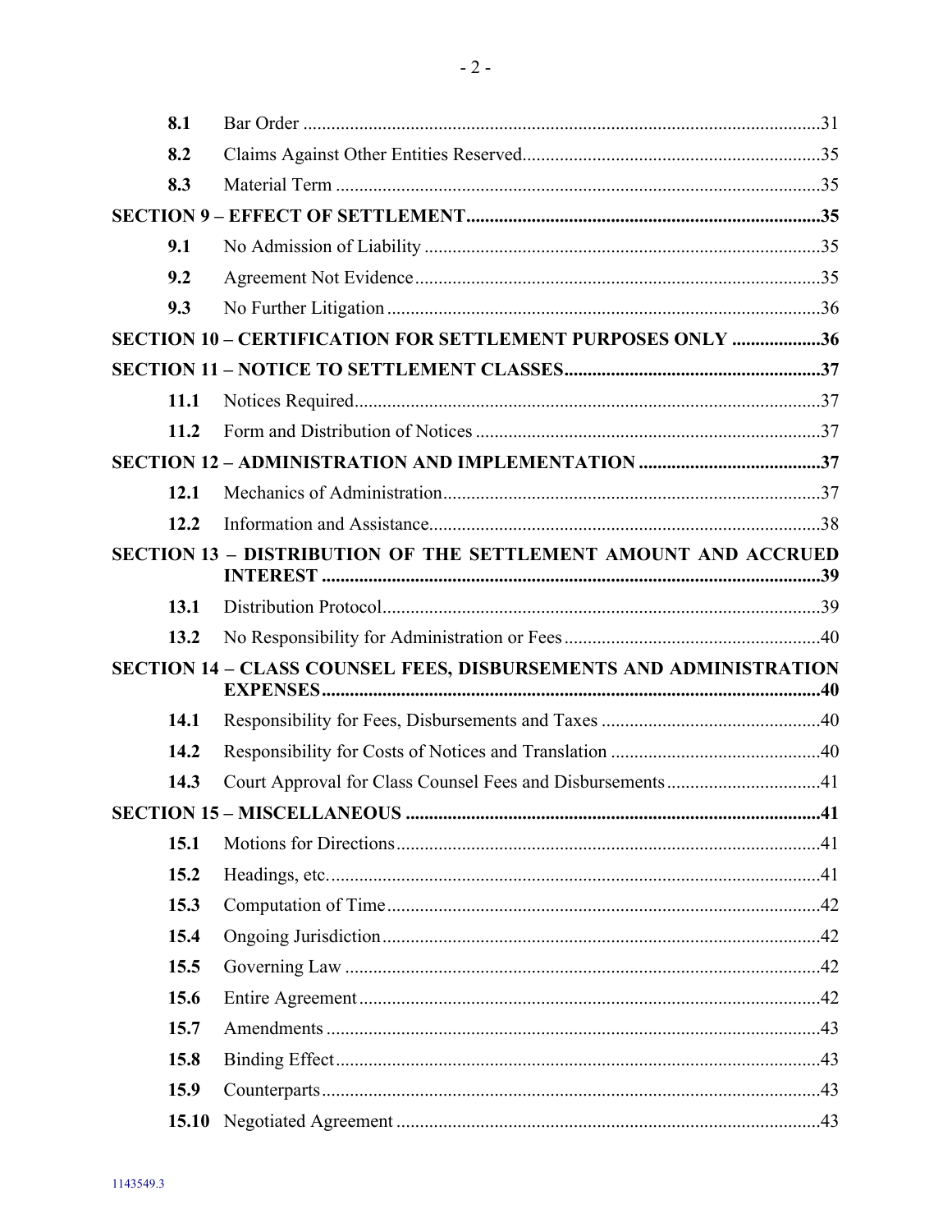| | | |
|---|---|---|
| **8.1** | Bar Order | 31 |
| **8.2** | Claims Against Other Entities Reserved | 35 |
| **8.3** | Material Term | 35 |
| **SECTION 9 – EFFECT OF SETTLEMENT** | | **35** |
| **9.1** | No Admission of Liability | 35 |
| **9.2** | Agreement Not Evidence | 35 |
| **9.3** | No Further Litigation | 36 |
| **SECTION 10 – CERTIFICATION FOR SETTLEMENT PURPOSES ONLY** | | **36** |
| **SECTION 11 – NOTICE TO SETTLEMENT CLASSES** | | **37** |
| **11.1** | Notices Required | 37 |
| **11.2** | Form and Distribution of Notices | 37 |
| **SECTION 12 – ADMINISTRATION AND IMPLEMENTATION** | | **37** |
| **12.1** | Mechanics of Administration | 37 |
| **12.2** | Information and Assistance | 38 |
| **SECTION 13 – DISTRIBUTION OF THE SETTLEMENT AMOUNT AND ACCRUED INTEREST** | | **39** |
| **13.1** | Distribution Protocol | 39 |
| **13.2** | No Responsibility for Administration or Fees | 40 |
| **SECTION 14 – CLASS COUNSEL FEES, DISBURSEMENTS AND ADMINISTRATION EXPENSES** | | **40** |
| **14.1** | Responsibility for Fees, Disbursements and Taxes | 40 |
| **14.2** | Responsibility for Costs of Notices and Translation | 40 |
| **14.3** | Court Approval for Class Counsel Fees and Disbursements | 41 |
| **SECTION 15 – MISCELLANEOUS** | | **41** |
| **15.1** | Motions for Directions | 41 |
| **15.2** | Headings, etc. | 41 |
| **15.3** | Computation of Time | 42 |
| **15.4** | Ongoing Jurisdiction | 42 |
| **15.5** | Governing Law | 42 |
| **15.6** | Entire Agreement | 42 |
| **15.7** | Amendments | 43 |
| **15.8** | Binding Effect | 43 |
| **15.9** | Counterparts | 43 |
| **15.10** | Negotiated Agreement | 43 |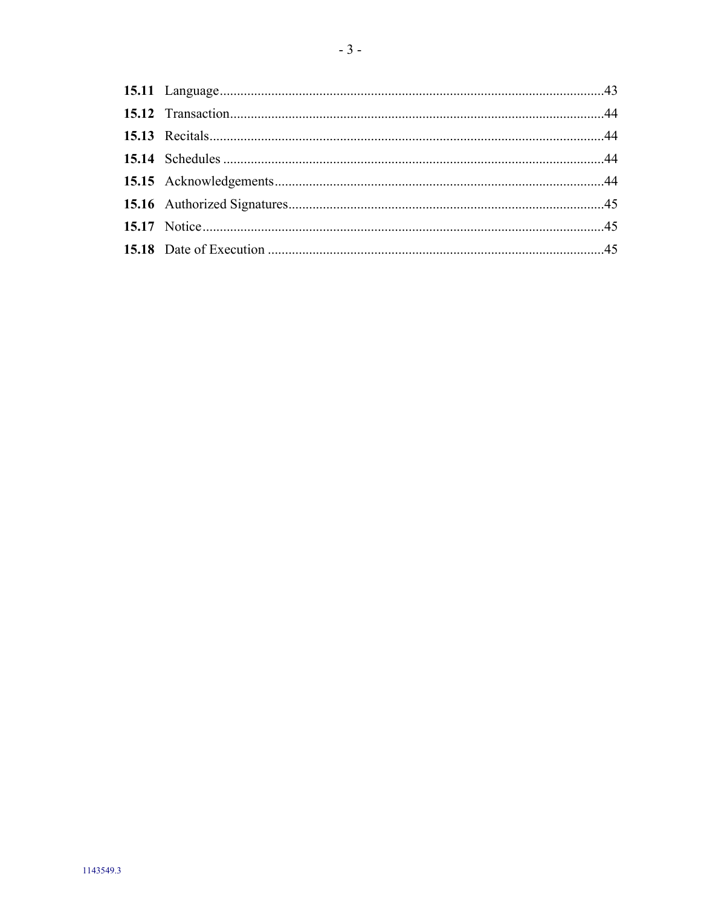**15.11** Language.....................................................................................................................43
**15.12** Transaction.................................................................................................................44
**15.13** Recitals.......................................................................................................................44
**15.14** Schedules ...................................................................................................................44
**15.15** Acknowledgements.....................................................................................................44
**15.16** Authorized Signatures.................................................................................................45
**15.17** Notice..........................................................................................................................45
**15.18** Date of Execution .......................................................................................................45

1143549.3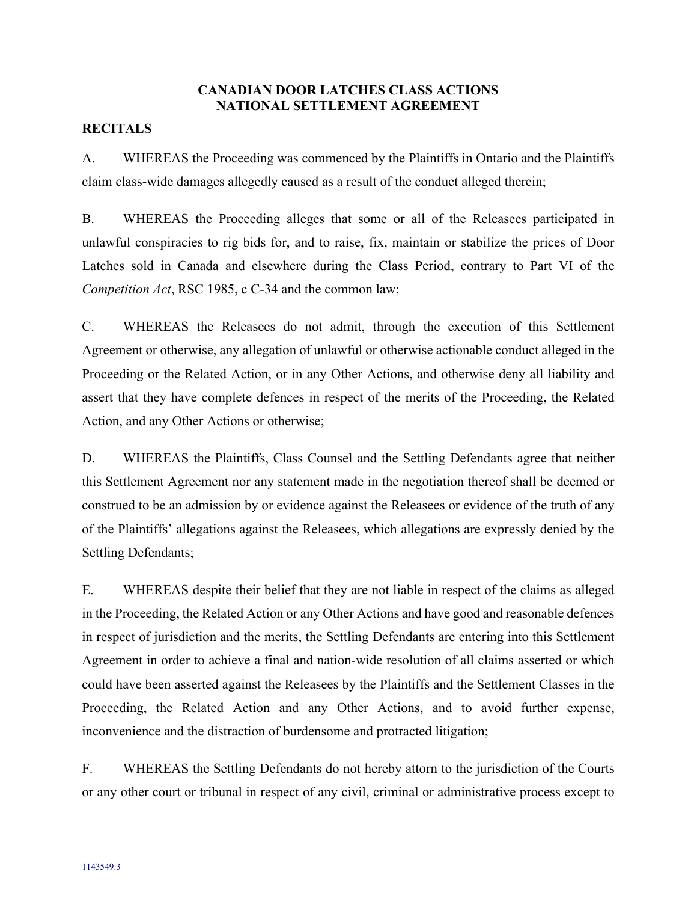# CANADIAN DOOR LATCHES CLASS ACTIONS
# NATIONAL SETTLEMENT AGREEMENT

## RECITALS

A. WHEREAS the Proceeding was commenced by the Plaintiffs in Ontario and the Plaintiffs claim class-wide damages allegedly caused as a result of the conduct alleged therein;

B. WHEREAS the Proceeding alleges that some or all of the Releasees participated in unlawful conspiracies to rig bids for, and to raise, fix, maintain or stabilize the prices of Door Latches sold in Canada and elsewhere during the Class Period, contrary to Part VI of the *Competition Act*, RSC 1985, c C-34 and the common law;

C. WHEREAS the Releasees do not admit, through the execution of this Settlement Agreement or otherwise, any allegation of unlawful or otherwise actionable conduct alleged in the Proceeding or the Related Action, or in any Other Actions, and otherwise deny all liability and assert that they have complete defences in respect of the merits of the Proceeding, the Related Action, and any Other Actions or otherwise;

D. WHEREAS the Plaintiffs, Class Counsel and the Settling Defendants agree that neither this Settlement Agreement nor any statement made in the negotiation thereof shall be deemed or construed to be an admission by or evidence against the Releasees or evidence of the truth of any of the Plaintiffs' allegations against the Releasees, which allegations are expressly denied by the Settling Defendants;

E. WHEREAS despite their belief that they are not liable in respect of the claims as alleged in the Proceeding, the Related Action or any Other Actions and have good and reasonable defences in respect of jurisdiction and the merits, the Settling Defendants are entering into this Settlement Agreement in order to achieve a final and nation-wide resolution of all claims asserted or which could have been asserted against the Releasees by the Plaintiffs and the Settlement Classes in the Proceeding, the Related Action and any Other Actions, and to avoid further expense, inconvenience and the distraction of burdensome and protracted litigation;

F. WHEREAS the Settling Defendants do not hereby attorn to the jurisdiction of the Courts or any other court or tribunal in respect of any civil, criminal or administrative process except to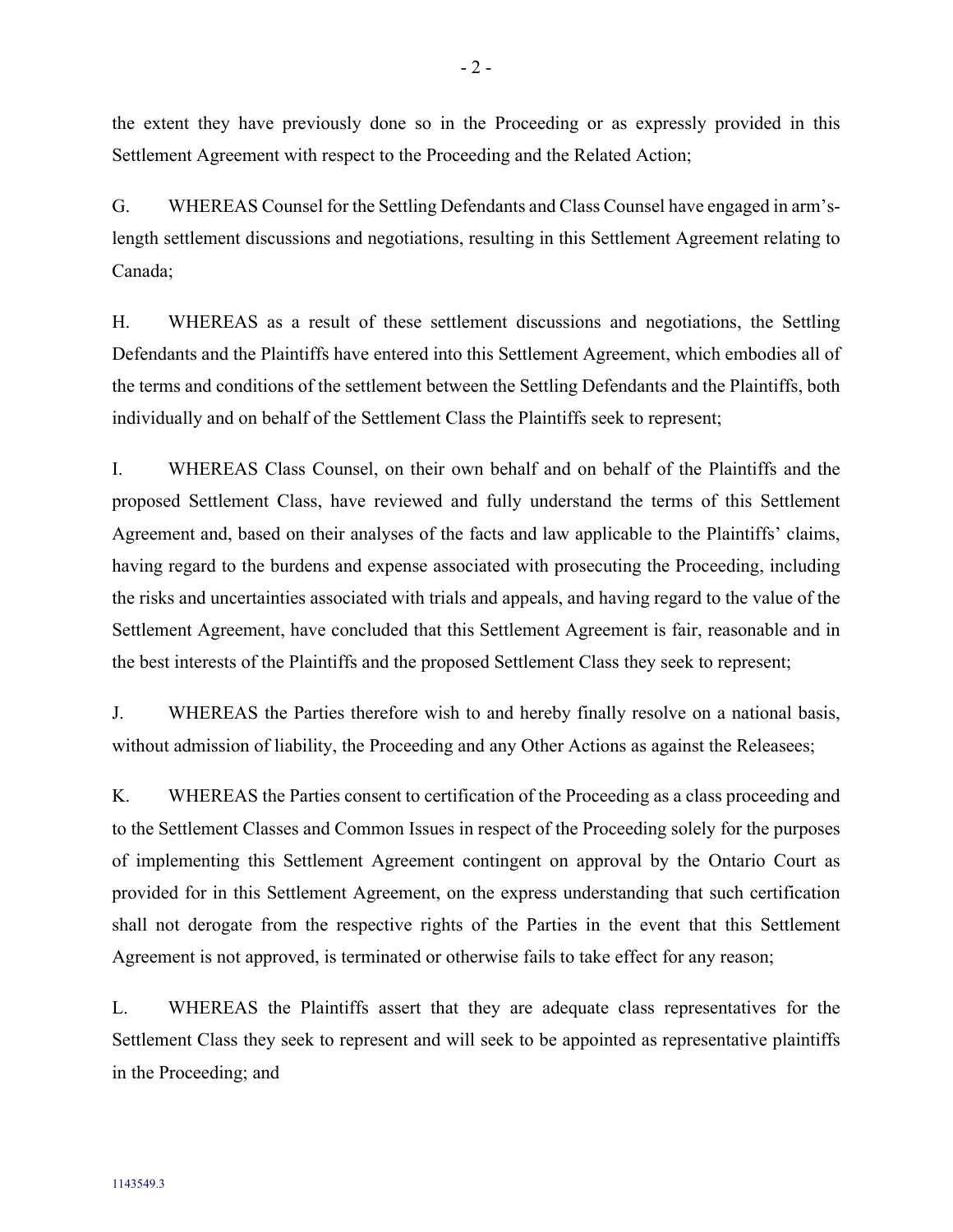the extent they have previously done so in the Proceeding or as expressly provided in this Settlement Agreement with respect to the Proceeding and the Related Action;

G. WHEREAS Counsel for the Settling Defendants and Class Counsel have engaged in arm's-length settlement discussions and negotiations, resulting in this Settlement Agreement relating to Canada;

H. WHEREAS as a result of these settlement discussions and negotiations, the Settling Defendants and the Plaintiffs have entered into this Settlement Agreement, which embodies all of the terms and conditions of the settlement between the Settling Defendants and the Plaintiffs, both individually and on behalf of the Settlement Class the Plaintiffs seek to represent;

I. WHEREAS Class Counsel, on their own behalf and on behalf of the Plaintiffs and the proposed Settlement Class, have reviewed and fully understand the terms of this Settlement Agreement and, based on their analyses of the facts and law applicable to the Plaintiffs' claims, having regard to the burdens and expense associated with prosecuting the Proceeding, including the risks and uncertainties associated with trials and appeals, and having regard to the value of the Settlement Agreement, have concluded that this Settlement Agreement is fair, reasonable and in the best interests of the Plaintiffs and the proposed Settlement Class they seek to represent;

J. WHEREAS the Parties therefore wish to and hereby finally resolve on a national basis, without admission of liability, the Proceeding and any Other Actions as against the Releasees;

K. WHEREAS the Parties consent to certification of the Proceeding as a class proceeding and to the Settlement Classes and Common Issues in respect of the Proceeding solely for the purposes of implementing this Settlement Agreement contingent on approval by the Ontario Court as provided for in this Settlement Agreement, on the express understanding that such certification shall not derogate from the respective rights of the Parties in the event that this Settlement Agreement is not approved, is terminated or otherwise fails to take effect for any reason;

L. WHEREAS the Plaintiffs assert that they are adequate class representatives for the Settlement Class they seek to represent and will seek to be appointed as representative plaintiffs in the Proceeding; and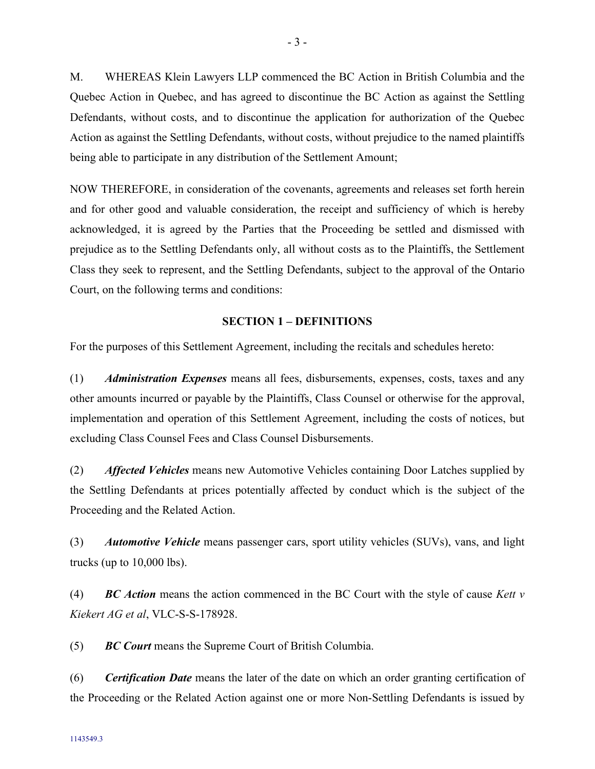M. WHEREAS Klein Lawyers LLP commenced the BC Action in British Columbia and the Quebec Action in Quebec, and has agreed to discontinue the BC Action as against the Settling Defendants, without costs, and to discontinue the application for authorization of the Quebec Action as against the Settling Defendants, without costs, without prejudice to the named plaintiffs being able to participate in any distribution of the Settlement Amount;

NOW THEREFORE, in consideration of the covenants, agreements and releases set forth herein and for other good and valuable consideration, the receipt and sufficiency of which is hereby acknowledged, it is agreed by the Parties that the Proceeding be settled and dismissed with prejudice as to the Settling Defendants only, all without costs as to the Plaintiffs, the Settlement Class they seek to represent, and the Settling Defendants, subject to the approval of the Ontario Court, on the following terms and conditions:

## SECTION 1 – DEFINITIONS

For the purposes of this Settlement Agreement, including the recitals and schedules hereto:

(1) ***Administration Expenses*** means all fees, disbursements, expenses, costs, taxes and any other amounts incurred or payable by the Plaintiffs, Class Counsel or otherwise for the approval, implementation and operation of this Settlement Agreement, including the costs of notices, but excluding Class Counsel Fees and Class Counsel Disbursements.

(2) ***Affected Vehicles*** means new Automotive Vehicles containing Door Latches supplied by the Settling Defendants at prices potentially affected by conduct which is the subject of the Proceeding and the Related Action.

(3) ***Automotive Vehicle*** means passenger cars, sport utility vehicles (SUVs), vans, and light trucks (up to 10,000 lbs).

(4) ***BC Action*** means the action commenced in the BC Court with the style of cause *Kett v Kiekert AG et al*, VLC-S-S-178928.

(5) ***BC Court*** means the Supreme Court of British Columbia.

(6) ***Certification Date*** means the later of the date on which an order granting certification of the Proceeding or the Related Action against one or more Non-Settling Defendants is issued by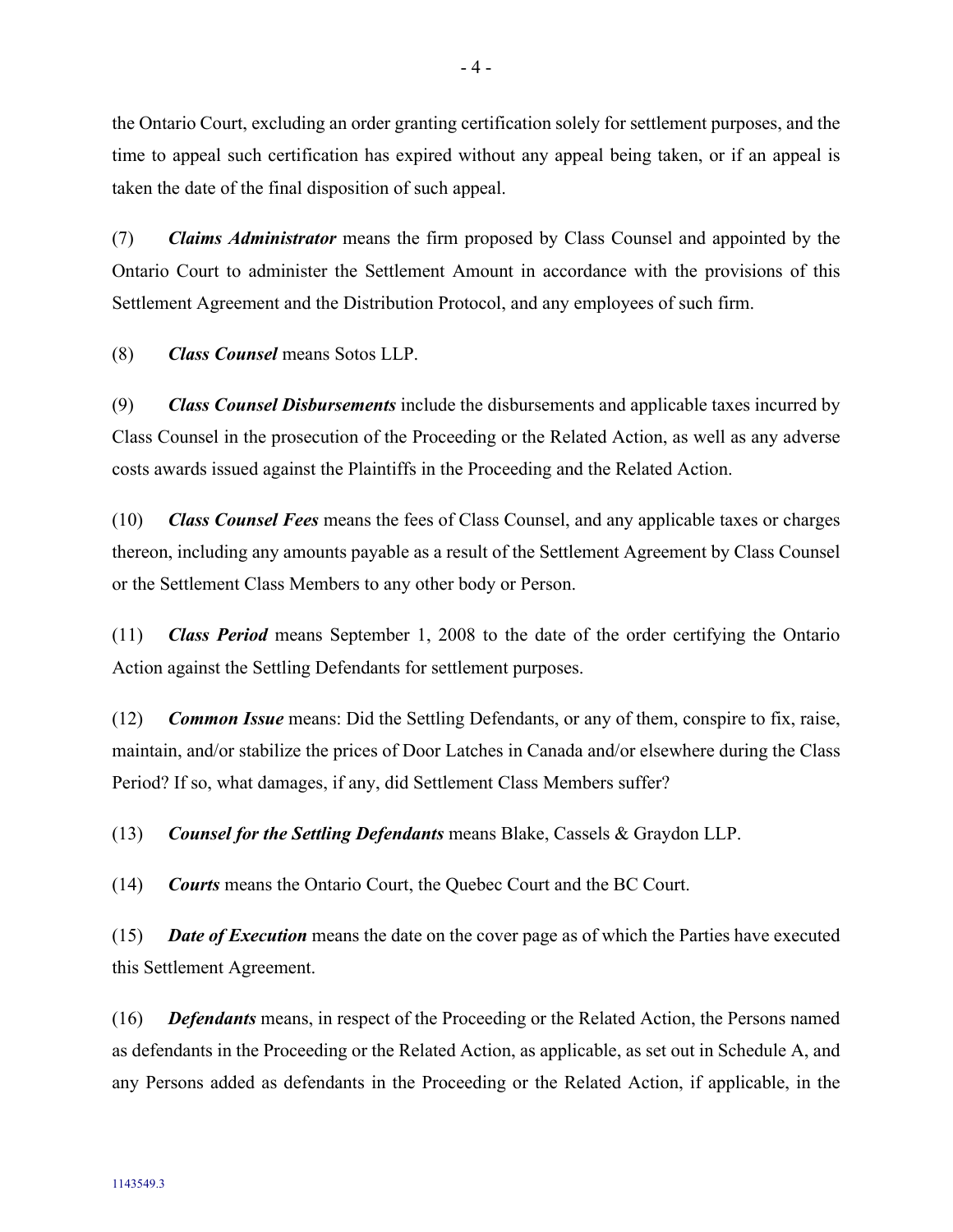the Ontario Court, excluding an order granting certification solely for settlement purposes, and the time to appeal such certification has expired without any appeal being taken, or if an appeal is taken the date of the final disposition of such appeal.

(7) ***Claims Administrator*** means the firm proposed by Class Counsel and appointed by the Ontario Court to administer the Settlement Amount in accordance with the provisions of this Settlement Agreement and the Distribution Protocol, and any employees of such firm.

(8) ***Class Counsel*** means Sotos LLP.

(9) ***Class Counsel Disbursements*** include the disbursements and applicable taxes incurred by Class Counsel in the prosecution of the Proceeding or the Related Action, as well as any adverse costs awards issued against the Plaintiffs in the Proceeding and the Related Action.

(10) ***Class Counsel Fees*** means the fees of Class Counsel, and any applicable taxes or charges thereon, including any amounts payable as a result of the Settlement Agreement by Class Counsel or the Settlement Class Members to any other body or Person.

(11) ***Class Period*** means September 1, 2008 to the date of the order certifying the Ontario Action against the Settling Defendants for settlement purposes.

(12) ***Common Issue*** means: Did the Settling Defendants, or any of them, conspire to fix, raise, maintain, and/or stabilize the prices of Door Latches in Canada and/or elsewhere during the Class Period? If so, what damages, if any, did Settlement Class Members suffer?

(13) ***Counsel for the Settling Defendants*** means Blake, Cassels & Graydon LLP.

(14) ***Courts*** means the Ontario Court, the Quebec Court and the BC Court.

(15) ***Date of Execution*** means the date on the cover page as of which the Parties have executed this Settlement Agreement.

(16) ***Defendants*** means, in respect of the Proceeding or the Related Action, the Persons named as defendants in the Proceeding or the Related Action, as applicable, as set out in Schedule A, and any Persons added as defendants in the Proceeding or the Related Action, if applicable, in the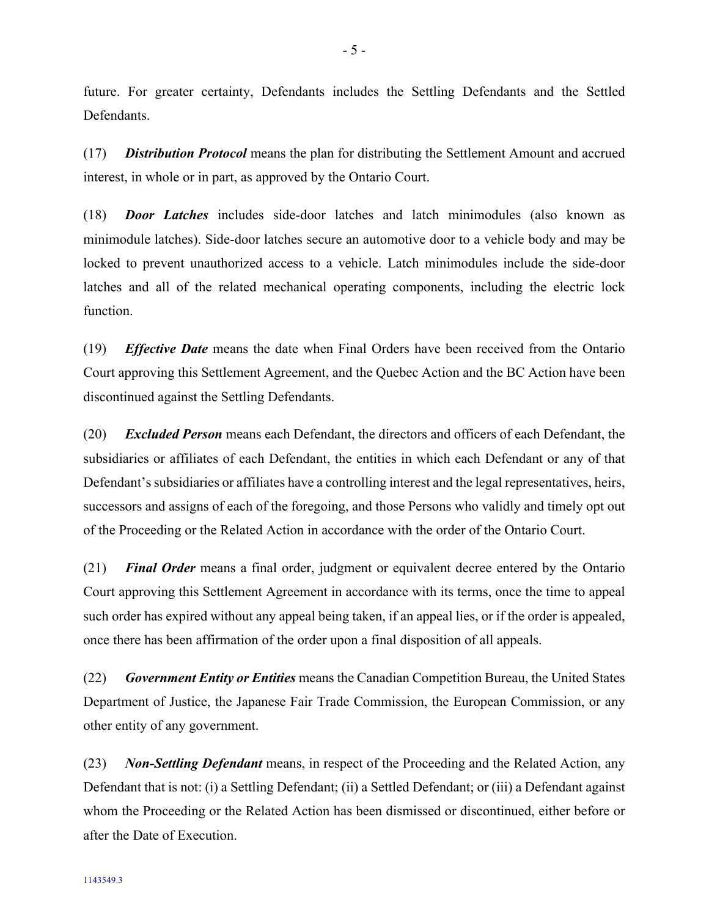future. For greater certainty, Defendants includes the Settling Defendants and the Settled Defendants.

(17) ***Distribution Protocol*** means the plan for distributing the Settlement Amount and accrued interest, in whole or in part, as approved by the Ontario Court.

(18) ***Door Latches*** includes side-door latches and latch minimodules (also known as minimodule latches). Side-door latches secure an automotive door to a vehicle body and may be locked to prevent unauthorized access to a vehicle. Latch minimodules include the side-door latches and all of the related mechanical operating components, including the electric lock function.

(19) ***Effective Date*** means the date when Final Orders have been received from the Ontario Court approving this Settlement Agreement, and the Quebec Action and the BC Action have been discontinued against the Settling Defendants.

(20) ***Excluded Person*** means each Defendant, the directors and officers of each Defendant, the subsidiaries or affiliates of each Defendant, the entities in which each Defendant or any of that Defendant's subsidiaries or affiliates have a controlling interest and the legal representatives, heirs, successors and assigns of each of the foregoing, and those Persons who validly and timely opt out of the Proceeding or the Related Action in accordance with the order of the Ontario Court.

(21) ***Final Order*** means a final order, judgment or equivalent decree entered by the Ontario Court approving this Settlement Agreement in accordance with its terms, once the time to appeal such order has expired without any appeal being taken, if an appeal lies, or if the order is appealed, once there has been affirmation of the order upon a final disposition of all appeals.

(22) ***Government Entity or Entities*** means the Canadian Competition Bureau, the United States Department of Justice, the Japanese Fair Trade Commission, the European Commission, or any other entity of any government.

(23) ***Non-Settling Defendant*** means, in respect of the Proceeding and the Related Action, any Defendant that is not: (i) a Settling Defendant; (ii) a Settled Defendant; or (iii) a Defendant against whom the Proceeding or the Related Action has been dismissed or discontinued, either before or after the Date of Execution.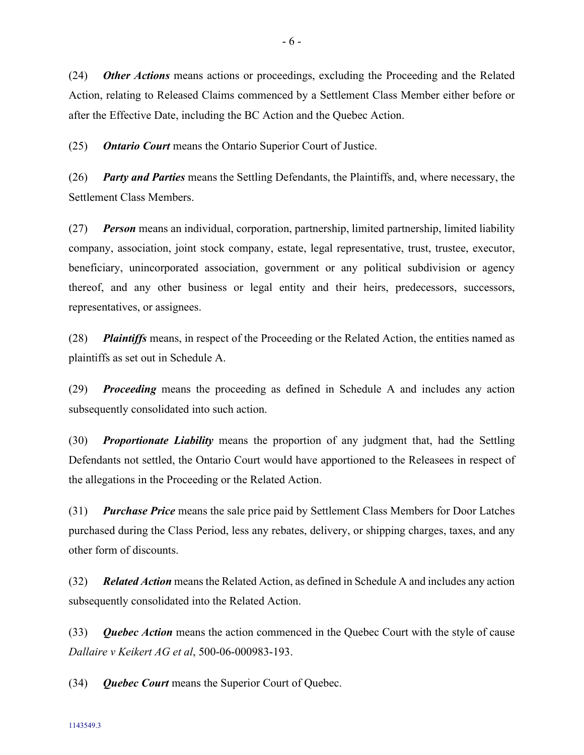(24) ***Other Actions*** means actions or proceedings, excluding the Proceeding and the Related Action, relating to Released Claims commenced by a Settlement Class Member either before or after the Effective Date, including the BC Action and the Quebec Action.

(25) ***Ontario Court*** means the Ontario Superior Court of Justice.

(26) ***Party and Parties*** means the Settling Defendants, the Plaintiffs, and, where necessary, the Settlement Class Members.

(27) ***Person*** means an individual, corporation, partnership, limited partnership, limited liability company, association, joint stock company, estate, legal representative, trust, trustee, executor, beneficiary, unincorporated association, government or any political subdivision or agency thereof, and any other business or legal entity and their heirs, predecessors, successors, representatives, or assignees.

(28) ***Plaintiffs*** means, in respect of the Proceeding or the Related Action, the entities named as plaintiffs as set out in Schedule A.

(29) ***Proceeding*** means the proceeding as defined in Schedule A and includes any action subsequently consolidated into such action.

(30) ***Proportionate Liability*** means the proportion of any judgment that, had the Settling Defendants not settled, the Ontario Court would have apportioned to the Releasees in respect of the allegations in the Proceeding or the Related Action.

(31) ***Purchase Price*** means the sale price paid by Settlement Class Members for Door Latches purchased during the Class Period, less any rebates, delivery, or shipping charges, taxes, and any other form of discounts.

(32) ***Related Action*** means the Related Action, as defined in Schedule A and includes any action subsequently consolidated into the Related Action.

(33) ***Quebec Action*** means the action commenced in the Quebec Court with the style of cause *Dallaire v Keikert AG et al*, 500-06-000983-193.

(34) ***Quebec Court*** means the Superior Court of Quebec.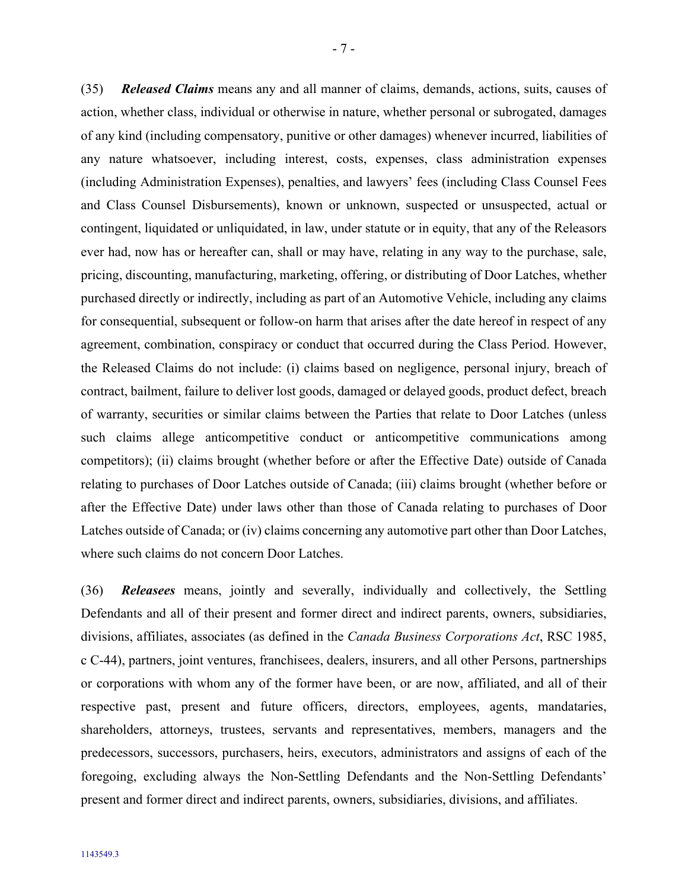(35) ***Released Claims*** means any and all manner of claims, demands, actions, suits, causes of action, whether class, individual or otherwise in nature, whether personal or subrogated, damages of any kind (including compensatory, punitive or other damages) whenever incurred, liabilities of any nature whatsoever, including interest, costs, expenses, class administration expenses (including Administration Expenses), penalties, and lawyers' fees (including Class Counsel Fees and Class Counsel Disbursements), known or unknown, suspected or unsuspected, actual or contingent, liquidated or unliquidated, in law, under statute or in equity, that any of the Releasors ever had, now has or hereafter can, shall or may have, relating in any way to the purchase, sale, pricing, discounting, manufacturing, marketing, offering, or distributing of Door Latches, whether purchased directly or indirectly, including as part of an Automotive Vehicle, including any claims for consequential, subsequent or follow-on harm that arises after the date hereof in respect of any agreement, combination, conspiracy or conduct that occurred during the Class Period. However, the Released Claims do not include: (i) claims based on negligence, personal injury, breach of contract, bailment, failure to deliver lost goods, damaged or delayed goods, product defect, breach of warranty, securities or similar claims between the Parties that relate to Door Latches (unless such claims allege anticompetitive conduct or anticompetitive communications among competitors); (ii) claims brought (whether before or after the Effective Date) outside of Canada relating to purchases of Door Latches outside of Canada; (iii) claims brought (whether before or after the Effective Date) under laws other than those of Canada relating to purchases of Door Latches outside of Canada; or (iv) claims concerning any automotive part other than Door Latches, where such claims do not concern Door Latches.

(36) ***Releasees*** means, jointly and severally, individually and collectively, the Settling Defendants and all of their present and former direct and indirect parents, owners, subsidiaries, divisions, affiliates, associates (as defined in the *Canada Business Corporations Act*, RSC 1985, c C-44), partners, joint ventures, franchisees, dealers, insurers, and all other Persons, partnerships or corporations with whom any of the former have been, or are now, affiliated, and all of their respective past, present and future officers, directors, employees, agents, mandataries, shareholders, attorneys, trustees, servants and representatives, members, managers and the predecessors, successors, purchasers, heirs, executors, administrators and assigns of each of the foregoing, excluding always the Non-Settling Defendants and the Non-Settling Defendants' present and former direct and indirect parents, owners, subsidiaries, divisions, and affiliates.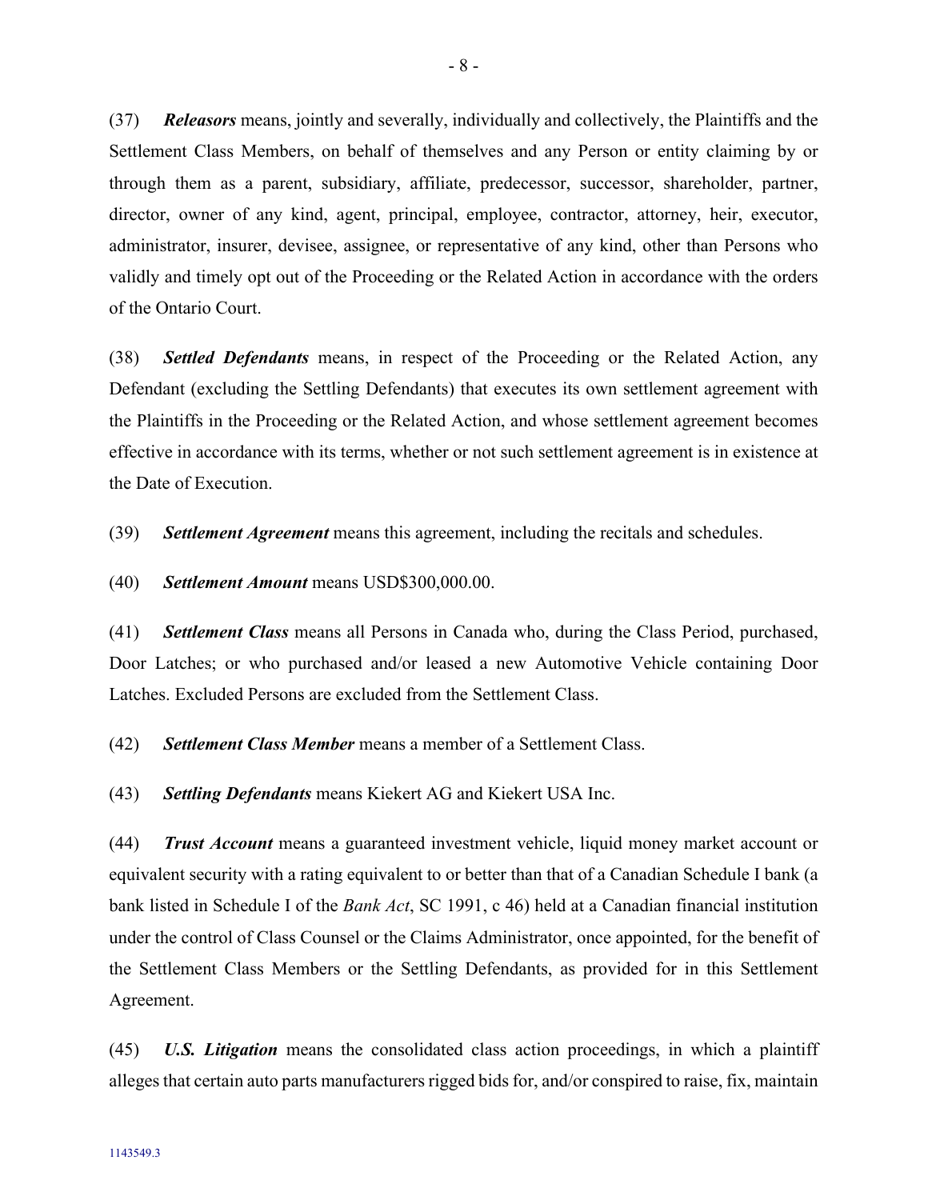(37) ***Releasors*** means, jointly and severally, individually and collectively, the Plaintiffs and the Settlement Class Members, on behalf of themselves and any Person or entity claiming by or through them as a parent, subsidiary, affiliate, predecessor, successor, shareholder, partner, director, owner of any kind, agent, principal, employee, contractor, attorney, heir, executor, administrator, insurer, devisee, assignee, or representative of any kind, other than Persons who validly and timely opt out of the Proceeding or the Related Action in accordance with the orders of the Ontario Court.

(38) ***Settled Defendants*** means, in respect of the Proceeding or the Related Action, any Defendant (excluding the Settling Defendants) that executes its own settlement agreement with the Plaintiffs in the Proceeding or the Related Action, and whose settlement agreement becomes effective in accordance with its terms, whether or not such settlement agreement is in existence at the Date of Execution.

(39) ***Settlement Agreement*** means this agreement, including the recitals and schedules.

(40) ***Settlement Amount*** means USD$300,000.00.

(41) ***Settlement Class*** means all Persons in Canada who, during the Class Period, purchased, Door Latches; or who purchased and/or leased a new Automotive Vehicle containing Door Latches. Excluded Persons are excluded from the Settlement Class.

(42) ***Settlement Class Member*** means a member of a Settlement Class.

(43) ***Settling Defendants*** means Kiekert AG and Kiekert USA Inc.

(44) ***Trust Account*** means a guaranteed investment vehicle, liquid money market account or equivalent security with a rating equivalent to or better than that of a Canadian Schedule I bank (a bank listed in Schedule I of the *Bank Act*, SC 1991, c 46) held at a Canadian financial institution under the control of Class Counsel or the Claims Administrator, once appointed, for the benefit of the Settlement Class Members or the Settling Defendants, as provided for in this Settlement Agreement.

(45) ***U.S. Litigation*** means the consolidated class action proceedings, in which a plaintiff alleges that certain auto parts manufacturers rigged bids for, and/or conspired to raise, fix, maintain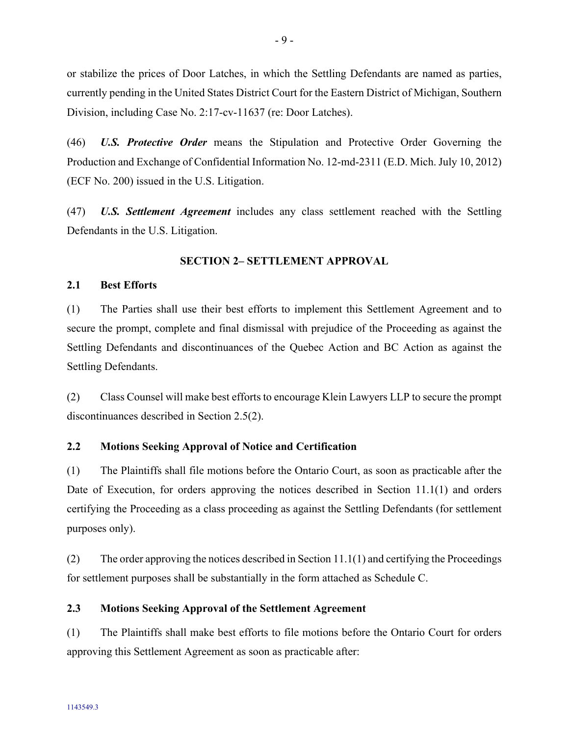or stabilize the prices of Door Latches, in which the Settling Defendants are named as parties, currently pending in the United States District Court for the Eastern District of Michigan, Southern Division, including Case No. 2:17-cv-11637 (re: Door Latches).

(46) ***U.S. Protective Order*** means the Stipulation and Protective Order Governing the Production and Exchange of Confidential Information No. 12-md-2311 (E.D. Mich. July 10, 2012) (ECF No. 200) issued in the U.S. Litigation.

(47) ***U.S. Settlement Agreement*** includes any class settlement reached with the Settling Defendants in the U.S. Litigation.

## SECTION 2– SETTLEMENT APPROVAL

### 2.1 Best Efforts

(1) The Parties shall use their best efforts to implement this Settlement Agreement and to secure the prompt, complete and final dismissal with prejudice of the Proceeding as against the Settling Defendants and discontinuances of the Quebec Action and BC Action as against the Settling Defendants.

(2) Class Counsel will make best efforts to encourage Klein Lawyers LLP to secure the prompt discontinuances described in Section 2.5(2).

### 2.2 Motions Seeking Approval of Notice and Certification

(1) The Plaintiffs shall file motions before the Ontario Court, as soon as practicable after the Date of Execution, for orders approving the notices described in Section 11.1(1) and orders certifying the Proceeding as a class proceeding as against the Settling Defendants (for settlement purposes only).

(2) The order approving the notices described in Section 11.1(1) and certifying the Proceedings for settlement purposes shall be substantially in the form attached as Schedule C.

### 2.3 Motions Seeking Approval of the Settlement Agreement

(1) The Plaintiffs shall make best efforts to file motions before the Ontario Court for orders approving this Settlement Agreement as soon as practicable after: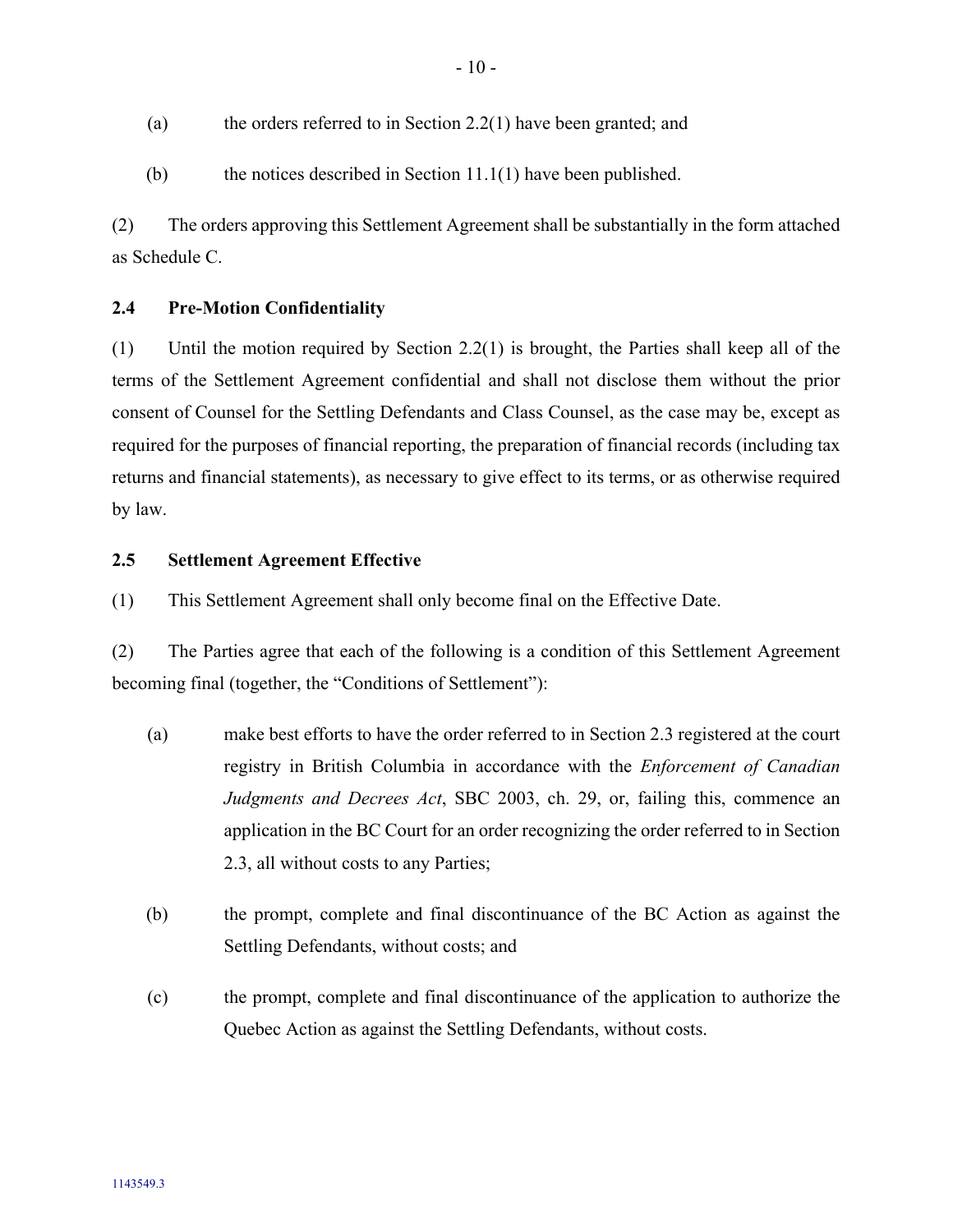(a) the orders referred to in Section 2.2(1) have been granted; and

(b) the notices described in Section 11.1(1) have been published.

(2) The orders approving this Settlement Agreement shall be substantially in the form attached as Schedule C.

### 2.4 Pre-Motion Confidentiality

(1) Until the motion required by Section 2.2(1) is brought, the Parties shall keep all of the terms of the Settlement Agreement confidential and shall not disclose them without the prior consent of Counsel for the Settling Defendants and Class Counsel, as the case may be, except as required for the purposes of financial reporting, the preparation of financial records (including tax returns and financial statements), as necessary to give effect to its terms, or as otherwise required by law.

### 2.5 Settlement Agreement Effective

(1) This Settlement Agreement shall only become final on the Effective Date.

(2) The Parties agree that each of the following is a condition of this Settlement Agreement becoming final (together, the "Conditions of Settlement"):

(a) make best efforts to have the order referred to in Section 2.3 registered at the court registry in British Columbia in accordance with the *Enforcement of Canadian Judgments and Decrees Act*, SBC 2003, ch. 29, or, failing this, commence an application in the BC Court for an order recognizing the order referred to in Section 2.3, all without costs to any Parties;

(b) the prompt, complete and final discontinuance of the BC Action as against the Settling Defendants, without costs; and

(c) the prompt, complete and final discontinuance of the application to authorize the Quebec Action as against the Settling Defendants, without costs.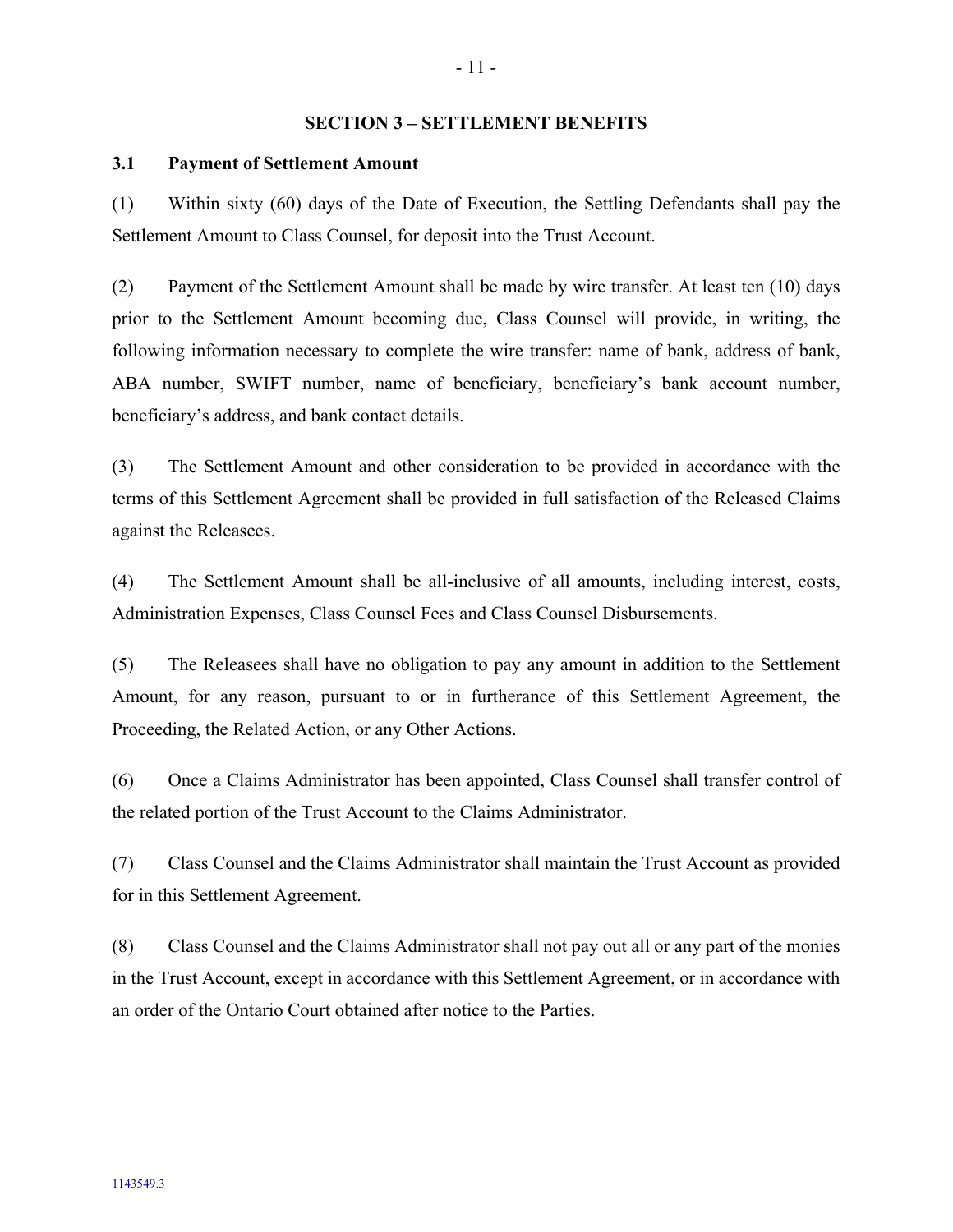## SECTION 3 – SETTLEMENT BENEFITS

### 3.1 Payment of Settlement Amount

(1) Within sixty (60) days of the Date of Execution, the Settling Defendants shall pay the Settlement Amount to Class Counsel, for deposit into the Trust Account.

(2) Payment of the Settlement Amount shall be made by wire transfer. At least ten (10) days prior to the Settlement Amount becoming due, Class Counsel will provide, in writing, the following information necessary to complete the wire transfer: name of bank, address of bank, ABA number, SWIFT number, name of beneficiary, beneficiary's bank account number, beneficiary's address, and bank contact details.

(3) The Settlement Amount and other consideration to be provided in accordance with the terms of this Settlement Agreement shall be provided in full satisfaction of the Released Claims against the Releasees.

(4) The Settlement Amount shall be all-inclusive of all amounts, including interest, costs, Administration Expenses, Class Counsel Fees and Class Counsel Disbursements.

(5) The Releasees shall have no obligation to pay any amount in addition to the Settlement Amount, for any reason, pursuant to or in furtherance of this Settlement Agreement, the Proceeding, the Related Action, or any Other Actions.

(6) Once a Claims Administrator has been appointed, Class Counsel shall transfer control of the related portion of the Trust Account to the Claims Administrator.

(7) Class Counsel and the Claims Administrator shall maintain the Trust Account as provided for in this Settlement Agreement.

(8) Class Counsel and the Claims Administrator shall not pay out all or any part of the monies in the Trust Account, except in accordance with this Settlement Agreement, or in accordance with an order of the Ontario Court obtained after notice to the Parties.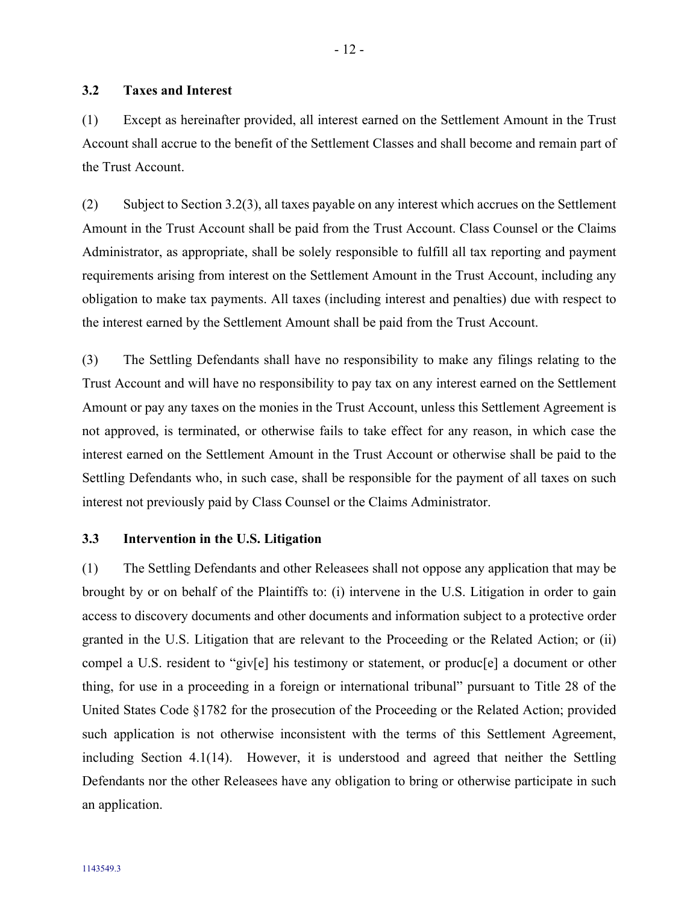### 3.2 Taxes and Interest

(1) Except as hereinafter provided, all interest earned on the Settlement Amount in the Trust Account shall accrue to the benefit of the Settlement Classes and shall become and remain part of the Trust Account.

(2) Subject to Section 3.2(3), all taxes payable on any interest which accrues on the Settlement Amount in the Trust Account shall be paid from the Trust Account. Class Counsel or the Claims Administrator, as appropriate, shall be solely responsible to fulfill all tax reporting and payment requirements arising from interest on the Settlement Amount in the Trust Account, including any obligation to make tax payments. All taxes (including interest and penalties) due with respect to the interest earned by the Settlement Amount shall be paid from the Trust Account.

(3) The Settling Defendants shall have no responsibility to make any filings relating to the Trust Account and will have no responsibility to pay tax on any interest earned on the Settlement Amount or pay any taxes on the monies in the Trust Account, unless this Settlement Agreement is not approved, is terminated, or otherwise fails to take effect for any reason, in which case the interest earned on the Settlement Amount in the Trust Account or otherwise shall be paid to the Settling Defendants who, in such case, shall be responsible for the payment of all taxes on such interest not previously paid by Class Counsel or the Claims Administrator.

### 3.3 Intervention in the U.S. Litigation

(1) The Settling Defendants and other Releasees shall not oppose any application that may be brought by or on behalf of the Plaintiffs to: (i) intervene in the U.S. Litigation in order to gain access to discovery documents and other documents and information subject to a protective order granted in the U.S. Litigation that are relevant to the Proceeding or the Related Action; or (ii) compel a U.S. resident to "giv[e] his testimony or statement, or produc[e] a document or other thing, for use in a proceeding in a foreign or international tribunal" pursuant to Title 28 of the United States Code §1782 for the prosecution of the Proceeding or the Related Action; provided such application is not otherwise inconsistent with the terms of this Settlement Agreement, including Section 4.1(14). However, it is understood and agreed that neither the Settling Defendants nor the other Releasees have any obligation to bring or otherwise participate in such an application.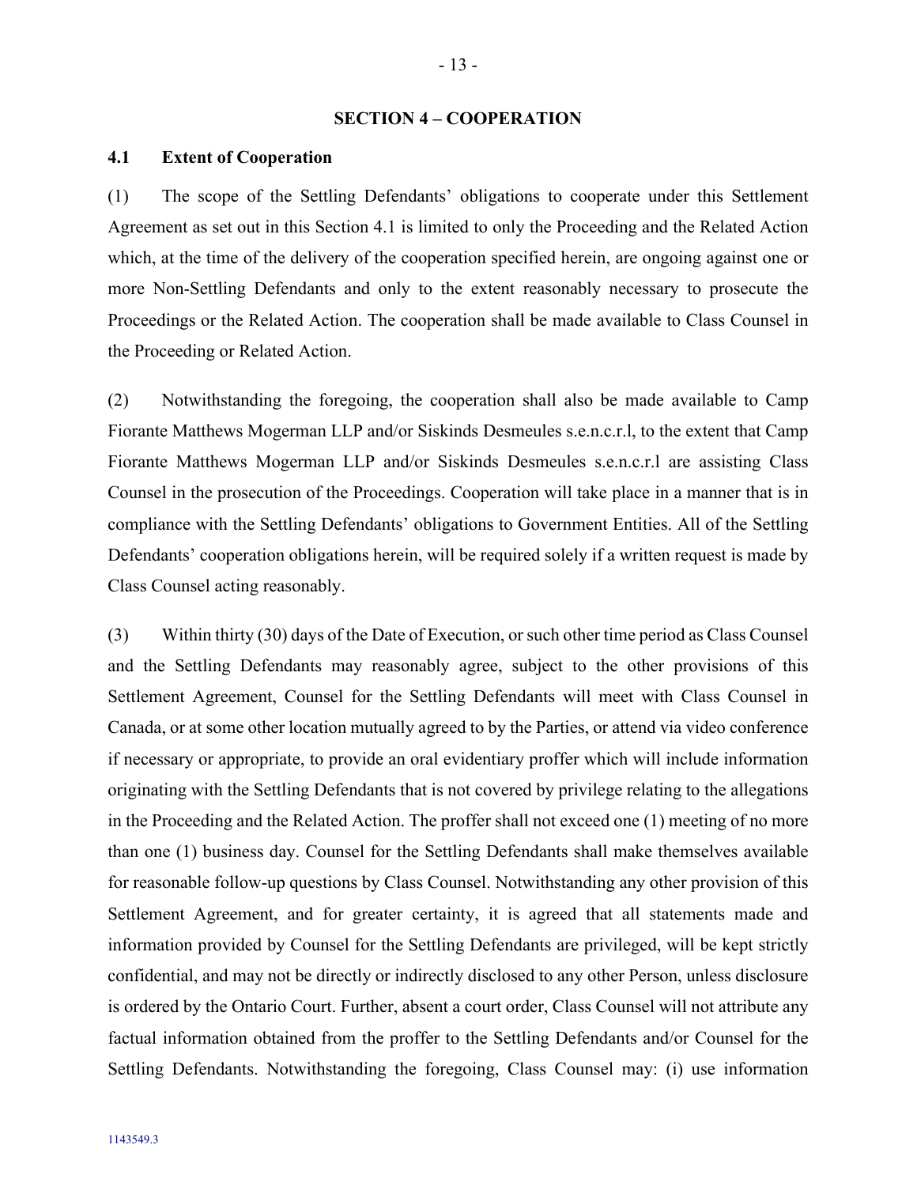## SECTION 4 – COOPERATION

### 4.1 Extent of Cooperation

(1) The scope of the Settling Defendants' obligations to cooperate under this Settlement Agreement as set out in this Section 4.1 is limited to only the Proceeding and the Related Action which, at the time of the delivery of the cooperation specified herein, are ongoing against one or more Non-Settling Defendants and only to the extent reasonably necessary to prosecute the Proceedings or the Related Action. The cooperation shall be made available to Class Counsel in the Proceeding or Related Action.

(2) Notwithstanding the foregoing, the cooperation shall also be made available to Camp Fiorante Matthews Mogerman LLP and/or Siskinds Desmeules s.e.n.c.r.l, to the extent that Camp Fiorante Matthews Mogerman LLP and/or Siskinds Desmeules s.e.n.c.r.l are assisting Class Counsel in the prosecution of the Proceedings. Cooperation will take place in a manner that is in compliance with the Settling Defendants' obligations to Government Entities. All of the Settling Defendants' cooperation obligations herein, will be required solely if a written request is made by Class Counsel acting reasonably.

(3) Within thirty (30) days of the Date of Execution, or such other time period as Class Counsel and the Settling Defendants may reasonably agree, subject to the other provisions of this Settlement Agreement, Counsel for the Settling Defendants will meet with Class Counsel in Canada, or at some other location mutually agreed to by the Parties, or attend via video conference if necessary or appropriate, to provide an oral evidentiary proffer which will include information originating with the Settling Defendants that is not covered by privilege relating to the allegations in the Proceeding and the Related Action. The proffer shall not exceed one (1) meeting of no more than one (1) business day. Counsel for the Settling Defendants shall make themselves available for reasonable follow-up questions by Class Counsel. Notwithstanding any other provision of this Settlement Agreement, and for greater certainty, it is agreed that all statements made and information provided by Counsel for the Settling Defendants are privileged, will be kept strictly confidential, and may not be directly or indirectly disclosed to any other Person, unless disclosure is ordered by the Ontario Court. Further, absent a court order, Class Counsel will not attribute any factual information obtained from the proffer to the Settling Defendants and/or Counsel for the Settling Defendants. Notwithstanding the foregoing, Class Counsel may: (i) use information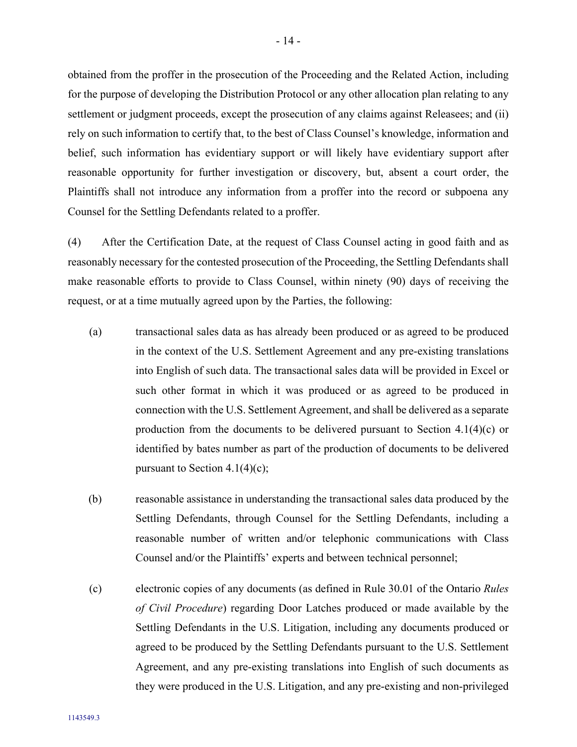obtained from the proffer in the prosecution of the Proceeding and the Related Action, including for the purpose of developing the Distribution Protocol or any other allocation plan relating to any settlement or judgment proceeds, except the prosecution of any claims against Releasees; and (ii) rely on such information to certify that, to the best of Class Counsel's knowledge, information and belief, such information has evidentiary support or will likely have evidentiary support after reasonable opportunity for further investigation or discovery, but, absent a court order, the Plaintiffs shall not introduce any information from a proffer into the record or subpoena any Counsel for the Settling Defendants related to a proffer.

(4) After the Certification Date, at the request of Class Counsel acting in good faith and as reasonably necessary for the contested prosecution of the Proceeding, the Settling Defendants shall make reasonable efforts to provide to Class Counsel, within ninety (90) days of receiving the request, or at a time mutually agreed upon by the Parties, the following:

(a) transactional sales data as has already been produced or as agreed to be produced in the context of the U.S. Settlement Agreement and any pre-existing translations into English of such data. The transactional sales data will be provided in Excel or such other format in which it was produced or as agreed to be produced in connection with the U.S. Settlement Agreement, and shall be delivered as a separate production from the documents to be delivered pursuant to Section 4.1(4)(c) or identified by bates number as part of the production of documents to be delivered pursuant to Section 4.1(4)(c);

(b) reasonable assistance in understanding the transactional sales data produced by the Settling Defendants, through Counsel for the Settling Defendants, including a reasonable number of written and/or telephonic communications with Class Counsel and/or the Plaintiffs' experts and between technical personnel;

(c) electronic copies of any documents (as defined in Rule 30.01 of the Ontario *Rules of Civil Procedure*) regarding Door Latches produced or made available by the Settling Defendants in the U.S. Litigation, including any documents produced or agreed to be produced by the Settling Defendants pursuant to the U.S. Settlement Agreement, and any pre-existing translations into English of such documents as they were produced in the U.S. Litigation, and any pre-existing and non-privileged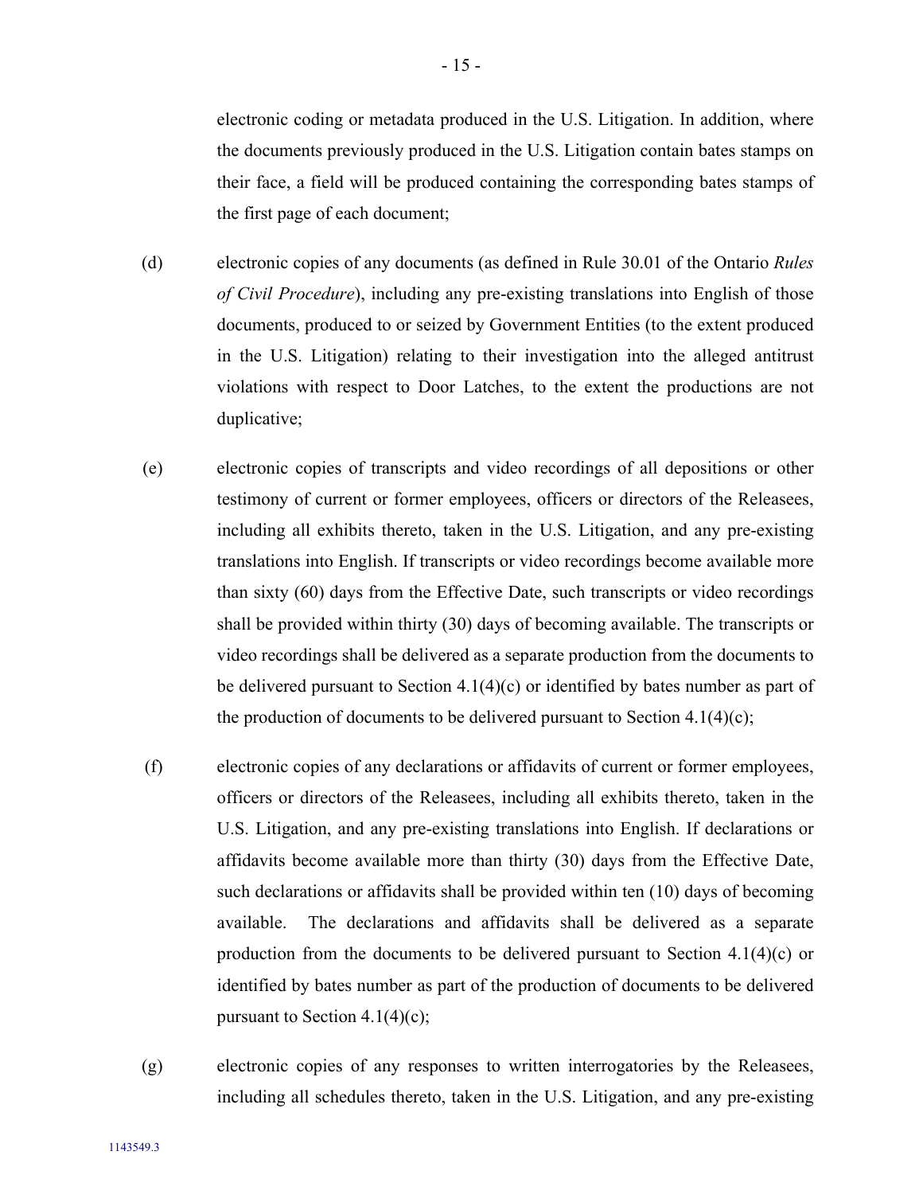electronic coding or metadata produced in the U.S. Litigation. In addition, where the documents previously produced in the U.S. Litigation contain bates stamps on their face, a field will be produced containing the corresponding bates stamps of the first page of each document;

(d) electronic copies of any documents (as defined in Rule 30.01 of the Ontario *Rules of Civil Procedure*), including any pre-existing translations into English of those documents, produced to or seized by Government Entities (to the extent produced in the U.S. Litigation) relating to their investigation into the alleged antitrust violations with respect to Door Latches, to the extent the productions are not duplicative;

(e) electronic copies of transcripts and video recordings of all depositions or other testimony of current or former employees, officers or directors of the Releasees, including all exhibits thereto, taken in the U.S. Litigation, and any pre-existing translations into English. If transcripts or video recordings become available more than sixty (60) days from the Effective Date, such transcripts or video recordings shall be provided within thirty (30) days of becoming available. The transcripts or video recordings shall be delivered as a separate production from the documents to be delivered pursuant to Section 4.1(4)(c) or identified by bates number as part of the production of documents to be delivered pursuant to Section 4.1(4)(c);

(f) electronic copies of any declarations or affidavits of current or former employees, officers or directors of the Releasees, including all exhibits thereto, taken in the U.S. Litigation, and any pre-existing translations into English. If declarations or affidavits become available more than thirty (30) days from the Effective Date, such declarations or affidavits shall be provided within ten (10) days of becoming available. The declarations and affidavits shall be delivered as a separate production from the documents to be delivered pursuant to Section 4.1(4)(c) or identified by bates number as part of the production of documents to be delivered pursuant to Section 4.1(4)(c);

(g) electronic copies of any responses to written interrogatories by the Releasees, including all schedules thereto, taken in the U.S. Litigation, and any pre-existing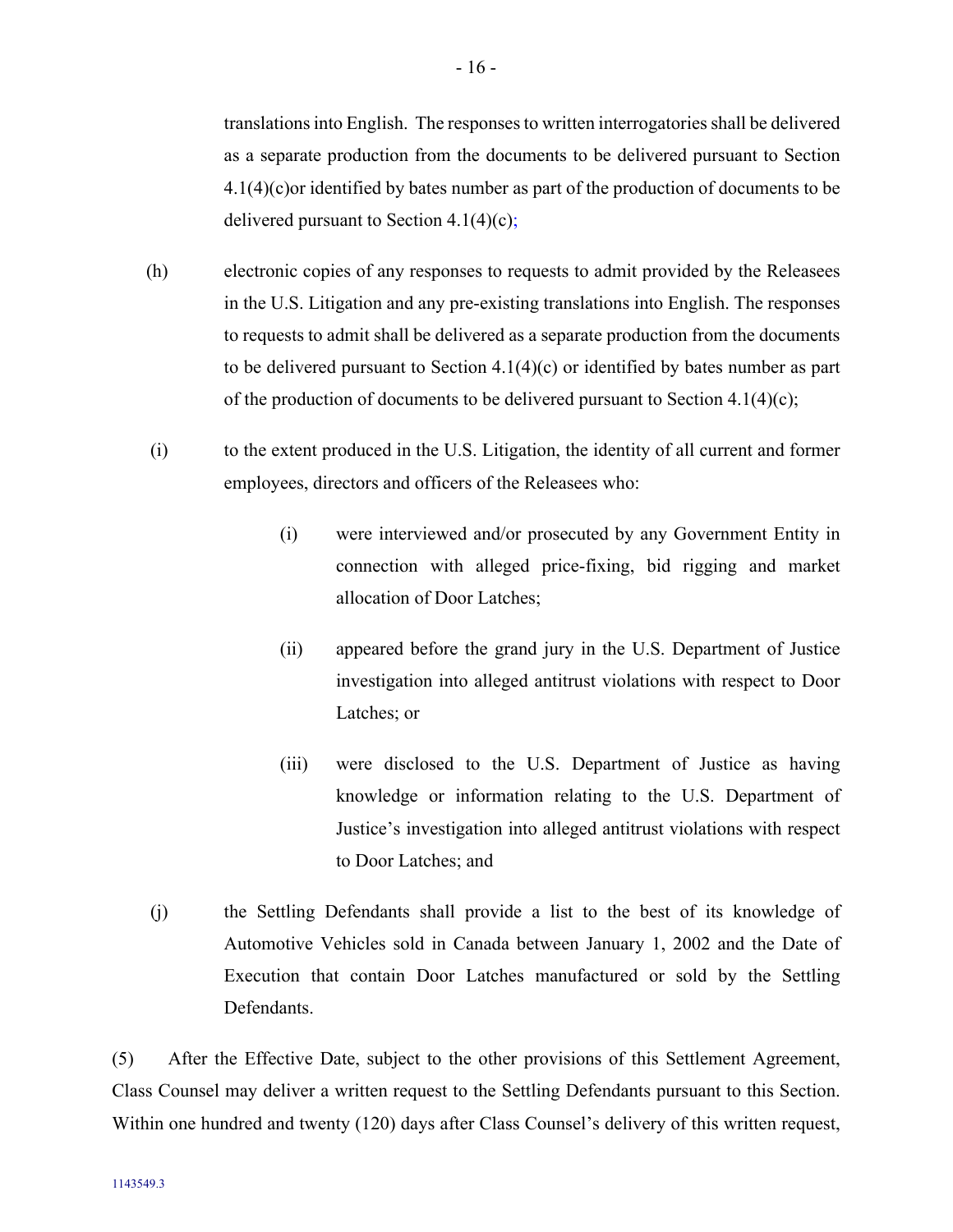translations into English. The responses to written interrogatories shall be delivered as a separate production from the documents to be delivered pursuant to Section 4.1(4)(c)or identified by bates number as part of the production of documents to be delivered pursuant to Section 4.1(4)(c);

(h) electronic copies of any responses to requests to admit provided by the Releasees in the U.S. Litigation and any pre-existing translations into English. The responses to requests to admit shall be delivered as a separate production from the documents to be delivered pursuant to Section 4.1(4)(c) or identified by bates number as part of the production of documents to be delivered pursuant to Section 4.1(4)(c);

(i) to the extent produced in the U.S. Litigation, the identity of all current and former employees, directors and officers of the Releasees who:

   (i) were interviewed and/or prosecuted by any Government Entity in connection with alleged price-fixing, bid rigging and market allocation of Door Latches;

   (ii) appeared before the grand jury in the U.S. Department of Justice investigation into alleged antitrust violations with respect to Door Latches; or

   (iii) were disclosed to the U.S. Department of Justice as having knowledge or information relating to the U.S. Department of Justice's investigation into alleged antitrust violations with respect to Door Latches; and

(j) the Settling Defendants shall provide a list to the best of its knowledge of Automotive Vehicles sold in Canada between January 1, 2002 and the Date of Execution that contain Door Latches manufactured or sold by the Settling Defendants.

(5) After the Effective Date, subject to the other provisions of this Settlement Agreement, Class Counsel may deliver a written request to the Settling Defendants pursuant to this Section. Within one hundred and twenty (120) days after Class Counsel's delivery of this written request,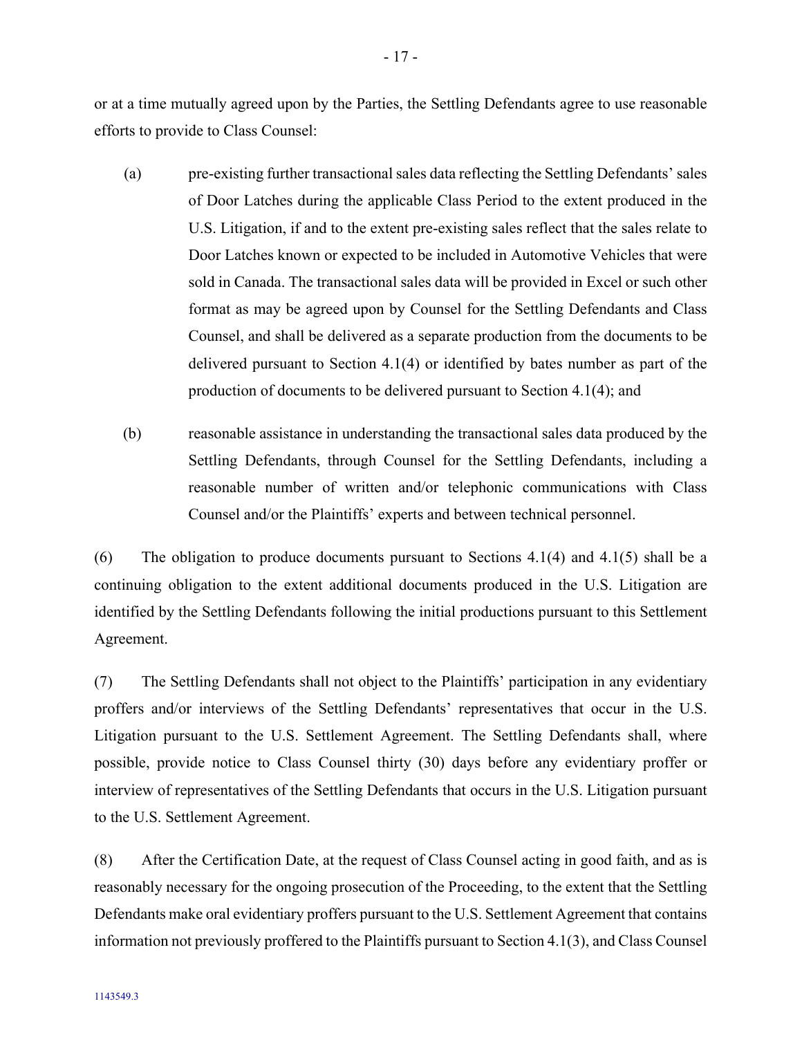or at a time mutually agreed upon by the Parties, the Settling Defendants agree to use reasonable efforts to provide to Class Counsel:

(a) pre-existing further transactional sales data reflecting the Settling Defendants' sales of Door Latches during the applicable Class Period to the extent produced in the U.S. Litigation, if and to the extent pre-existing sales reflect that the sales relate to Door Latches known or expected to be included in Automotive Vehicles that were sold in Canada. The transactional sales data will be provided in Excel or such other format as may be agreed upon by Counsel for the Settling Defendants and Class Counsel, and shall be delivered as a separate production from the documents to be delivered pursuant to Section 4.1(4) or identified by bates number as part of the production of documents to be delivered pursuant to Section 4.1(4); and

(b) reasonable assistance in understanding the transactional sales data produced by the Settling Defendants, through Counsel for the Settling Defendants, including a reasonable number of written and/or telephonic communications with Class Counsel and/or the Plaintiffs' experts and between technical personnel.

(6) The obligation to produce documents pursuant to Sections 4.1(4) and 4.1(5) shall be a continuing obligation to the extent additional documents produced in the U.S. Litigation are identified by the Settling Defendants following the initial productions pursuant to this Settlement Agreement.

(7) The Settling Defendants shall not object to the Plaintiffs' participation in any evidentiary proffers and/or interviews of the Settling Defendants' representatives that occur in the U.S. Litigation pursuant to the U.S. Settlement Agreement. The Settling Defendants shall, where possible, provide notice to Class Counsel thirty (30) days before any evidentiary proffer or interview of representatives of the Settling Defendants that occurs in the U.S. Litigation pursuant to the U.S. Settlement Agreement.

(8) After the Certification Date, at the request of Class Counsel acting in good faith, and as is reasonably necessary for the ongoing prosecution of the Proceeding, to the extent that the Settling Defendants make oral evidentiary proffers pursuant to the U.S. Settlement Agreement that contains information not previously proffered to the Plaintiffs pursuant to Section 4.1(3), and Class Counsel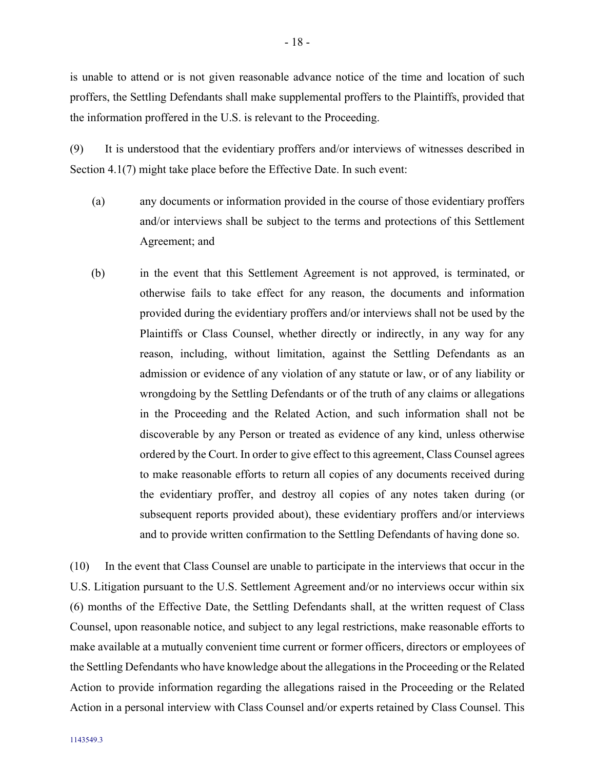is unable to attend or is not given reasonable advance notice of the time and location of such proffers, the Settling Defendants shall make supplemental proffers to the Plaintiffs, provided that the information proffered in the U.S. is relevant to the Proceeding.

(9) It is understood that the evidentiary proffers and/or interviews of witnesses described in Section 4.1(7) might take place before the Effective Date. In such event:

(a) any documents or information provided in the course of those evidentiary proffers and/or interviews shall be subject to the terms and protections of this Settlement Agreement; and

(b) in the event that this Settlement Agreement is not approved, is terminated, or otherwise fails to take effect for any reason, the documents and information provided during the evidentiary proffers and/or interviews shall not be used by the Plaintiffs or Class Counsel, whether directly or indirectly, in any way for any reason, including, without limitation, against the Settling Defendants as an admission or evidence of any violation of any statute or law, or of any liability or wrongdoing by the Settling Defendants or of the truth of any claims or allegations in the Proceeding and the Related Action, and such information shall not be discoverable by any Person or treated as evidence of any kind, unless otherwise ordered by the Court. In order to give effect to this agreement, Class Counsel agrees to make reasonable efforts to return all copies of any documents received during the evidentiary proffer, and destroy all copies of any notes taken during (or subsequent reports provided about), these evidentiary proffers and/or interviews and to provide written confirmation to the Settling Defendants of having done so.

(10) In the event that Class Counsel are unable to participate in the interviews that occur in the U.S. Litigation pursuant to the U.S. Settlement Agreement and/or no interviews occur within six (6) months of the Effective Date, the Settling Defendants shall, at the written request of Class Counsel, upon reasonable notice, and subject to any legal restrictions, make reasonable efforts to make available at a mutually convenient time current or former officers, directors or employees of the Settling Defendants who have knowledge about the allegations in the Proceeding or the Related Action to provide information regarding the allegations raised in the Proceeding or the Related Action in a personal interview with Class Counsel and/or experts retained by Class Counsel. This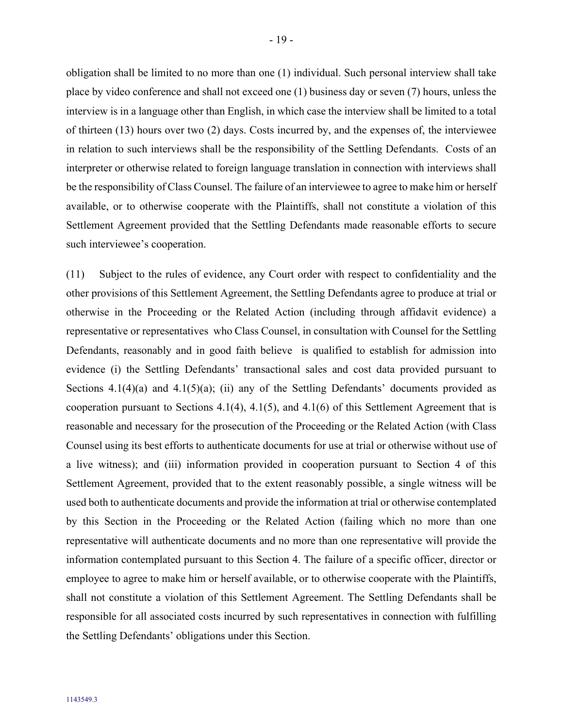obligation shall be limited to no more than one (1) individual. Such personal interview shall take place by video conference and shall not exceed one (1) business day or seven (7) hours, unless the interview is in a language other than English, in which case the interview shall be limited to a total of thirteen (13) hours over two (2) days. Costs incurred by, and the expenses of, the interviewee in relation to such interviews shall be the responsibility of the Settling Defendants. Costs of an interpreter or otherwise related to foreign language translation in connection with interviews shall be the responsibility of Class Counsel. The failure of an interviewee to agree to make him or herself available, or to otherwise cooperate with the Plaintiffs, shall not constitute a violation of this Settlement Agreement provided that the Settling Defendants made reasonable efforts to secure such interviewee's cooperation.

(11) Subject to the rules of evidence, any Court order with respect to confidentiality and the other provisions of this Settlement Agreement, the Settling Defendants agree to produce at trial or otherwise in the Proceeding or the Related Action (including through affidavit evidence) a representative or representatives who Class Counsel, in consultation with Counsel for the Settling Defendants, reasonably and in good faith believe is qualified to establish for admission into evidence (i) the Settling Defendants' transactional sales and cost data provided pursuant to Sections 4.1(4)(a) and 4.1(5)(a); (ii) any of the Settling Defendants' documents provided as cooperation pursuant to Sections 4.1(4), 4.1(5), and 4.1(6) of this Settlement Agreement that is reasonable and necessary for the prosecution of the Proceeding or the Related Action (with Class Counsel using its best efforts to authenticate documents for use at trial or otherwise without use of a live witness); and (iii) information provided in cooperation pursuant to Section 4 of this Settlement Agreement, provided that to the extent reasonably possible, a single witness will be used both to authenticate documents and provide the information at trial or otherwise contemplated by this Section in the Proceeding or the Related Action (failing which no more than one representative will authenticate documents and no more than one representative will provide the information contemplated pursuant to this Section 4. The failure of a specific officer, director or employee to agree to make him or herself available, or to otherwise cooperate with the Plaintiffs, shall not constitute a violation of this Settlement Agreement. The Settling Defendants shall be responsible for all associated costs incurred by such representatives in connection with fulfilling the Settling Defendants' obligations under this Section.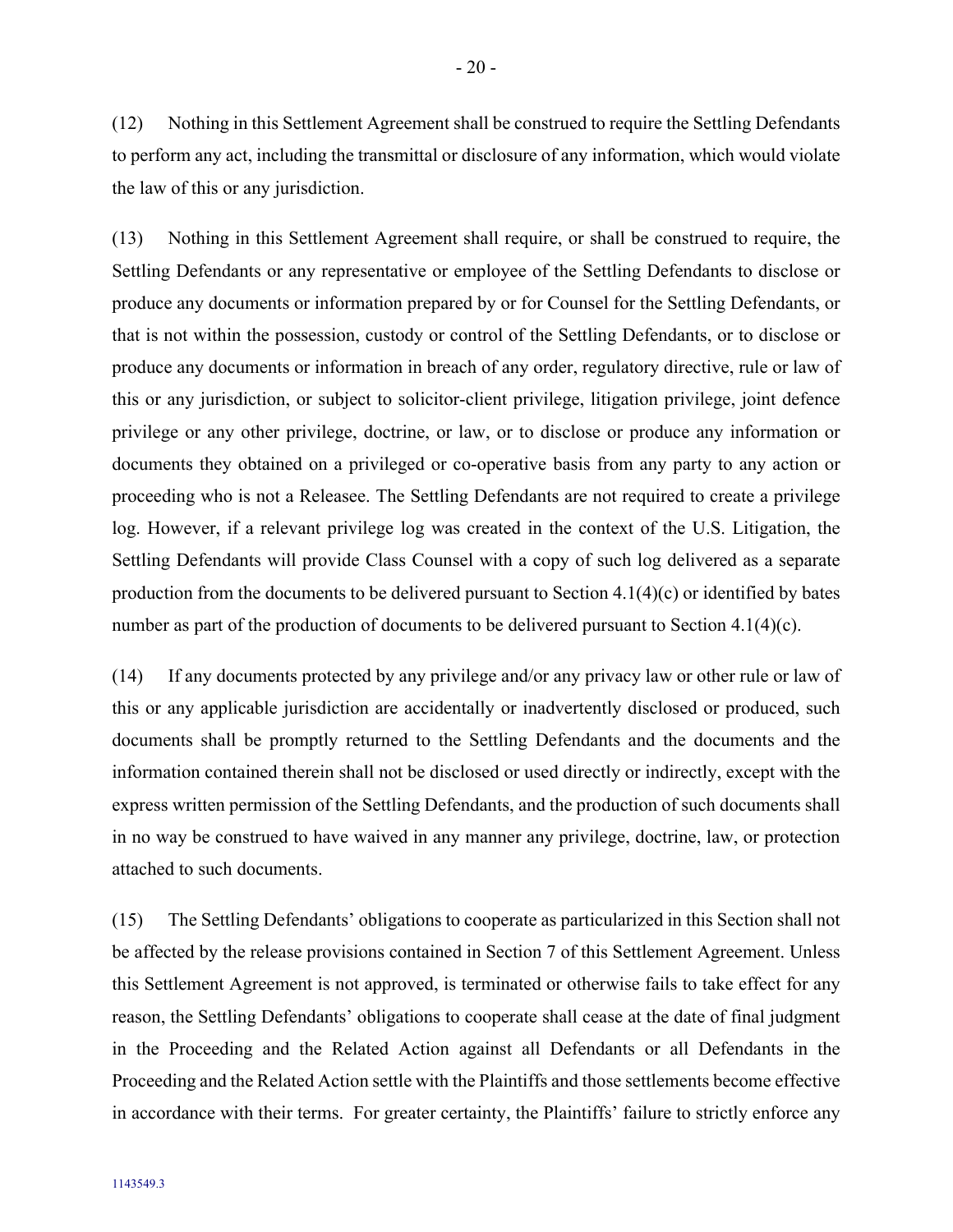(12) Nothing in this Settlement Agreement shall be construed to require the Settling Defendants to perform any act, including the transmittal or disclosure of any information, which would violate the law of this or any jurisdiction.

(13) Nothing in this Settlement Agreement shall require, or shall be construed to require, the Settling Defendants or any representative or employee of the Settling Defendants to disclose or produce any documents or information prepared by or for Counsel for the Settling Defendants, or that is not within the possession, custody or control of the Settling Defendants, or to disclose or produce any documents or information in breach of any order, regulatory directive, rule or law of this or any jurisdiction, or subject to solicitor-client privilege, litigation privilege, joint defence privilege or any other privilege, doctrine, or law, or to disclose or produce any information or documents they obtained on a privileged or co-operative basis from any party to any action or proceeding who is not a Releasee. The Settling Defendants are not required to create a privilege log. However, if a relevant privilege log was created in the context of the U.S. Litigation, the Settling Defendants will provide Class Counsel with a copy of such log delivered as a separate production from the documents to be delivered pursuant to Section 4.1(4)(c) or identified by bates number as part of the production of documents to be delivered pursuant to Section 4.1(4)(c).

(14) If any documents protected by any privilege and/or any privacy law or other rule or law of this or any applicable jurisdiction are accidentally or inadvertently disclosed or produced, such documents shall be promptly returned to the Settling Defendants and the documents and the information contained therein shall not be disclosed or used directly or indirectly, except with the express written permission of the Settling Defendants, and the production of such documents shall in no way be construed to have waived in any manner any privilege, doctrine, law, or protection attached to such documents.

(15) The Settling Defendants' obligations to cooperate as particularized in this Section shall not be affected by the release provisions contained in Section 7 of this Settlement Agreement. Unless this Settlement Agreement is not approved, is terminated or otherwise fails to take effect for any reason, the Settling Defendants' obligations to cooperate shall cease at the date of final judgment in the Proceeding and the Related Action against all Defendants or all Defendants in the Proceeding and the Related Action settle with the Plaintiffs and those settlements become effective in accordance with their terms. For greater certainty, the Plaintiffs' failure to strictly enforce any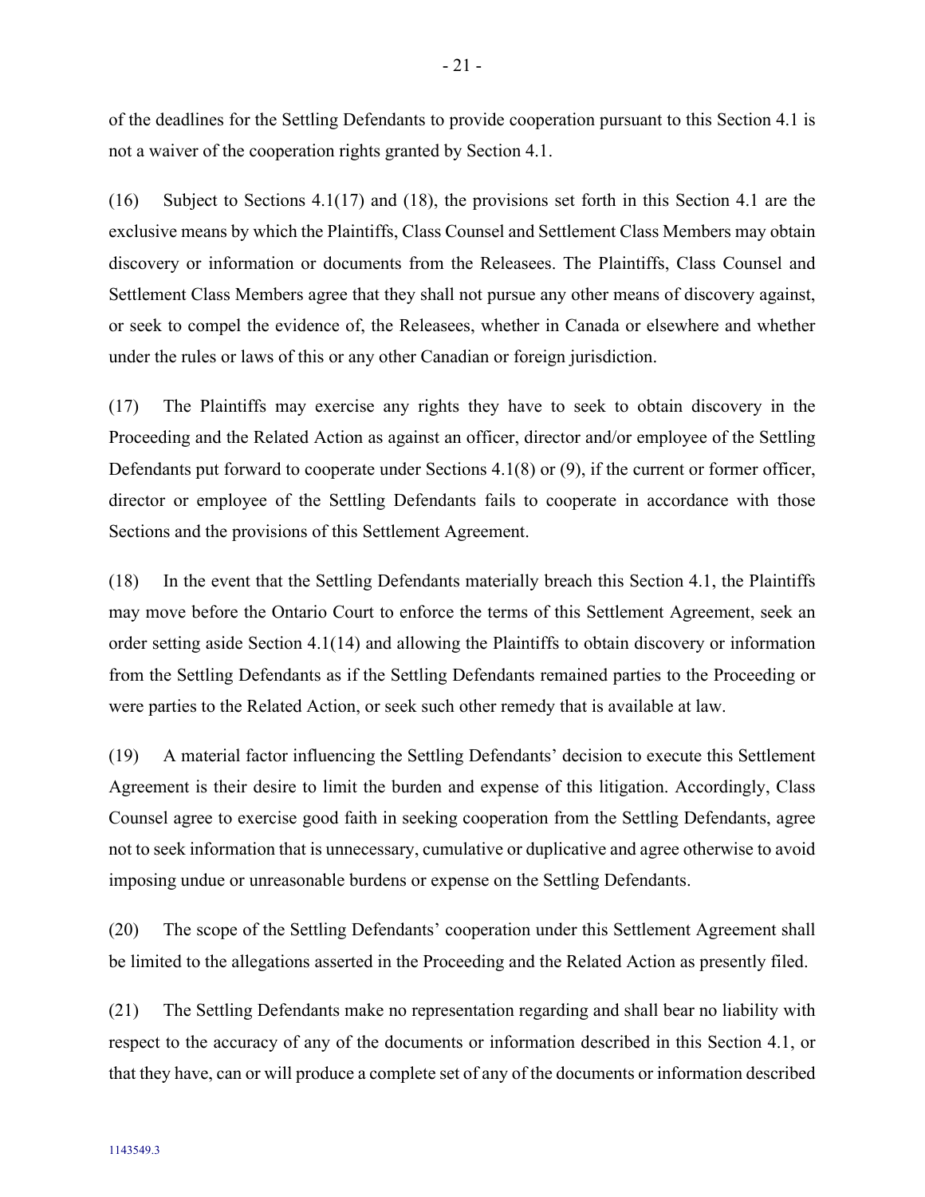of the deadlines for the Settling Defendants to provide cooperation pursuant to this Section 4.1 is not a waiver of the cooperation rights granted by Section 4.1.

(16) Subject to Sections 4.1(17) and (18), the provisions set forth in this Section 4.1 are the exclusive means by which the Plaintiffs, Class Counsel and Settlement Class Members may obtain discovery or information or documents from the Releasees. The Plaintiffs, Class Counsel and Settlement Class Members agree that they shall not pursue any other means of discovery against, or seek to compel the evidence of, the Releasees, whether in Canada or elsewhere and whether under the rules or laws of this or any other Canadian or foreign jurisdiction.

(17) The Plaintiffs may exercise any rights they have to seek to obtain discovery in the Proceeding and the Related Action as against an officer, director and/or employee of the Settling Defendants put forward to cooperate under Sections 4.1(8) or (9), if the current or former officer, director or employee of the Settling Defendants fails to cooperate in accordance with those Sections and the provisions of this Settlement Agreement.

(18) In the event that the Settling Defendants materially breach this Section 4.1, the Plaintiffs may move before the Ontario Court to enforce the terms of this Settlement Agreement, seek an order setting aside Section 4.1(14) and allowing the Plaintiffs to obtain discovery or information from the Settling Defendants as if the Settling Defendants remained parties to the Proceeding or were parties to the Related Action, or seek such other remedy that is available at law.

(19) A material factor influencing the Settling Defendants' decision to execute this Settlement Agreement is their desire to limit the burden and expense of this litigation. Accordingly, Class Counsel agree to exercise good faith in seeking cooperation from the Settling Defendants, agree not to seek information that is unnecessary, cumulative or duplicative and agree otherwise to avoid imposing undue or unreasonable burdens or expense on the Settling Defendants.

(20) The scope of the Settling Defendants' cooperation under this Settlement Agreement shall be limited to the allegations asserted in the Proceeding and the Related Action as presently filed.

(21) The Settling Defendants make no representation regarding and shall bear no liability with respect to the accuracy of any of the documents or information described in this Section 4.1, or that they have, can or will produce a complete set of any of the documents or information described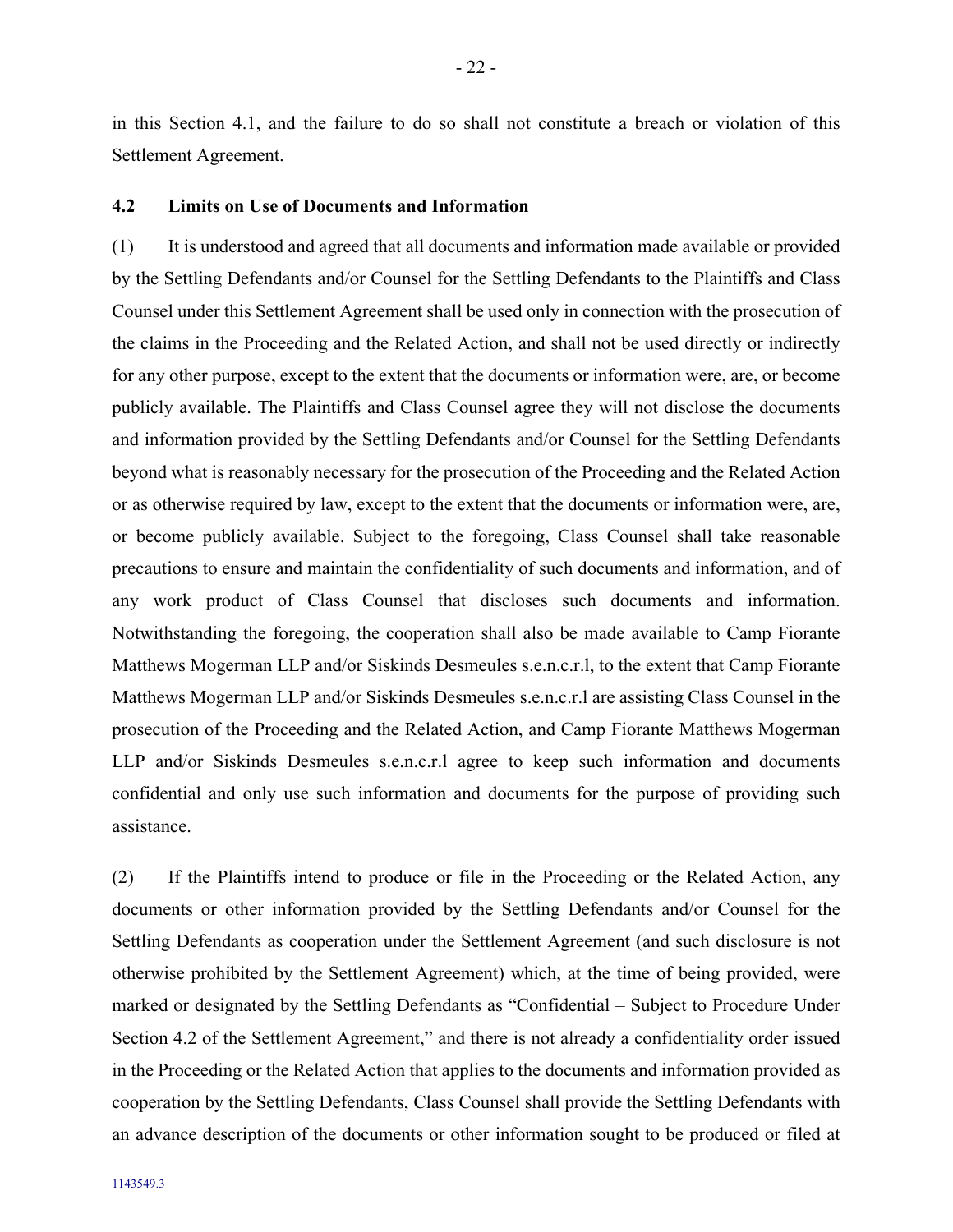in this Section 4.1, and the failure to do so shall not constitute a breach or violation of this Settlement Agreement.

### 4.2 Limits on Use of Documents and Information

(1) It is understood and agreed that all documents and information made available or provided by the Settling Defendants and/or Counsel for the Settling Defendants to the Plaintiffs and Class Counsel under this Settlement Agreement shall be used only in connection with the prosecution of the claims in the Proceeding and the Related Action, and shall not be used directly or indirectly for any other purpose, except to the extent that the documents or information were, are, or become publicly available. The Plaintiffs and Class Counsel agree they will not disclose the documents and information provided by the Settling Defendants and/or Counsel for the Settling Defendants beyond what is reasonably necessary for the prosecution of the Proceeding and the Related Action or as otherwise required by law, except to the extent that the documents or information were, are, or become publicly available. Subject to the foregoing, Class Counsel shall take reasonable precautions to ensure and maintain the confidentiality of such documents and information, and of any work product of Class Counsel that discloses such documents and information. Notwithstanding the foregoing, the cooperation shall also be made available to Camp Fiorante Matthews Mogerman LLP and/or Siskinds Desmeules s.e.n.c.r.l, to the extent that Camp Fiorante Matthews Mogerman LLP and/or Siskinds Desmeules s.e.n.c.r.l are assisting Class Counsel in the prosecution of the Proceeding and the Related Action, and Camp Fiorante Matthews Mogerman LLP and/or Siskinds Desmeules s.e.n.c.r.l agree to keep such information and documents confidential and only use such information and documents for the purpose of providing such assistance.

(2) If the Plaintiffs intend to produce or file in the Proceeding or the Related Action, any documents or other information provided by the Settling Defendants and/or Counsel for the Settling Defendants as cooperation under the Settlement Agreement (and such disclosure is not otherwise prohibited by the Settlement Agreement) which, at the time of being provided, were marked or designated by the Settling Defendants as "Confidential – Subject to Procedure Under Section 4.2 of the Settlement Agreement," and there is not already a confidentiality order issued in the Proceeding or the Related Action that applies to the documents and information provided as cooperation by the Settling Defendants, Class Counsel shall provide the Settling Defendants with an advance description of the documents or other information sought to be produced or filed at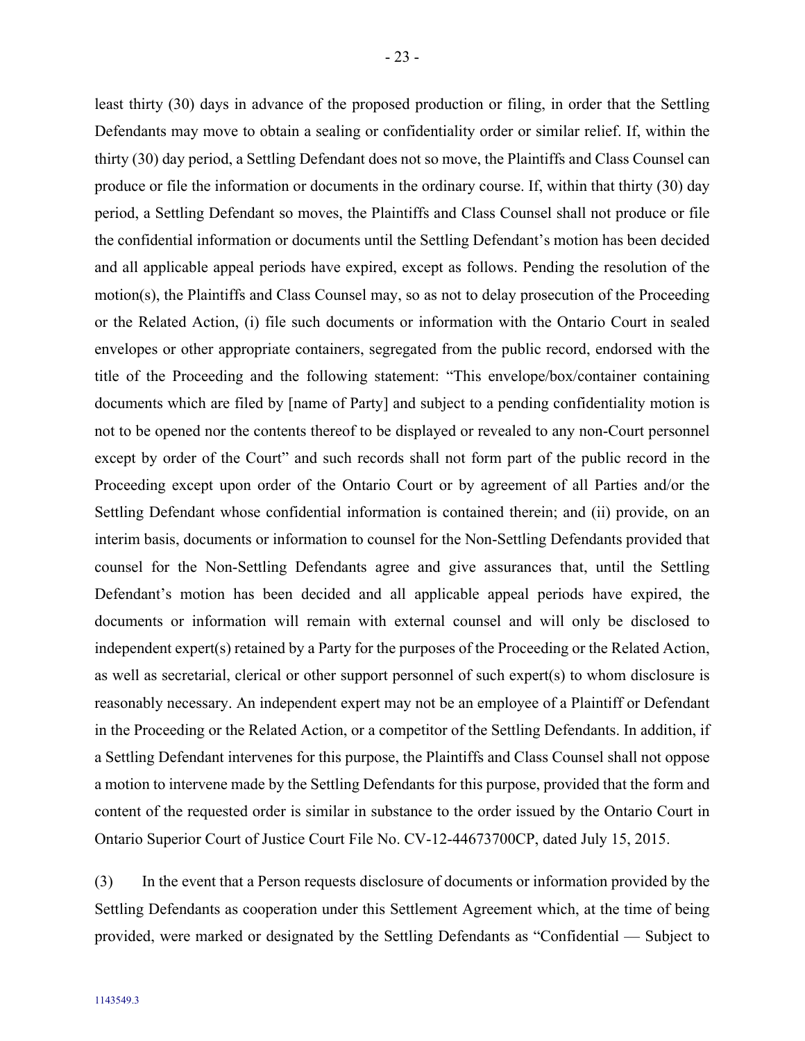least thirty (30) days in advance of the proposed production or filing, in order that the Settling Defendants may move to obtain a sealing or confidentiality order or similar relief. If, within the thirty (30) day period, a Settling Defendant does not so move, the Plaintiffs and Class Counsel can produce or file the information or documents in the ordinary course. If, within that thirty (30) day period, a Settling Defendant so moves, the Plaintiffs and Class Counsel shall not produce or file the confidential information or documents until the Settling Defendant's motion has been decided and all applicable appeal periods have expired, except as follows. Pending the resolution of the motion(s), the Plaintiffs and Class Counsel may, so as not to delay prosecution of the Proceeding or the Related Action, (i) file such documents or information with the Ontario Court in sealed envelopes or other appropriate containers, segregated from the public record, endorsed with the title of the Proceeding and the following statement: "This envelope/box/container containing documents which are filed by [name of Party] and subject to a pending confidentiality motion is not to be opened nor the contents thereof to be displayed or revealed to any non-Court personnel except by order of the Court" and such records shall not form part of the public record in the Proceeding except upon order of the Ontario Court or by agreement of all Parties and/or the Settling Defendant whose confidential information is contained therein; and (ii) provide, on an interim basis, documents or information to counsel for the Non-Settling Defendants provided that counsel for the Non-Settling Defendants agree and give assurances that, until the Settling Defendant's motion has been decided and all applicable appeal periods have expired, the documents or information will remain with external counsel and will only be disclosed to independent expert(s) retained by a Party for the purposes of the Proceeding or the Related Action, as well as secretarial, clerical or other support personnel of such expert(s) to whom disclosure is reasonably necessary. An independent expert may not be an employee of a Plaintiff or Defendant in the Proceeding or the Related Action, or a competitor of the Settling Defendants. In addition, if a Settling Defendant intervenes for this purpose, the Plaintiffs and Class Counsel shall not oppose a motion to intervene made by the Settling Defendants for this purpose, provided that the form and content of the requested order is similar in substance to the order issued by the Ontario Court in Ontario Superior Court of Justice Court File No. CV-12-44673700CP, dated July 15, 2015.

(3) In the event that a Person requests disclosure of documents or information provided by the Settling Defendants as cooperation under this Settlement Agreement which, at the time of being provided, were marked or designated by the Settling Defendants as "Confidential — Subject to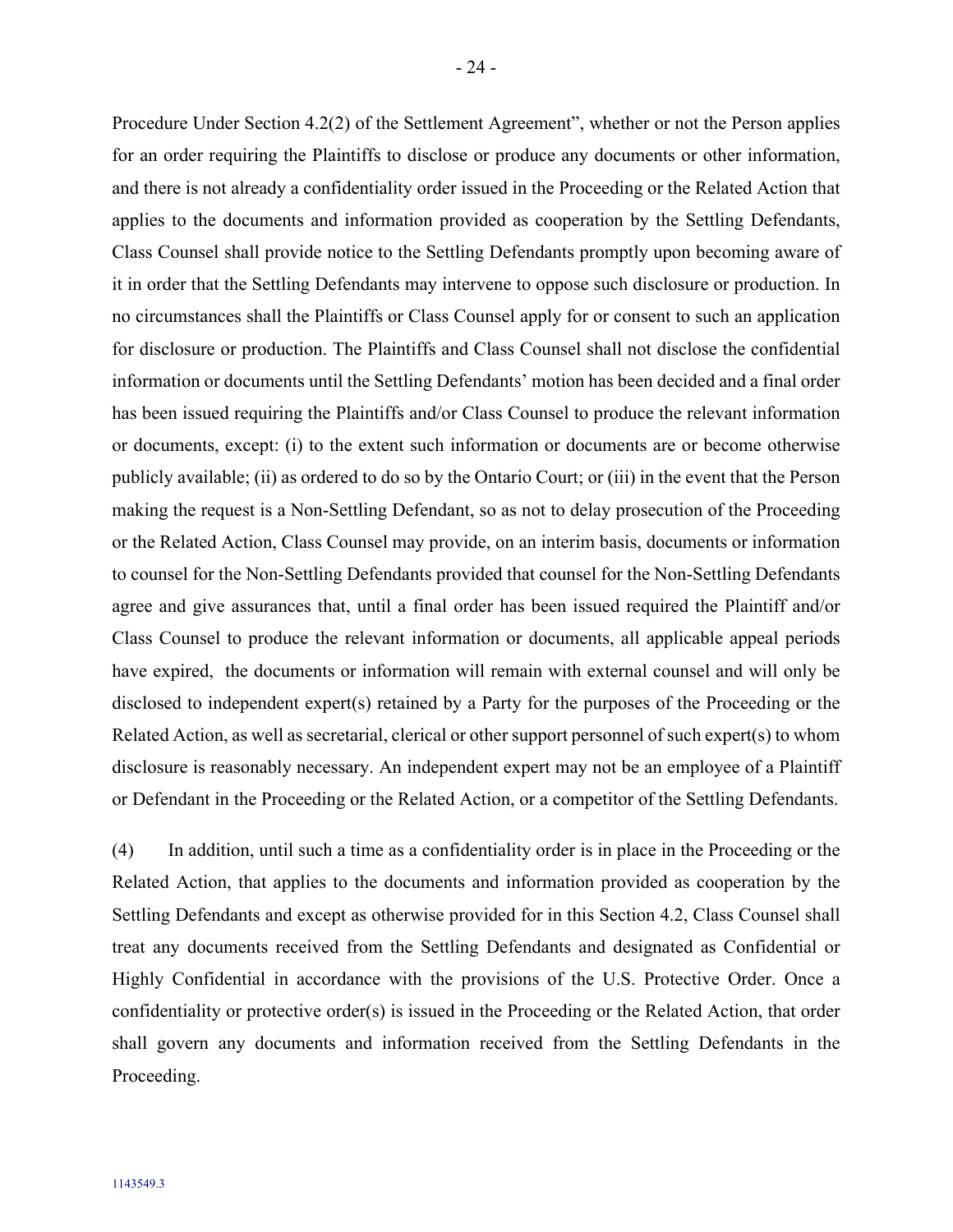Procedure Under Section 4.2(2) of the Settlement Agreement", whether or not the Person applies for an order requiring the Plaintiffs to disclose or produce any documents or other information, and there is not already a confidentiality order issued in the Proceeding or the Related Action that applies to the documents and information provided as cooperation by the Settling Defendants, Class Counsel shall provide notice to the Settling Defendants promptly upon becoming aware of it in order that the Settling Defendants may intervene to oppose such disclosure or production. In no circumstances shall the Plaintiffs or Class Counsel apply for or consent to such an application for disclosure or production. The Plaintiffs and Class Counsel shall not disclose the confidential information or documents until the Settling Defendants' motion has been decided and a final order has been issued requiring the Plaintiffs and/or Class Counsel to produce the relevant information or documents, except: (i) to the extent such information or documents are or become otherwise publicly available; (ii) as ordered to do so by the Ontario Court; or (iii) in the event that the Person making the request is a Non-Settling Defendant, so as not to delay prosecution of the Proceeding or the Related Action, Class Counsel may provide, on an interim basis, documents or information to counsel for the Non-Settling Defendants provided that counsel for the Non-Settling Defendants agree and give assurances that, until a final order has been issued required the Plaintiff and/or Class Counsel to produce the relevant information or documents, all applicable appeal periods have expired, the documents or information will remain with external counsel and will only be disclosed to independent expert(s) retained by a Party for the purposes of the Proceeding or the Related Action, as well as secretarial, clerical or other support personnel of such expert(s) to whom disclosure is reasonably necessary. An independent expert may not be an employee of a Plaintiff or Defendant in the Proceeding or the Related Action, or a competitor of the Settling Defendants.

(4) In addition, until such a time as a confidentiality order is in place in the Proceeding or the Related Action, that applies to the documents and information provided as cooperation by the Settling Defendants and except as otherwise provided for in this Section 4.2, Class Counsel shall treat any documents received from the Settling Defendants and designated as Confidential or Highly Confidential in accordance with the provisions of the U.S. Protective Order. Once a confidentiality or protective order(s) is issued in the Proceeding or the Related Action, that order shall govern any documents and information received from the Settling Defendants in the Proceeding.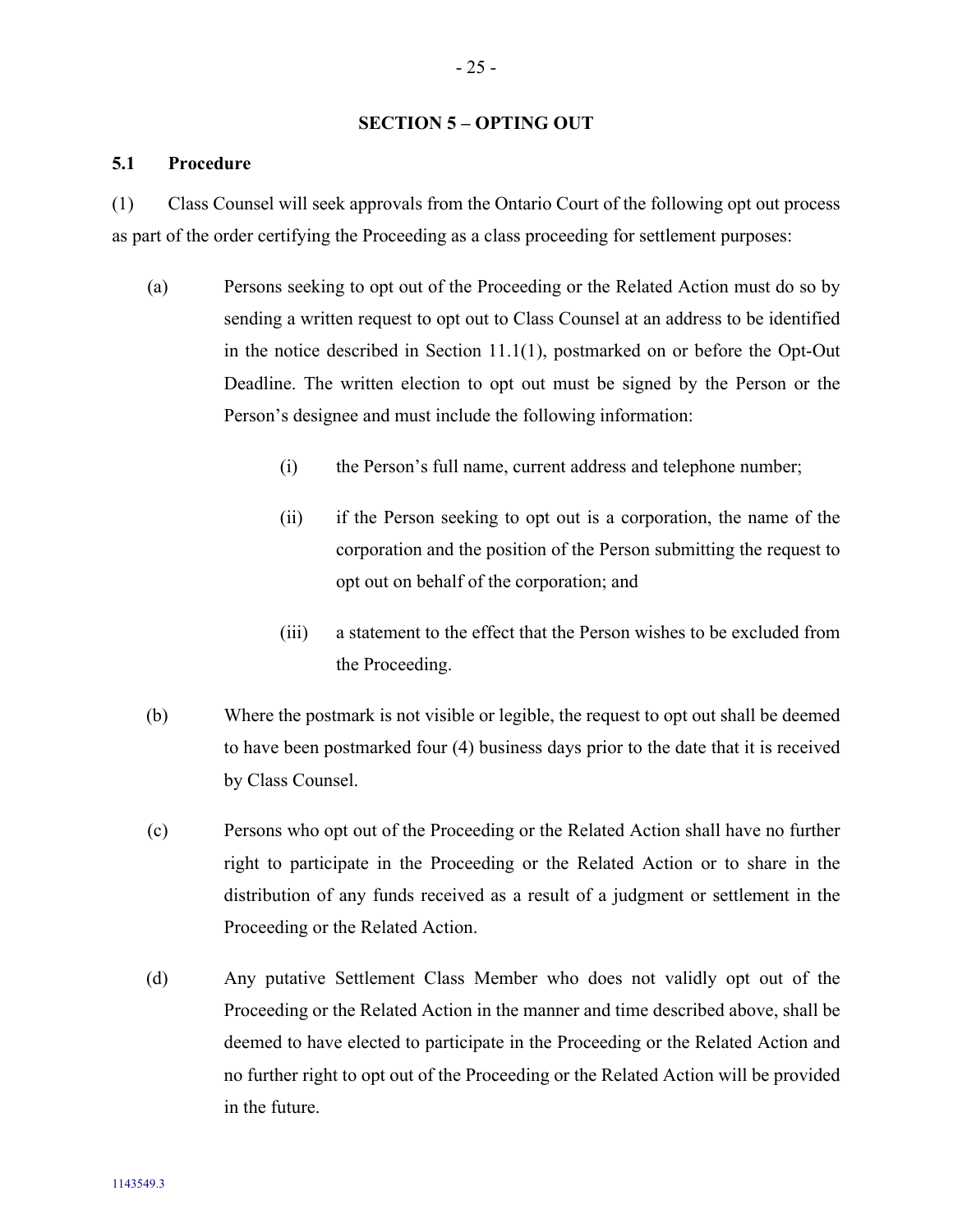## SECTION 5 – OPTING OUT

### 5.1 Procedure

(1) Class Counsel will seek approvals from the Ontario Court of the following opt out process as part of the order certifying the Proceeding as a class proceeding for settlement purposes:

(a) Persons seeking to opt out of the Proceeding or the Related Action must do so by sending a written request to opt out to Class Counsel at an address to be identified in the notice described in Section 11.1(1), postmarked on or before the Opt-Out Deadline. The written election to opt out must be signed by the Person or the Person's designee and must include the following information:

(i) the Person's full name, current address and telephone number;

(ii) if the Person seeking to opt out is a corporation, the name of the corporation and the position of the Person submitting the request to opt out on behalf of the corporation; and

(iii) a statement to the effect that the Person wishes to be excluded from the Proceeding.

(b) Where the postmark is not visible or legible, the request to opt out shall be deemed to have been postmarked four (4) business days prior to the date that it is received by Class Counsel.

(c) Persons who opt out of the Proceeding or the Related Action shall have no further right to participate in the Proceeding or the Related Action or to share in the distribution of any funds received as a result of a judgment or settlement in the Proceeding or the Related Action.

(d) Any putative Settlement Class Member who does not validly opt out of the Proceeding or the Related Action in the manner and time described above, shall be deemed to have elected to participate in the Proceeding or the Related Action and no further right to opt out of the Proceeding or the Related Action will be provided in the future.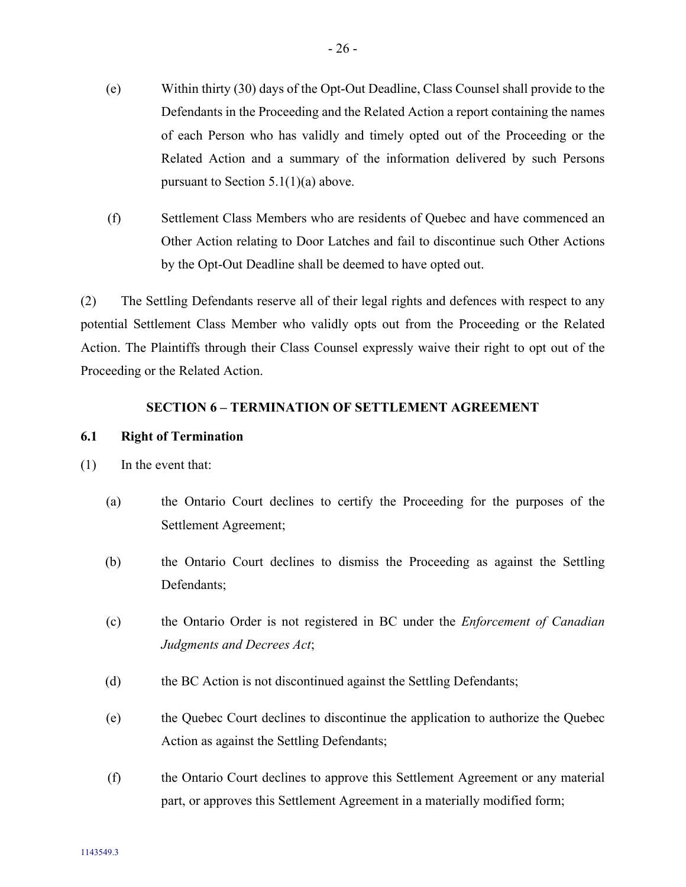(e) Within thirty (30) days of the Opt-Out Deadline, Class Counsel shall provide to the Defendants in the Proceeding and the Related Action a report containing the names of each Person who has validly and timely opted out of the Proceeding or the Related Action and a summary of the information delivered by such Persons pursuant to Section 5.1(1)(a) above.

(f) Settlement Class Members who are residents of Quebec and have commenced an Other Action relating to Door Latches and fail to discontinue such Other Actions by the Opt-Out Deadline shall be deemed to have opted out.

(2) The Settling Defendants reserve all of their legal rights and defences with respect to any potential Settlement Class Member who validly opts out from the Proceeding or the Related Action. The Plaintiffs through their Class Counsel expressly waive their right to opt out of the Proceeding or the Related Action.

## SECTION 6 – TERMINATION OF SETTLEMENT AGREEMENT

### 6.1 Right of Termination

(1) In the event that:

(a) the Ontario Court declines to certify the Proceeding for the purposes of the Settlement Agreement;

(b) the Ontario Court declines to dismiss the Proceeding as against the Settling Defendants;

(c) the Ontario Order is not registered in BC under the *Enforcement of Canadian Judgments and Decrees Act*;

(d) the BC Action is not discontinued against the Settling Defendants;

(e) the Quebec Court declines to discontinue the application to authorize the Quebec Action as against the Settling Defendants;

(f) the Ontario Court declines to approve this Settlement Agreement or any material part, or approves this Settlement Agreement in a materially modified form;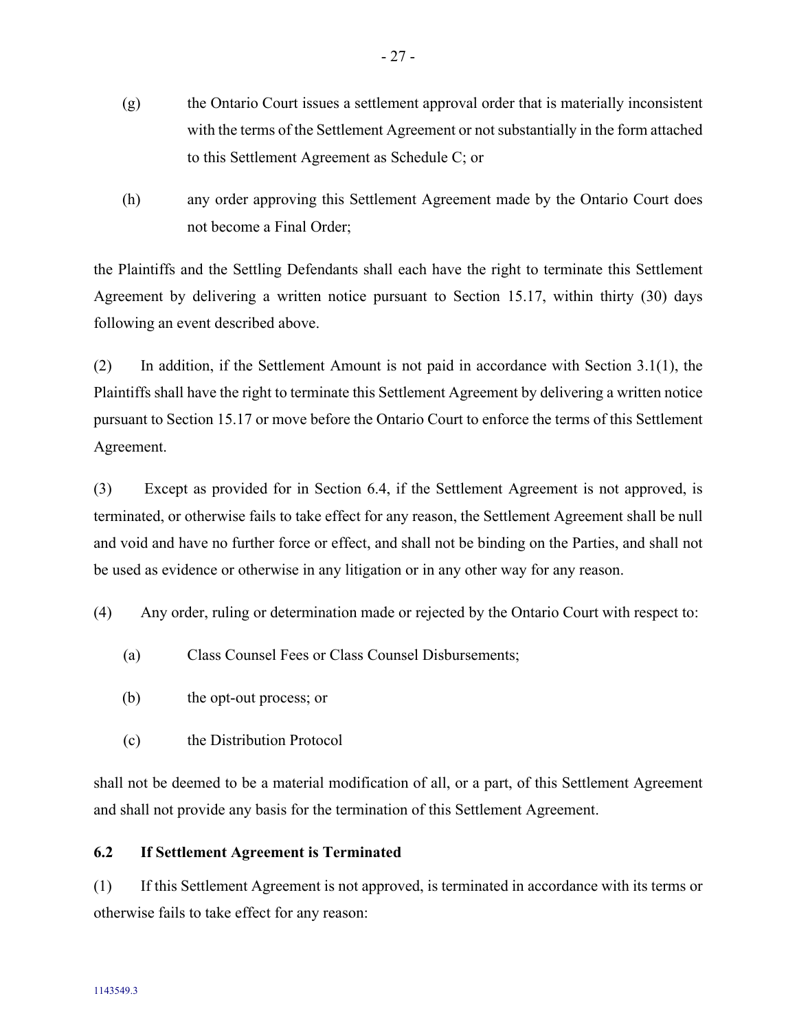(g) the Ontario Court issues a settlement approval order that is materially inconsistent with the terms of the Settlement Agreement or not substantially in the form attached to this Settlement Agreement as Schedule C; or

(h) any order approving this Settlement Agreement made by the Ontario Court does not become a Final Order;

the Plaintiffs and the Settling Defendants shall each have the right to terminate this Settlement Agreement by delivering a written notice pursuant to Section 15.17, within thirty (30) days following an event described above.

(2) In addition, if the Settlement Amount is not paid in accordance with Section 3.1(1), the Plaintiffs shall have the right to terminate this Settlement Agreement by delivering a written notice pursuant to Section 15.17 or move before the Ontario Court to enforce the terms of this Settlement Agreement.

(3) Except as provided for in Section 6.4, if the Settlement Agreement is not approved, is terminated, or otherwise fails to take effect for any reason, the Settlement Agreement shall be null and void and have no further force or effect, and shall not be binding on the Parties, and shall not be used as evidence or otherwise in any litigation or in any other way for any reason.

(4) Any order, ruling or determination made or rejected by the Ontario Court with respect to:

(a) Class Counsel Fees or Class Counsel Disbursements;

(b) the opt-out process; or

(c) the Distribution Protocol

shall not be deemed to be a material modification of all, or a part, of this Settlement Agreement and shall not provide any basis for the termination of this Settlement Agreement.

### 6.2 If Settlement Agreement is Terminated

(1) If this Settlement Agreement is not approved, is terminated in accordance with its terms or otherwise fails to take effect for any reason: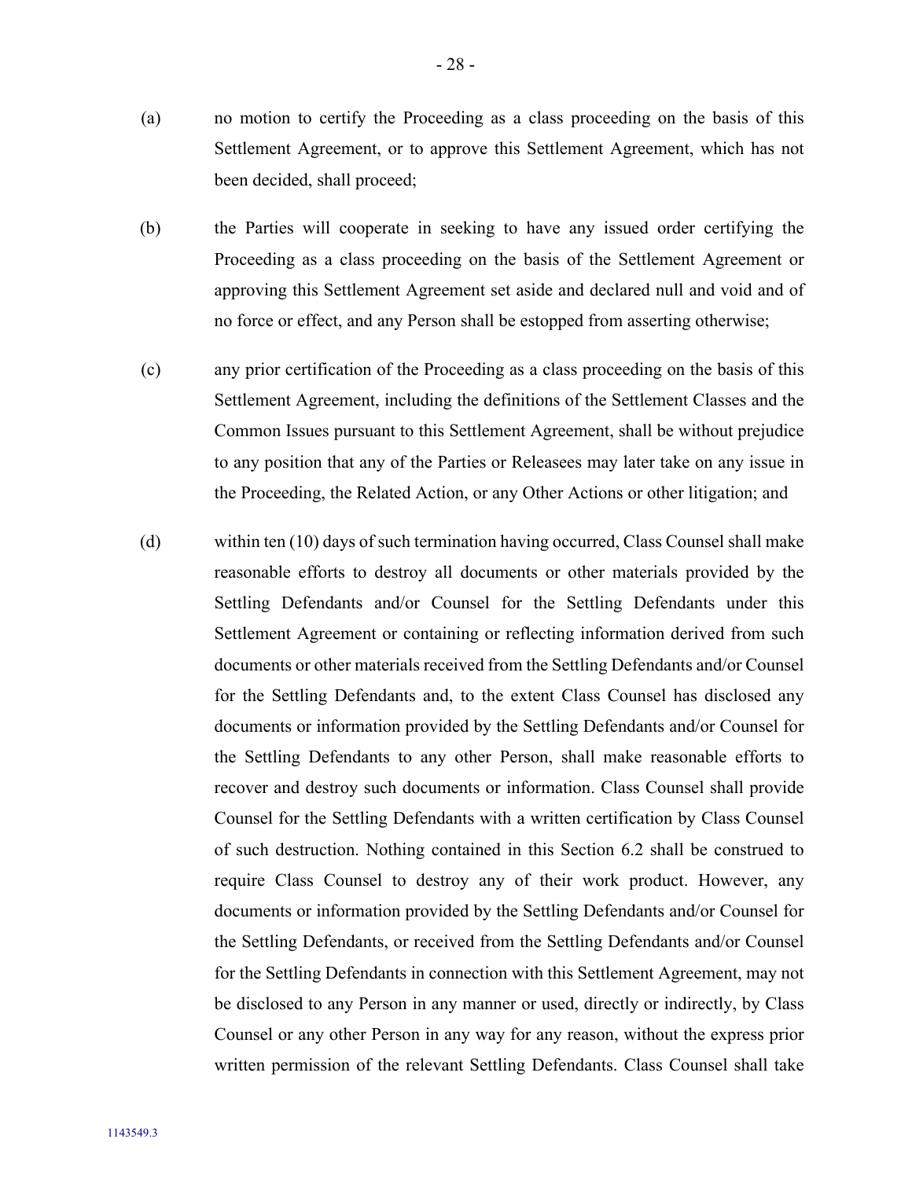(a) no motion to certify the Proceeding as a class proceeding on the basis of this Settlement Agreement, or to approve this Settlement Agreement, which has not been decided, shall proceed;

(b) the Parties will cooperate in seeking to have any issued order certifying the Proceeding as a class proceeding on the basis of the Settlement Agreement or approving this Settlement Agreement set aside and declared null and void and of no force or effect, and any Person shall be estopped from asserting otherwise;

(c) any prior certification of the Proceeding as a class proceeding on the basis of this Settlement Agreement, including the definitions of the Settlement Classes and the Common Issues pursuant to this Settlement Agreement, shall be without prejudice to any position that any of the Parties or Releasees may later take on any issue in the Proceeding, the Related Action, or any Other Actions or other litigation; and

(d) within ten (10) days of such termination having occurred, Class Counsel shall make reasonable efforts to destroy all documents or other materials provided by the Settling Defendants and/or Counsel for the Settling Defendants under this Settlement Agreement or containing or reflecting information derived from such documents or other materials received from the Settling Defendants and/or Counsel for the Settling Defendants and, to the extent Class Counsel has disclosed any documents or information provided by the Settling Defendants and/or Counsel for the Settling Defendants to any other Person, shall make reasonable efforts to recover and destroy such documents or information. Class Counsel shall provide Counsel for the Settling Defendants with a written certification by Class Counsel of such destruction. Nothing contained in this Section 6.2 shall be construed to require Class Counsel to destroy any of their work product. However, any documents or information provided by the Settling Defendants and/or Counsel for the Settling Defendants, or received from the Settling Defendants and/or Counsel for the Settling Defendants in connection with this Settlement Agreement, may not be disclosed to any Person in any manner or used, directly or indirectly, by Class Counsel or any other Person in any way for any reason, without the express prior written permission of the relevant Settling Defendants. Class Counsel shall take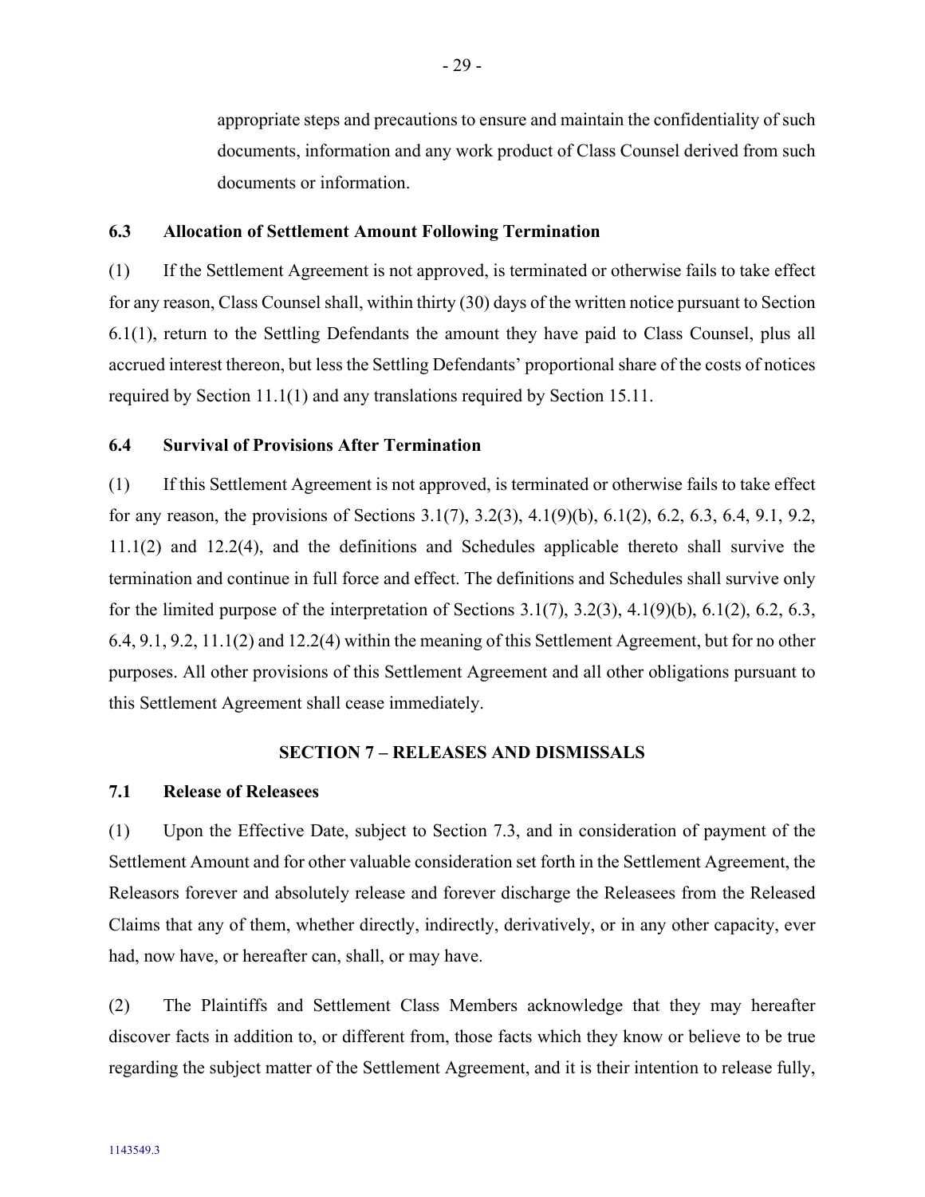appropriate steps and precautions to ensure and maintain the confidentiality of such documents, information and any work product of Class Counsel derived from such documents or information.

### 6.3 Allocation of Settlement Amount Following Termination

(1) If the Settlement Agreement is not approved, is terminated or otherwise fails to take effect for any reason, Class Counsel shall, within thirty (30) days of the written notice pursuant to Section 6.1(1), return to the Settling Defendants the amount they have paid to Class Counsel, plus all accrued interest thereon, but less the Settling Defendants' proportional share of the costs of notices required by Section 11.1(1) and any translations required by Section 15.11.

### 6.4 Survival of Provisions After Termination

(1) If this Settlement Agreement is not approved, is terminated or otherwise fails to take effect for any reason, the provisions of Sections 3.1(7), 3.2(3), 4.1(9)(b), 6.1(2), 6.2, 6.3, 6.4, 9.1, 9.2, 11.1(2) and 12.2(4), and the definitions and Schedules applicable thereto shall survive the termination and continue in full force and effect. The definitions and Schedules shall survive only for the limited purpose of the interpretation of Sections 3.1(7), 3.2(3), 4.1(9)(b), 6.1(2), 6.2, 6.3, 6.4, 9.1, 9.2, 11.1(2) and 12.2(4) within the meaning of this Settlement Agreement, but for no other purposes. All other provisions of this Settlement Agreement and all other obligations pursuant to this Settlement Agreement shall cease immediately.

## SECTION 7 – RELEASES AND DISMISSALS

### 7.1 Release of Releasees

(1) Upon the Effective Date, subject to Section 7.3, and in consideration of payment of the Settlement Amount and for other valuable consideration set forth in the Settlement Agreement, the Releasors forever and absolutely release and forever discharge the Releasees from the Released Claims that any of them, whether directly, indirectly, derivatively, or in any other capacity, ever had, now have, or hereafter can, shall, or may have.

(2) The Plaintiffs and Settlement Class Members acknowledge that they may hereafter discover facts in addition to, or different from, those facts which they know or believe to be true regarding the subject matter of the Settlement Agreement, and it is their intention to release fully,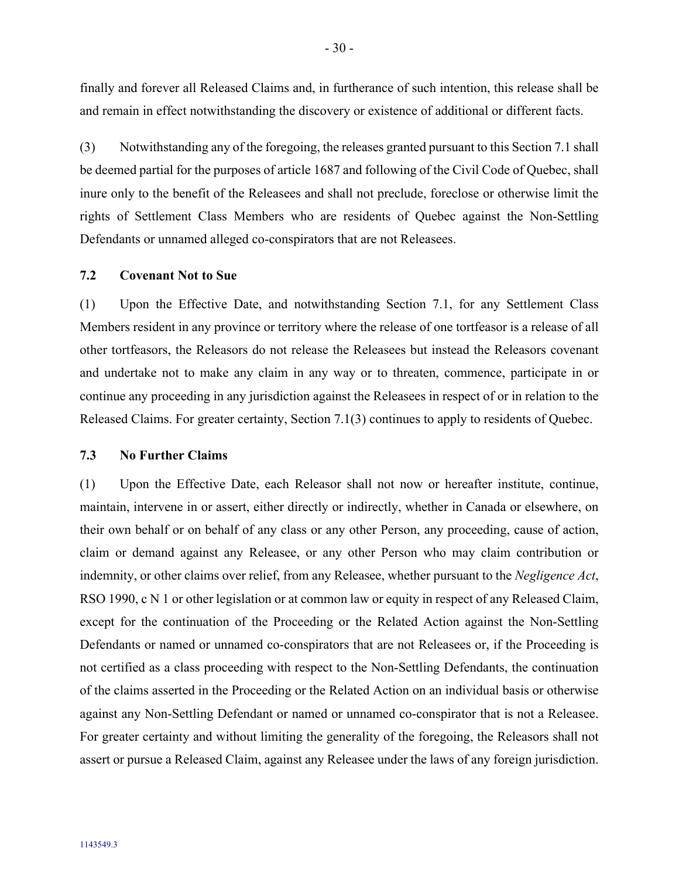finally and forever all Released Claims and, in furtherance of such intention, this release shall be and remain in effect notwithstanding the discovery or existence of additional or different facts.

(3) Notwithstanding any of the foregoing, the releases granted pursuant to this Section 7.1 shall be deemed partial for the purposes of article 1687 and following of the Civil Code of Quebec, shall inure only to the benefit of the Releasees and shall not preclude, foreclose or otherwise limit the rights of Settlement Class Members who are residents of Quebec against the Non-Settling Defendants or unnamed alleged co-conspirators that are not Releasees.

### 7.2 Covenant Not to Sue

(1) Upon the Effective Date, and notwithstanding Section 7.1, for any Settlement Class Members resident in any province or territory where the release of one tortfeasor is a release of all other tortfeasors, the Releasors do not release the Releasees but instead the Releasors covenant and undertake not to make any claim in any way or to threaten, commence, participate in or continue any proceeding in any jurisdiction against the Releasees in respect of or in relation to the Released Claims. For greater certainty, Section 7.1(3) continues to apply to residents of Quebec.

### 7.3 No Further Claims

(1) Upon the Effective Date, each Releasor shall not now or hereafter institute, continue, maintain, intervene in or assert, either directly or indirectly, whether in Canada or elsewhere, on their own behalf or on behalf of any class or any other Person, any proceeding, cause of action, claim or demand against any Releasee, or any other Person who may claim contribution or indemnity, or other claims over relief, from any Releasee, whether pursuant to the *Negligence Act*, RSO 1990, c N 1 or other legislation or at common law or equity in respect of any Released Claim, except for the continuation of the Proceeding or the Related Action against the Non-Settling Defendants or named or unnamed co-conspirators that are not Releasees or, if the Proceeding is not certified as a class proceeding with respect to the Non-Settling Defendants, the continuation of the claims asserted in the Proceeding or the Related Action on an individual basis or otherwise against any Non-Settling Defendant or named or unnamed co-conspirator that is not a Releasee. For greater certainty and without limiting the generality of the foregoing, the Releasors shall not assert or pursue a Released Claim, against any Releasee under the laws of any foreign jurisdiction.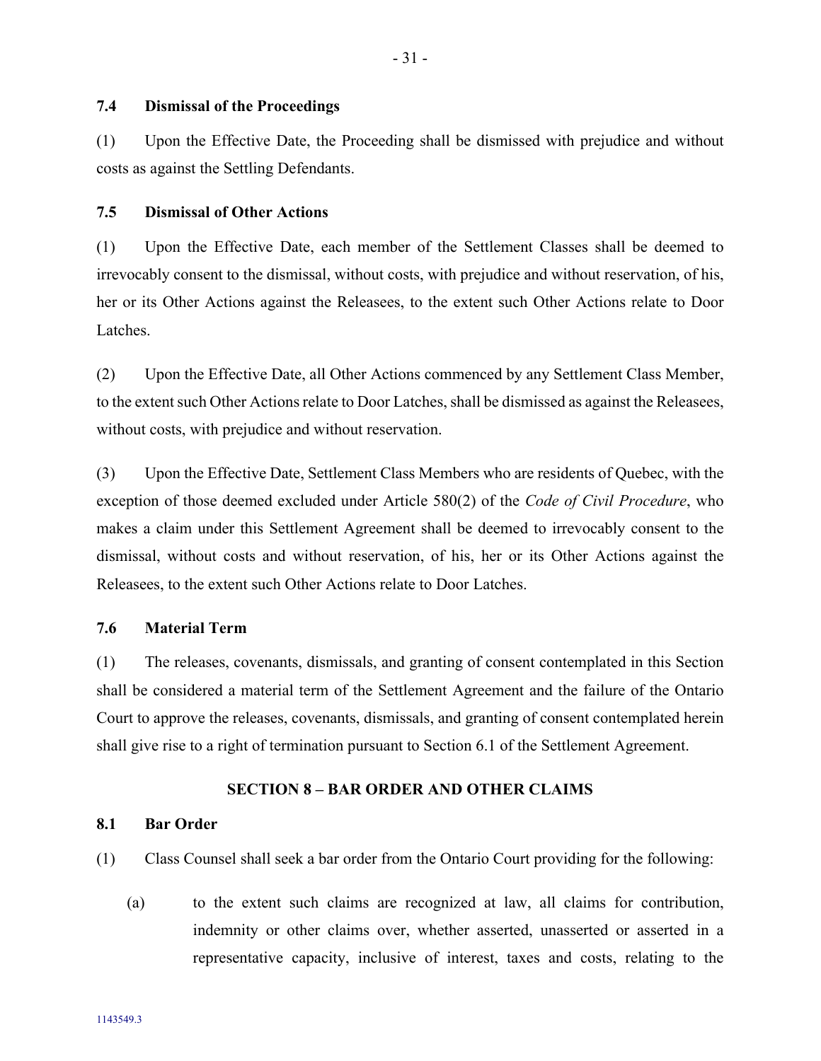### 7.4 Dismissal of the Proceedings

(1) Upon the Effective Date, the Proceeding shall be dismissed with prejudice and without costs as against the Settling Defendants.

### 7.5 Dismissal of Other Actions

(1) Upon the Effective Date, each member of the Settlement Classes shall be deemed to irrevocably consent to the dismissal, without costs, with prejudice and without reservation, of his, her or its Other Actions against the Releasees, to the extent such Other Actions relate to Door Latches.

(2) Upon the Effective Date, all Other Actions commenced by any Settlement Class Member, to the extent such Other Actions relate to Door Latches, shall be dismissed as against the Releasees, without costs, with prejudice and without reservation.

(3) Upon the Effective Date, Settlement Class Members who are residents of Quebec, with the exception of those deemed excluded under Article 580(2) of the *Code of Civil Procedure*, who makes a claim under this Settlement Agreement shall be deemed to irrevocably consent to the dismissal, without costs and without reservation, of his, her or its Other Actions against the Releasees, to the extent such Other Actions relate to Door Latches.

### 7.6 Material Term

(1) The releases, covenants, dismissals, and granting of consent contemplated in this Section shall be considered a material term of the Settlement Agreement and the failure of the Ontario Court to approve the releases, covenants, dismissals, and granting of consent contemplated herein shall give rise to a right of termination pursuant to Section 6.1 of the Settlement Agreement.

## SECTION 8 – BAR ORDER AND OTHER CLAIMS

### 8.1 Bar Order

(1) Class Counsel shall seek a bar order from the Ontario Court providing for the following:

(a) to the extent such claims are recognized at law, all claims for contribution, indemnity or other claims over, whether asserted, unasserted or asserted in a representative capacity, inclusive of interest, taxes and costs, relating to the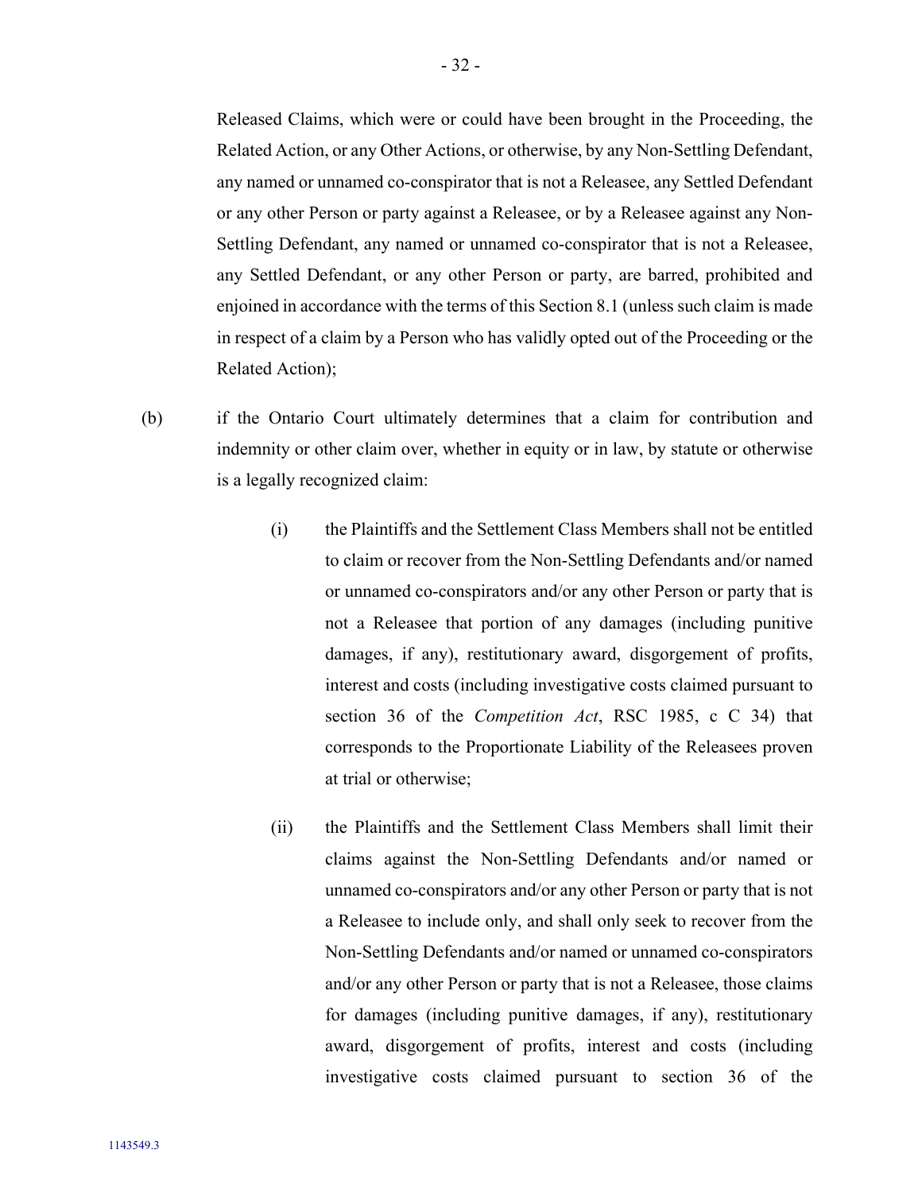Released Claims, which were or could have been brought in the Proceeding, the Related Action, or any Other Actions, or otherwise, by any Non-Settling Defendant, any named or unnamed co-conspirator that is not a Releasee, any Settled Defendant or any other Person or party against a Releasee, or by a Releasee against any Non-Settling Defendant, any named or unnamed co-conspirator that is not a Releasee, any Settled Defendant, or any other Person or party, are barred, prohibited and enjoined in accordance with the terms of this Section 8.1 (unless such claim is made in respect of a claim by a Person who has validly opted out of the Proceeding or the Related Action);

(b) if the Ontario Court ultimately determines that a claim for contribution and indemnity or other claim over, whether in equity or in law, by statute or otherwise is a legally recognized claim:

(i) the Plaintiffs and the Settlement Class Members shall not be entitled to claim or recover from the Non-Settling Defendants and/or named or unnamed co-conspirators and/or any other Person or party that is not a Releasee that portion of any damages (including punitive damages, if any), restitutionary award, disgorgement of profits, interest and costs (including investigative costs claimed pursuant to section 36 of the *Competition Act*, RSC 1985, c C 34) that corresponds to the Proportionate Liability of the Releasees proven at trial or otherwise;

(ii) the Plaintiffs and the Settlement Class Members shall limit their claims against the Non-Settling Defendants and/or named or unnamed co-conspirators and/or any other Person or party that is not a Releasee to include only, and shall only seek to recover from the Non-Settling Defendants and/or named or unnamed co-conspirators and/or any other Person or party that is not a Releasee, those claims for damages (including punitive damages, if any), restitutionary award, disgorgement of profits, interest and costs (including investigative costs claimed pursuant to section 36 of the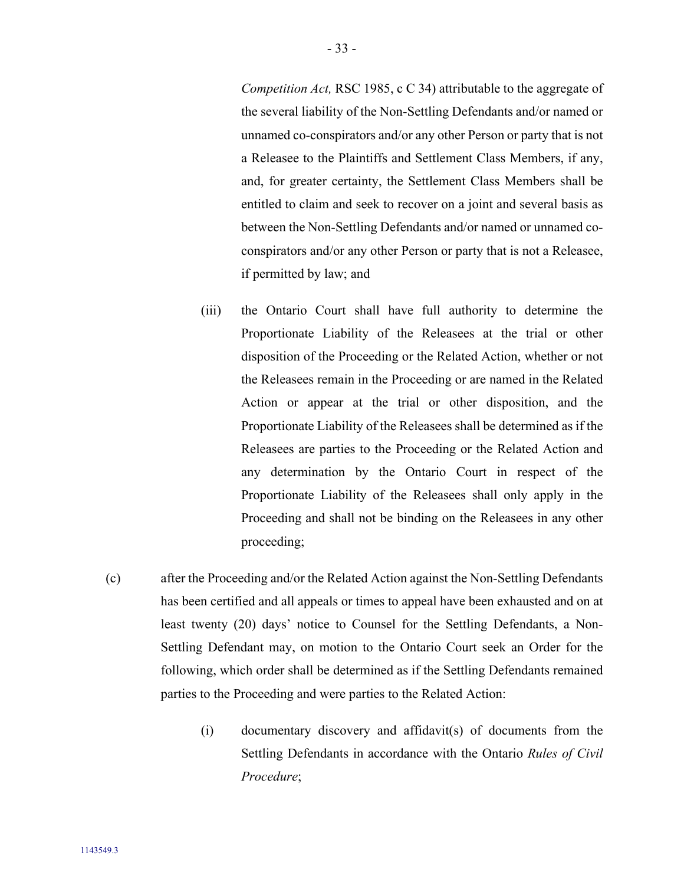*Competition Act,* RSC 1985, c C 34) attributable to the aggregate of the several liability of the Non-Settling Defendants and/or named or unnamed co-conspirators and/or any other Person or party that is not a Releasee to the Plaintiffs and Settlement Class Members, if any, and, for greater certainty, the Settlement Class Members shall be entitled to claim and seek to recover on a joint and several basis as between the Non-Settling Defendants and/or named or unnamed co-conspirators and/or any other Person or party that is not a Releasee, if permitted by law; and

(iii) the Ontario Court shall have full authority to determine the Proportionate Liability of the Releasees at the trial or other disposition of the Proceeding or the Related Action, whether or not the Releasees remain in the Proceeding or are named in the Related Action or appear at the trial or other disposition, and the Proportionate Liability of the Releasees shall be determined as if the Releasees are parties to the Proceeding or the Related Action and any determination by the Ontario Court in respect of the Proportionate Liability of the Releasees shall only apply in the Proceeding and shall not be binding on the Releasees in any other proceeding;

(c) after the Proceeding and/or the Related Action against the Non-Settling Defendants has been certified and all appeals or times to appeal have been exhausted and on at least twenty (20) days' notice to Counsel for the Settling Defendants, a Non-Settling Defendant may, on motion to the Ontario Court seek an Order for the following, which order shall be determined as if the Settling Defendants remained parties to the Proceeding and were parties to the Related Action:

(i) documentary discovery and affidavit(s) of documents from the Settling Defendants in accordance with the Ontario *Rules of Civil Procedure*;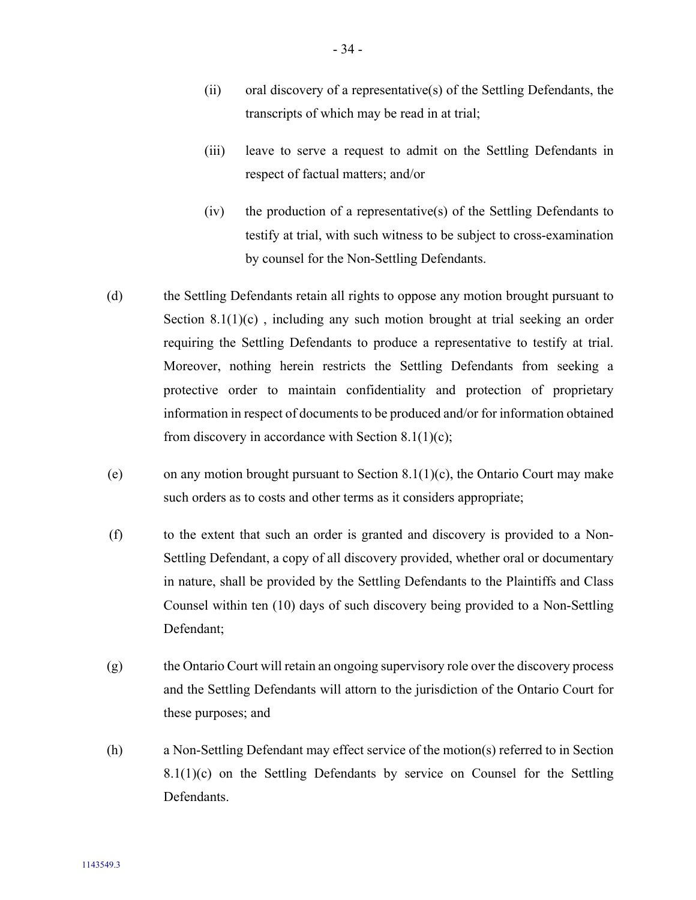(ii) oral discovery of a representative(s) of the Settling Defendants, the transcripts of which may be read in at trial;

(iii) leave to serve a request to admit on the Settling Defendants in respect of factual matters; and/or

(iv) the production of a representative(s) of the Settling Defendants to testify at trial, with such witness to be subject to cross-examination by counsel for the Non-Settling Defendants.

(d) the Settling Defendants retain all rights to oppose any motion brought pursuant to Section 8.1(1)(c) , including any such motion brought at trial seeking an order requiring the Settling Defendants to produce a representative to testify at trial. Moreover, nothing herein restricts the Settling Defendants from seeking a protective order to maintain confidentiality and protection of proprietary information in respect of documents to be produced and/or for information obtained from discovery in accordance with Section 8.1(1)(c);

(e) on any motion brought pursuant to Section 8.1(1)(c), the Ontario Court may make such orders as to costs and other terms as it considers appropriate;

(f) to the extent that such an order is granted and discovery is provided to a Non-Settling Defendant, a copy of all discovery provided, whether oral or documentary in nature, shall be provided by the Settling Defendants to the Plaintiffs and Class Counsel within ten (10) days of such discovery being provided to a Non-Settling Defendant;

(g) the Ontario Court will retain an ongoing supervisory role over the discovery process and the Settling Defendants will attorn to the jurisdiction of the Ontario Court for these purposes; and

(h) a Non-Settling Defendant may effect service of the motion(s) referred to in Section 8.1(1)(c) on the Settling Defendants by service on Counsel for the Settling Defendants.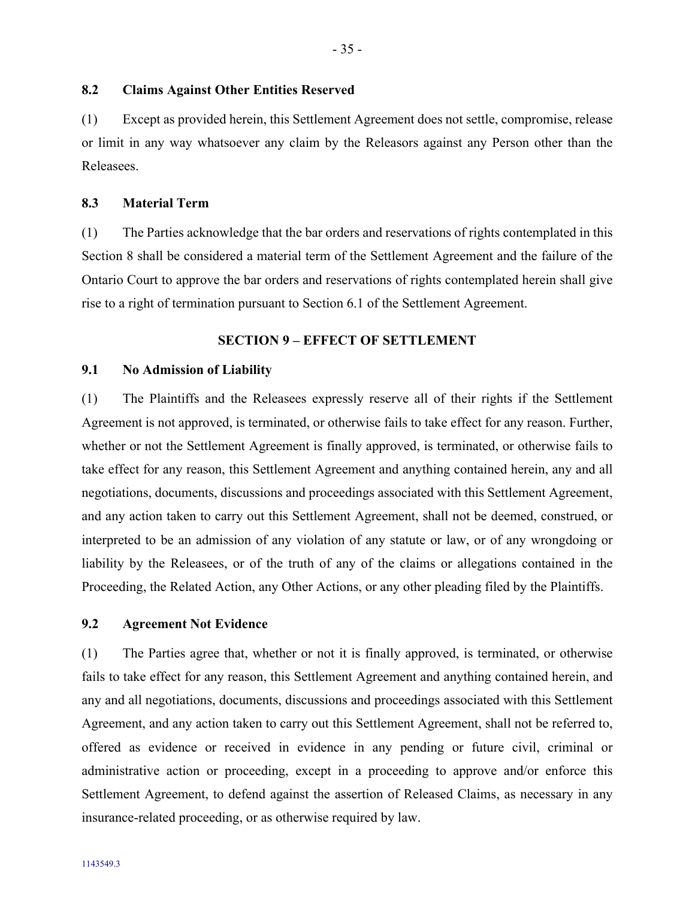### 8.2 Claims Against Other Entities Reserved

(1) Except as provided herein, this Settlement Agreement does not settle, compromise, release or limit in any way whatsoever any claim by the Releasors against any Person other than the Releasees.

### 8.3 Material Term

(1) The Parties acknowledge that the bar orders and reservations of rights contemplated in this Section 8 shall be considered a material term of the Settlement Agreement and the failure of the Ontario Court to approve the bar orders and reservations of rights contemplated herein shall give rise to a right of termination pursuant to Section 6.1 of the Settlement Agreement.

## SECTION 9 – EFFECT OF SETTLEMENT

### 9.1 No Admission of Liability

(1) The Plaintiffs and the Releasees expressly reserve all of their rights if the Settlement Agreement is not approved, is terminated, or otherwise fails to take effect for any reason. Further, whether or not the Settlement Agreement is finally approved, is terminated, or otherwise fails to take effect for any reason, this Settlement Agreement and anything contained herein, any and all negotiations, documents, discussions and proceedings associated with this Settlement Agreement, and any action taken to carry out this Settlement Agreement, shall not be deemed, construed, or interpreted to be an admission of any violation of any statute or law, or of any wrongdoing or liability by the Releasees, or of the truth of any of the claims or allegations contained in the Proceeding, the Related Action, any Other Actions, or any other pleading filed by the Plaintiffs.

### 9.2 Agreement Not Evidence

(1) The Parties agree that, whether or not it is finally approved, is terminated, or otherwise fails to take effect for any reason, this Settlement Agreement and anything contained herein, and any and all negotiations, documents, discussions and proceedings associated with this Settlement Agreement, and any action taken to carry out this Settlement Agreement, shall not be referred to, offered as evidence or received in evidence in any pending or future civil, criminal or administrative action or proceeding, except in a proceeding to approve and/or enforce this Settlement Agreement, to defend against the assertion of Released Claims, as necessary in any insurance-related proceeding, or as otherwise required by law.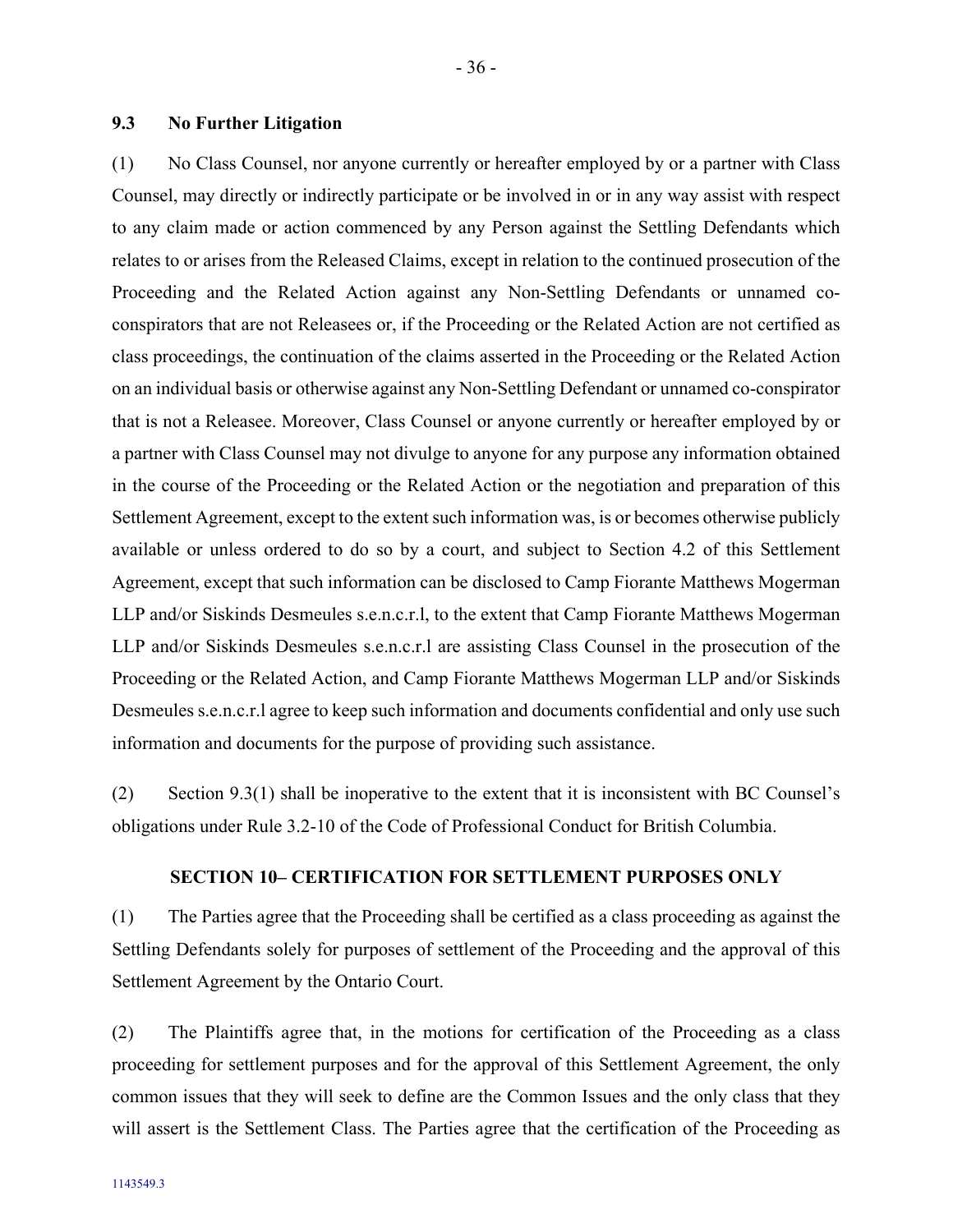### 9.3 No Further Litigation

(1) No Class Counsel, nor anyone currently or hereafter employed by or a partner with Class Counsel, may directly or indirectly participate or be involved in or in any way assist with respect to any claim made or action commenced by any Person against the Settling Defendants which relates to or arises from the Released Claims, except in relation to the continued prosecution of the Proceeding and the Related Action against any Non-Settling Defendants or unnamed co-conspirators that are not Releasees or, if the Proceeding or the Related Action are not certified as class proceedings, the continuation of the claims asserted in the Proceeding or the Related Action on an individual basis or otherwise against any Non-Settling Defendant or unnamed co-conspirator that is not a Releasee. Moreover, Class Counsel or anyone currently or hereafter employed by or a partner with Class Counsel may not divulge to anyone for any purpose any information obtained in the course of the Proceeding or the Related Action or the negotiation and preparation of this Settlement Agreement, except to the extent such information was, is or becomes otherwise publicly available or unless ordered to do so by a court, and subject to Section 4.2 of this Settlement Agreement, except that such information can be disclosed to Camp Fiorante Matthews Mogerman LLP and/or Siskinds Desmeules s.e.n.c.r.l, to the extent that Camp Fiorante Matthews Mogerman LLP and/or Siskinds Desmeules s.e.n.c.r.l are assisting Class Counsel in the prosecution of the Proceeding or the Related Action, and Camp Fiorante Matthews Mogerman LLP and/or Siskinds Desmeules s.e.n.c.r.l agree to keep such information and documents confidential and only use such information and documents for the purpose of providing such assistance.

(2) Section 9.3(1) shall be inoperative to the extent that it is inconsistent with BC Counsel's obligations under Rule 3.2-10 of the Code of Professional Conduct for British Columbia.

## SECTION 10– CERTIFICATION FOR SETTLEMENT PURPOSES ONLY

(1) The Parties agree that the Proceeding shall be certified as a class proceeding as against the Settling Defendants solely for purposes of settlement of the Proceeding and the approval of this Settlement Agreement by the Ontario Court.

(2) The Plaintiffs agree that, in the motions for certification of the Proceeding as a class proceeding for settlement purposes and for the approval of this Settlement Agreement, the only common issues that they will seek to define are the Common Issues and the only class that they will assert is the Settlement Class. The Parties agree that the certification of the Proceeding as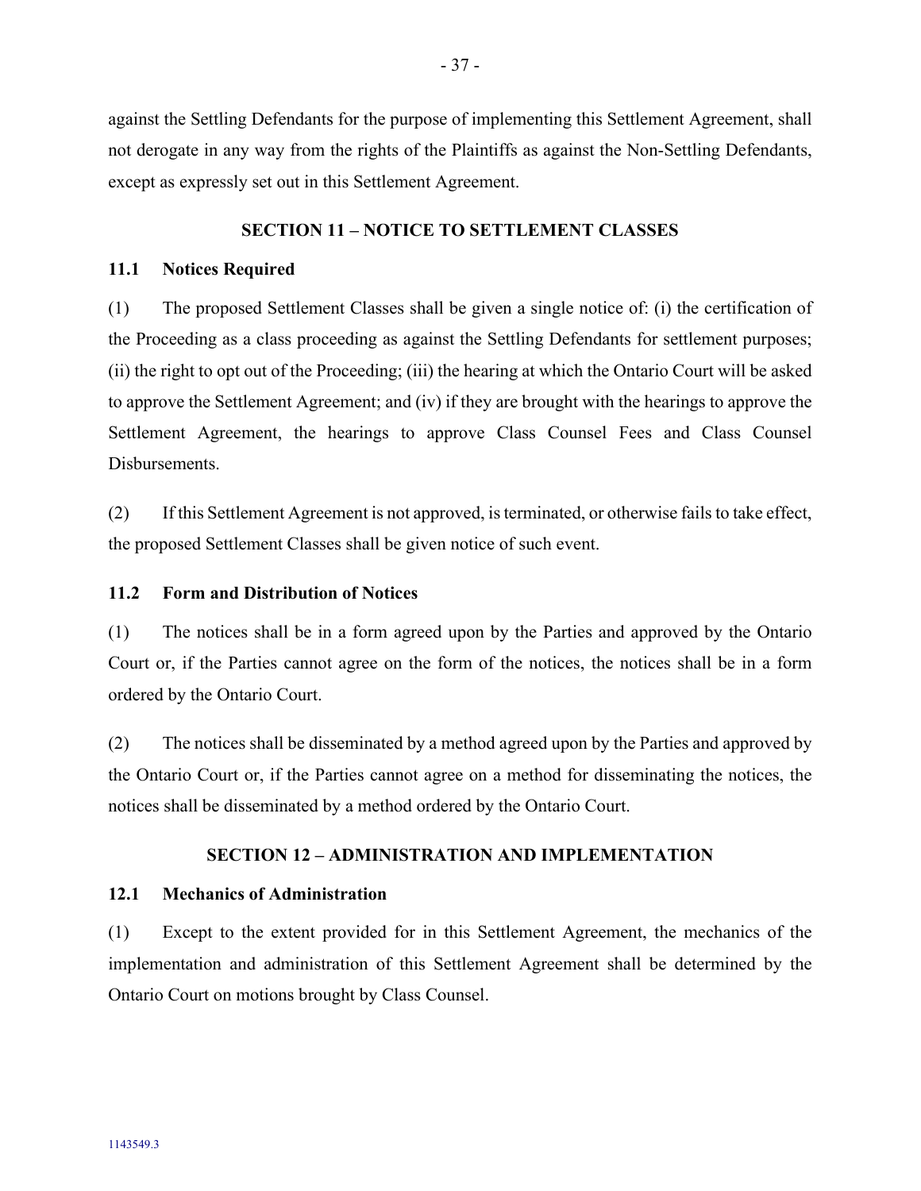against the Settling Defendants for the purpose of implementing this Settlement Agreement, shall not derogate in any way from the rights of the Plaintiffs as against the Non-Settling Defendants, except as expressly set out in this Settlement Agreement.

## SECTION 11 – NOTICE TO SETTLEMENT CLASSES

### 11.1 Notices Required

(1) The proposed Settlement Classes shall be given a single notice of: (i) the certification of the Proceeding as a class proceeding as against the Settling Defendants for settlement purposes; (ii) the right to opt out of the Proceeding; (iii) the hearing at which the Ontario Court will be asked to approve the Settlement Agreement; and (iv) if they are brought with the hearings to approve the Settlement Agreement, the hearings to approve Class Counsel Fees and Class Counsel Disbursements.

(2) If this Settlement Agreement is not approved, is terminated, or otherwise fails to take effect, the proposed Settlement Classes shall be given notice of such event.

### 11.2 Form and Distribution of Notices

(1) The notices shall be in a form agreed upon by the Parties and approved by the Ontario Court or, if the Parties cannot agree on the form of the notices, the notices shall be in a form ordered by the Ontario Court.

(2) The notices shall be disseminated by a method agreed upon by the Parties and approved by the Ontario Court or, if the Parties cannot agree on a method for disseminating the notices, the notices shall be disseminated by a method ordered by the Ontario Court.

## SECTION 12 – ADMINISTRATION AND IMPLEMENTATION

### 12.1 Mechanics of Administration

(1) Except to the extent provided for in this Settlement Agreement, the mechanics of the implementation and administration of this Settlement Agreement shall be determined by the Ontario Court on motions brought by Class Counsel.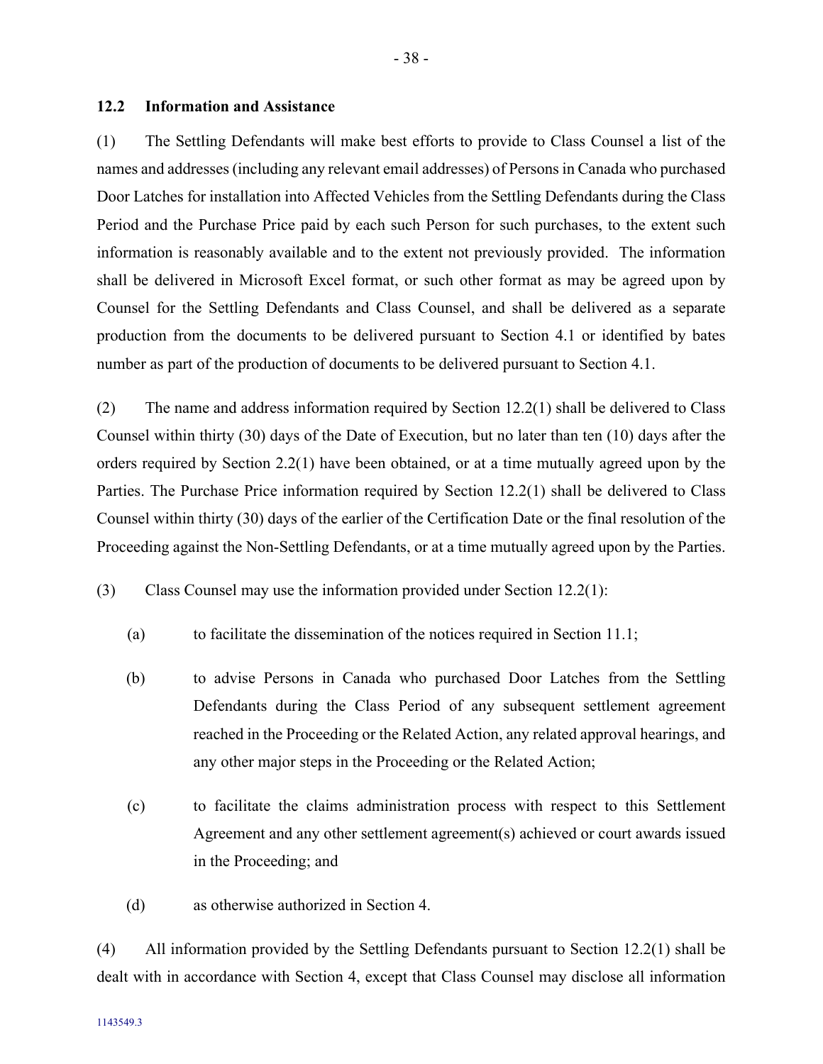### 12.2 Information and Assistance

(1) The Settling Defendants will make best efforts to provide to Class Counsel a list of the names and addresses (including any relevant email addresses) of Persons in Canada who purchased Door Latches for installation into Affected Vehicles from the Settling Defendants during the Class Period and the Purchase Price paid by each such Person for such purchases, to the extent such information is reasonably available and to the extent not previously provided. The information shall be delivered in Microsoft Excel format, or such other format as may be agreed upon by Counsel for the Settling Defendants and Class Counsel, and shall be delivered as a separate production from the documents to be delivered pursuant to Section 4.1 or identified by bates number as part of the production of documents to be delivered pursuant to Section 4.1.

(2) The name and address information required by Section 12.2(1) shall be delivered to Class Counsel within thirty (30) days of the Date of Execution, but no later than ten (10) days after the orders required by Section 2.2(1) have been obtained, or at a time mutually agreed upon by the Parties. The Purchase Price information required by Section 12.2(1) shall be delivered to Class Counsel within thirty (30) days of the earlier of the Certification Date or the final resolution of the Proceeding against the Non-Settling Defendants, or at a time mutually agreed upon by the Parties.

(3) Class Counsel may use the information provided under Section 12.2(1):

(a) to facilitate the dissemination of the notices required in Section 11.1;

(b) to advise Persons in Canada who purchased Door Latches from the Settling Defendants during the Class Period of any subsequent settlement agreement reached in the Proceeding or the Related Action, any related approval hearings, and any other major steps in the Proceeding or the Related Action;

(c) to facilitate the claims administration process with respect to this Settlement Agreement and any other settlement agreement(s) achieved or court awards issued in the Proceeding; and

(d) as otherwise authorized in Section 4.

(4) All information provided by the Settling Defendants pursuant to Section 12.2(1) shall be dealt with in accordance with Section 4, except that Class Counsel may disclose all information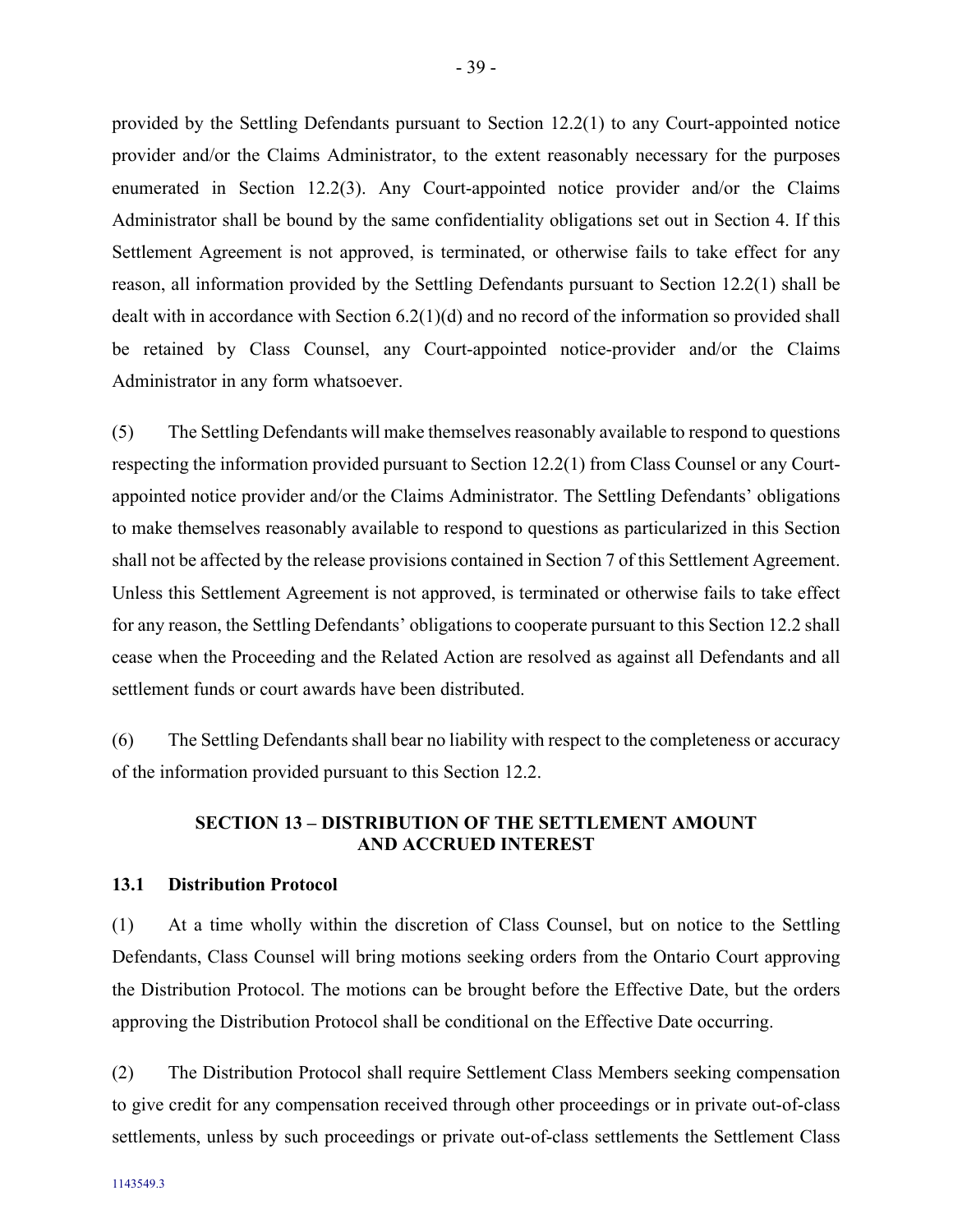provided by the Settling Defendants pursuant to Section 12.2(1) to any Court-appointed notice provider and/or the Claims Administrator, to the extent reasonably necessary for the purposes enumerated in Section 12.2(3). Any Court-appointed notice provider and/or the Claims Administrator shall be bound by the same confidentiality obligations set out in Section 4. If this Settlement Agreement is not approved, is terminated, or otherwise fails to take effect for any reason, all information provided by the Settling Defendants pursuant to Section 12.2(1) shall be dealt with in accordance with Section 6.2(1)(d) and no record of the information so provided shall be retained by Class Counsel, any Court-appointed notice-provider and/or the Claims Administrator in any form whatsoever.

(5) The Settling Defendants will make themselves reasonably available to respond to questions respecting the information provided pursuant to Section 12.2(1) from Class Counsel or any Court-appointed notice provider and/or the Claims Administrator. The Settling Defendants' obligations to make themselves reasonably available to respond to questions as particularized in this Section shall not be affected by the release provisions contained in Section 7 of this Settlement Agreement. Unless this Settlement Agreement is not approved, is terminated or otherwise fails to take effect for any reason, the Settling Defendants' obligations to cooperate pursuant to this Section 12.2 shall cease when the Proceeding and the Related Action are resolved as against all Defendants and all settlement funds or court awards have been distributed.

(6) The Settling Defendants shall bear no liability with respect to the completeness or accuracy of the information provided pursuant to this Section 12.2.

## SECTION 13 – DISTRIBUTION OF THE SETTLEMENT AMOUNT AND ACCRUED INTEREST

### 13.1 Distribution Protocol

(1) At a time wholly within the discretion of Class Counsel, but on notice to the Settling Defendants, Class Counsel will bring motions seeking orders from the Ontario Court approving the Distribution Protocol. The motions can be brought before the Effective Date, but the orders approving the Distribution Protocol shall be conditional on the Effective Date occurring.

(2) The Distribution Protocol shall require Settlement Class Members seeking compensation to give credit for any compensation received through other proceedings or in private out-of-class settlements, unless by such proceedings or private out-of-class settlements the Settlement Class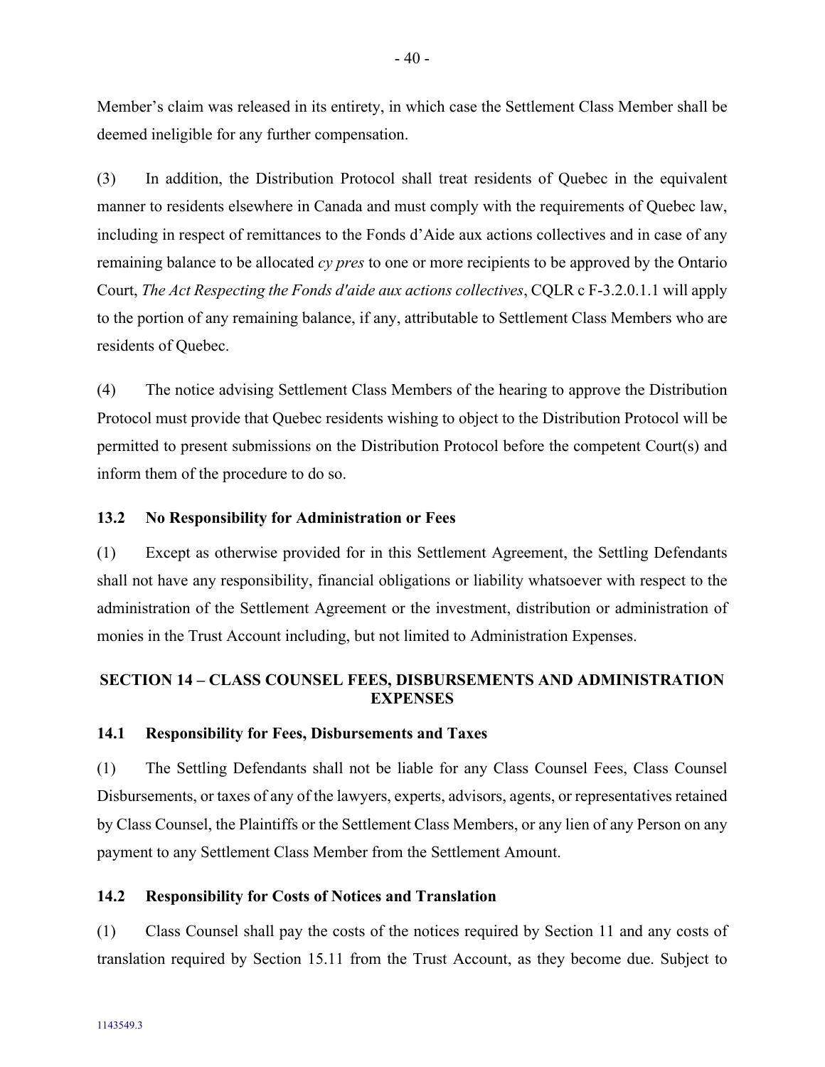Member's claim was released in its entirety, in which case the Settlement Class Member shall be deemed ineligible for any further compensation.

(3) In addition, the Distribution Protocol shall treat residents of Quebec in the equivalent manner to residents elsewhere in Canada and must comply with the requirements of Quebec law, including in respect of remittances to the Fonds d'Aide aux actions collectives and in case of any remaining balance to be allocated *cy pres* to one or more recipients to be approved by the Ontario Court, *The Act Respecting the Fonds d'aide aux actions collectives*, CQLR c F-3.2.0.1.1 will apply to the portion of any remaining balance, if any, attributable to Settlement Class Members who are residents of Quebec.

(4) The notice advising Settlement Class Members of the hearing to approve the Distribution Protocol must provide that Quebec residents wishing to object to the Distribution Protocol will be permitted to present submissions on the Distribution Protocol before the competent Court(s) and inform them of the procedure to do so.

### 13.2 No Responsibility for Administration or Fees

(1) Except as otherwise provided for in this Settlement Agreement, the Settling Defendants shall not have any responsibility, financial obligations or liability whatsoever with respect to the administration of the Settlement Agreement or the investment, distribution or administration of monies in the Trust Account including, but not limited to Administration Expenses.

## SECTION 14 – CLASS COUNSEL FEES, DISBURSEMENTS AND ADMINISTRATION EXPENSES

### 14.1 Responsibility for Fees, Disbursements and Taxes

(1) The Settling Defendants shall not be liable for any Class Counsel Fees, Class Counsel Disbursements, or taxes of any of the lawyers, experts, advisors, agents, or representatives retained by Class Counsel, the Plaintiffs or the Settlement Class Members, or any lien of any Person on any payment to any Settlement Class Member from the Settlement Amount.

### 14.2 Responsibility for Costs of Notices and Translation

(1) Class Counsel shall pay the costs of the notices required by Section 11 and any costs of translation required by Section 15.11 from the Trust Account, as they become due. Subject to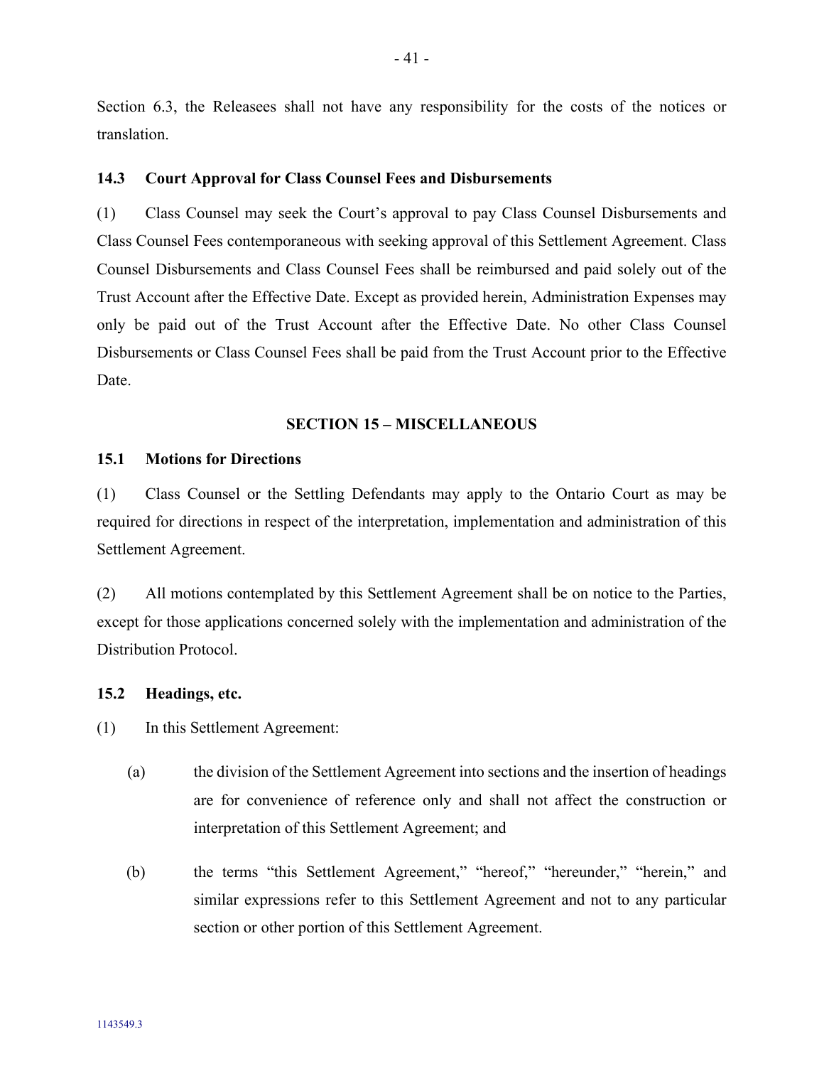Section 6.3, the Releasees shall not have any responsibility for the costs of the notices or translation.

### 14.3 Court Approval for Class Counsel Fees and Disbursements

(1) Class Counsel may seek the Court's approval to pay Class Counsel Disbursements and Class Counsel Fees contemporaneous with seeking approval of this Settlement Agreement. Class Counsel Disbursements and Class Counsel Fees shall be reimbursed and paid solely out of the Trust Account after the Effective Date. Except as provided herein, Administration Expenses may only be paid out of the Trust Account after the Effective Date. No other Class Counsel Disbursements or Class Counsel Fees shall be paid from the Trust Account prior to the Effective Date.

## SECTION 15 – MISCELLANEOUS

### 15.1 Motions for Directions

(1) Class Counsel or the Settling Defendants may apply to the Ontario Court as may be required for directions in respect of the interpretation, implementation and administration of this Settlement Agreement.

(2) All motions contemplated by this Settlement Agreement shall be on notice to the Parties, except for those applications concerned solely with the implementation and administration of the Distribution Protocol.

### 15.2 Headings, etc.

(1) In this Settlement Agreement:

- (a) the division of the Settlement Agreement into sections and the insertion of headings are for convenience of reference only and shall not affect the construction or interpretation of this Settlement Agreement; and
- (b) the terms "this Settlement Agreement," "hereof," "hereunder," "herein," and similar expressions refer to this Settlement Agreement and not to any particular section or other portion of this Settlement Agreement.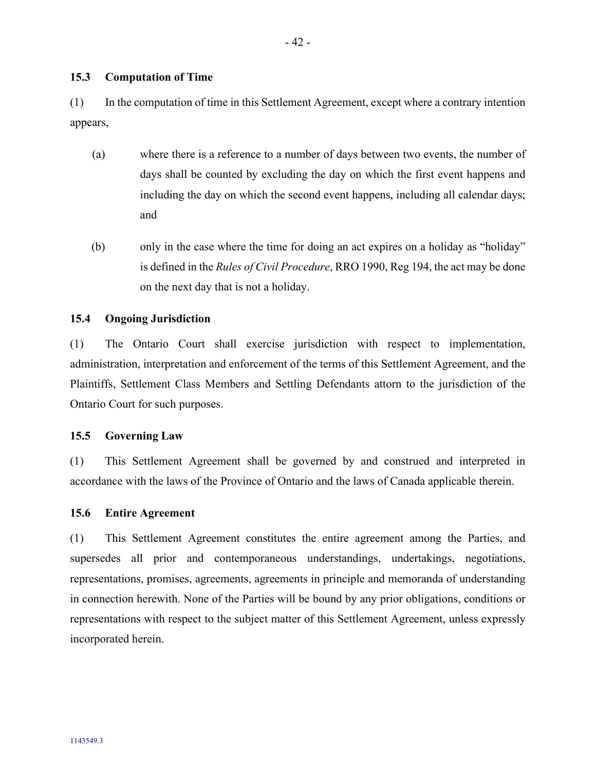### 15.3 Computation of Time

(1) In the computation of time in this Settlement Agreement, except where a contrary intention appears,

(a) where there is a reference to a number of days between two events, the number of days shall be counted by excluding the day on which the first event happens and including the day on which the second event happens, including all calendar days; and

(b) only in the case where the time for doing an act expires on a holiday as "holiday" is defined in the *Rules of Civil Procedure*, RRO 1990, Reg 194, the act may be done on the next day that is not a holiday.

### 15.4 Ongoing Jurisdiction

(1) The Ontario Court shall exercise jurisdiction with respect to implementation, administration, interpretation and enforcement of the terms of this Settlement Agreement, and the Plaintiffs, Settlement Class Members and Settling Defendants attorn to the jurisdiction of the Ontario Court for such purposes.

### 15.5 Governing Law

(1) This Settlement Agreement shall be governed by and construed and interpreted in accordance with the laws of the Province of Ontario and the laws of Canada applicable therein.

### 15.6 Entire Agreement

(1) This Settlement Agreement constitutes the entire agreement among the Parties, and supersedes all prior and contemporaneous understandings, undertakings, negotiations, representations, promises, agreements, agreements in principle and memoranda of understanding in connection herewith. None of the Parties will be bound by any prior obligations, conditions or representations with respect to the subject matter of this Settlement Agreement, unless expressly incorporated herein.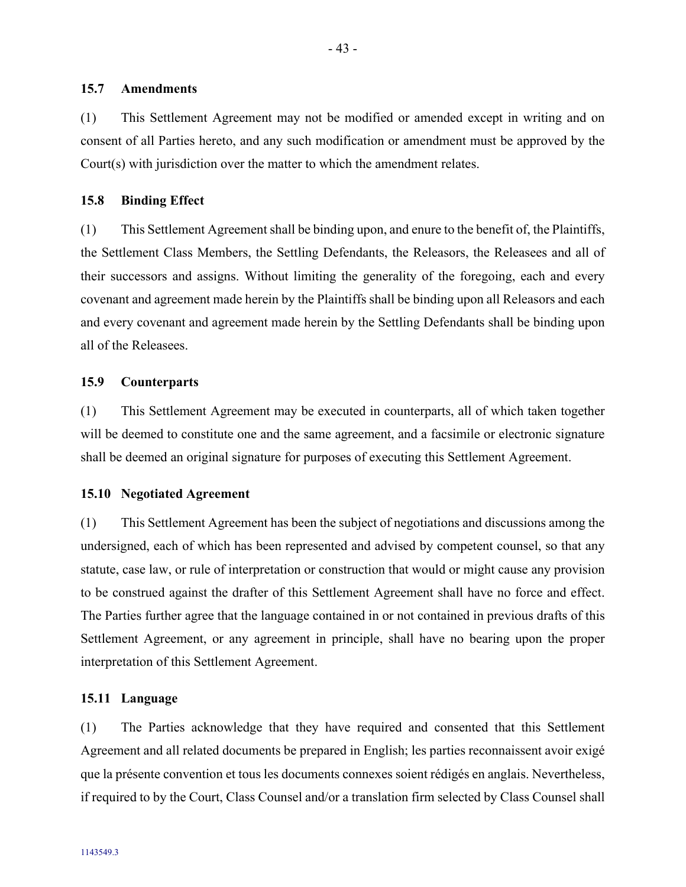### 15.7 Amendments

(1) This Settlement Agreement may not be modified or amended except in writing and on consent of all Parties hereto, and any such modification or amendment must be approved by the Court(s) with jurisdiction over the matter to which the amendment relates.

### 15.8 Binding Effect

(1) This Settlement Agreement shall be binding upon, and enure to the benefit of, the Plaintiffs, the Settlement Class Members, the Settling Defendants, the Releasors, the Releasees and all of their successors and assigns. Without limiting the generality of the foregoing, each and every covenant and agreement made herein by the Plaintiffs shall be binding upon all Releasors and each and every covenant and agreement made herein by the Settling Defendants shall be binding upon all of the Releasees.

### 15.9 Counterparts

(1) This Settlement Agreement may be executed in counterparts, all of which taken together will be deemed to constitute one and the same agreement, and a facsimile or electronic signature shall be deemed an original signature for purposes of executing this Settlement Agreement.

### 15.10 Negotiated Agreement

(1) This Settlement Agreement has been the subject of negotiations and discussions among the undersigned, each of which has been represented and advised by competent counsel, so that any statute, case law, or rule of interpretation or construction that would or might cause any provision to be construed against the drafter of this Settlement Agreement shall have no force and effect. The Parties further agree that the language contained in or not contained in previous drafts of this Settlement Agreement, or any agreement in principle, shall have no bearing upon the proper interpretation of this Settlement Agreement.

### 15.11 Language

(1) The Parties acknowledge that they have required and consented that this Settlement Agreement and all related documents be prepared in English; les parties reconnaissent avoir exigé que la présente convention et tous les documents connexes soient rédigés en anglais. Nevertheless, if required to by the Court, Class Counsel and/or a translation firm selected by Class Counsel shall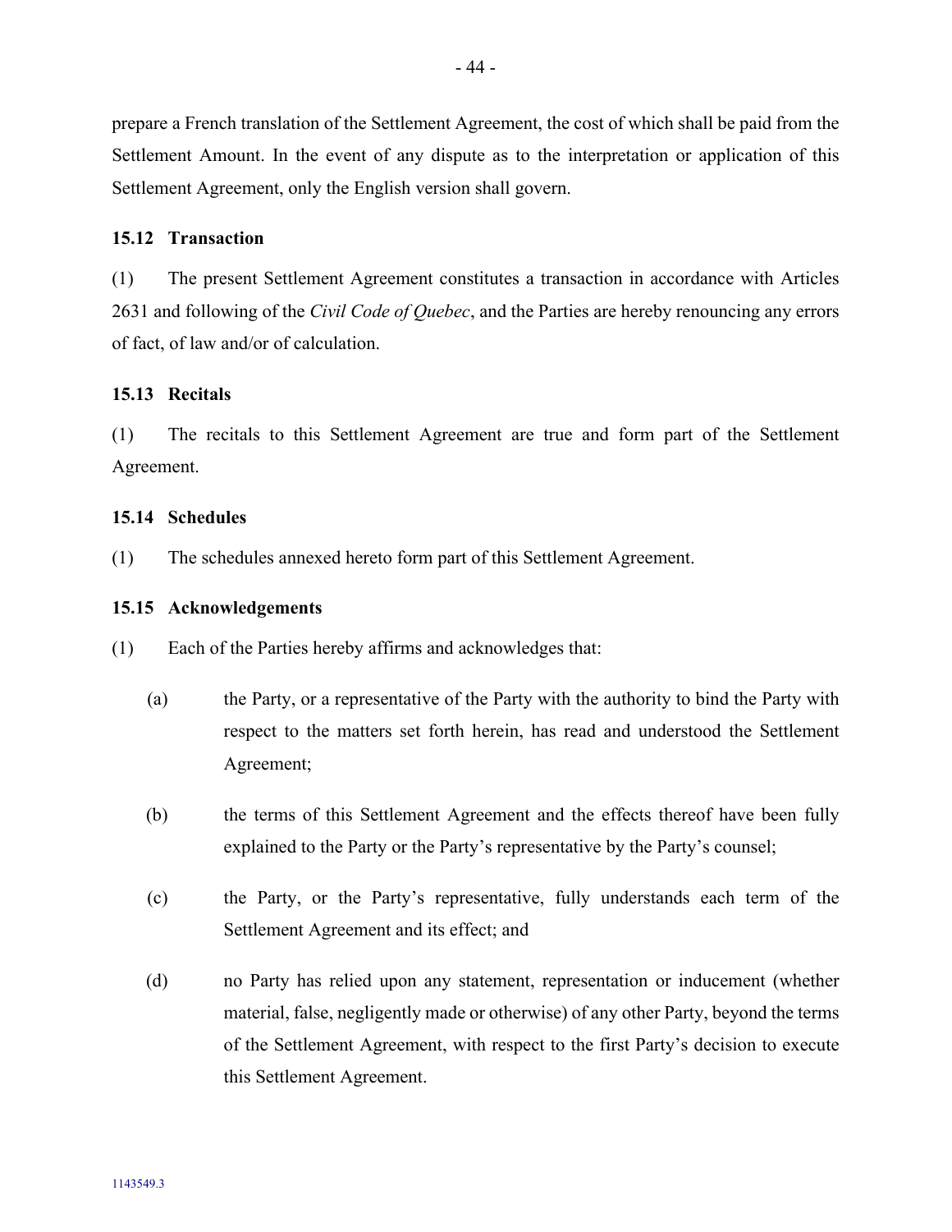prepare a French translation of the Settlement Agreement, the cost of which shall be paid from the Settlement Amount. In the event of any dispute as to the interpretation or application of this Settlement Agreement, only the English version shall govern.

### 15.12 Transaction

(1) The present Settlement Agreement constitutes a transaction in accordance with Articles 2631 and following of the *Civil Code of Quebec*, and the Parties are hereby renouncing any errors of fact, of law and/or of calculation.

### 15.13 Recitals

(1) The recitals to this Settlement Agreement are true and form part of the Settlement Agreement.

### 15.14 Schedules

(1) The schedules annexed hereto form part of this Settlement Agreement.

### 15.15 Acknowledgements

(1) Each of the Parties hereby affirms and acknowledges that:

(a) the Party, or a representative of the Party with the authority to bind the Party with respect to the matters set forth herein, has read and understood the Settlement Agreement;

(b) the terms of this Settlement Agreement and the effects thereof have been fully explained to the Party or the Party's representative by the Party's counsel;

(c) the Party, or the Party's representative, fully understands each term of the Settlement Agreement and its effect; and

(d) no Party has relied upon any statement, representation or inducement (whether material, false, negligently made or otherwise) of any other Party, beyond the terms of the Settlement Agreement, with respect to the first Party's decision to execute this Settlement Agreement.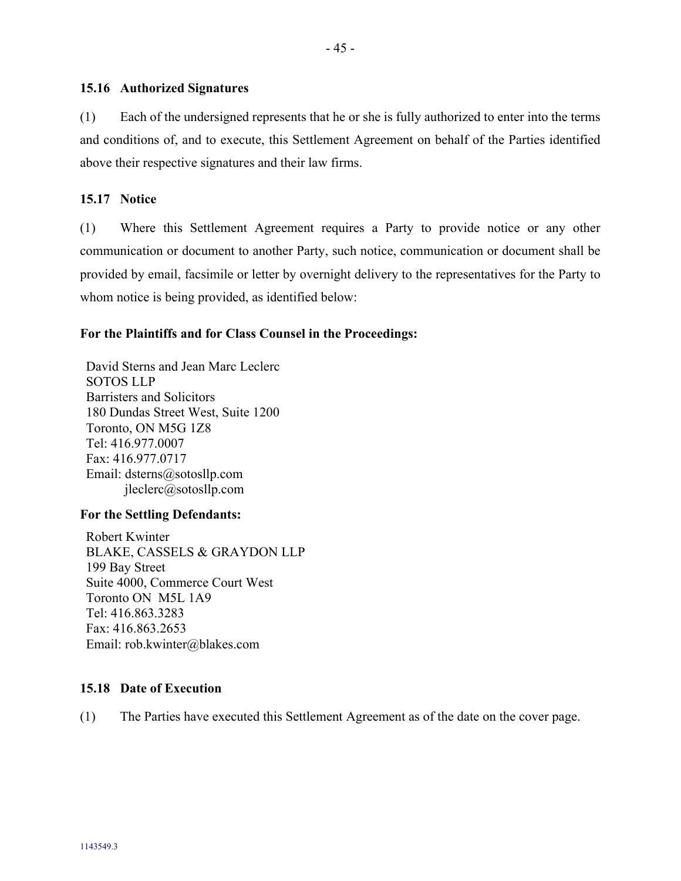### 15.16 Authorized Signatures

(1) Each of the undersigned represents that he or she is fully authorized to enter into the terms and conditions of, and to execute, this Settlement Agreement on behalf of the Parties identified above their respective signatures and their law firms.

### 15.17 Notice

(1) Where this Settlement Agreement requires a Party to provide notice or any other communication or document to another Party, such notice, communication or document shall be provided by email, facsimile or letter by overnight delivery to the representatives for the Party to whom notice is being provided, as identified below:

**For the Plaintiffs and for Class Counsel in the Proceedings:**

David Sterns and Jean Marc Leclerc
SOTOS LLP
Barristers and Solicitors
180 Dundas Street West, Suite 1200
Toronto, ON M5G 1Z8
Tel: 416.977.0007
Fax: 416.977.0717
Email: dsterns@sotosllp.com
jleclerc@sotosllp.com

**For the Settling Defendants:**

Robert Kwinter
BLAKE, CASSELS & GRAYDON LLP
199 Bay Street
Suite 4000, Commerce Court West
Toronto ON M5L 1A9
Tel: 416.863.3283
Fax: 416.863.2653
Email: rob.kwinter@blakes.com

### 15.18 Date of Execution

(1) The Parties have executed this Settlement Agreement as of the date on the cover page.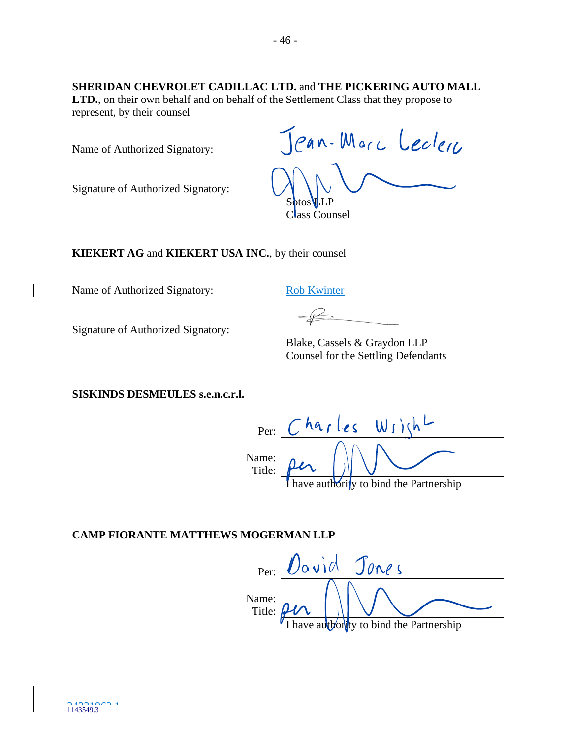**SHERIDAN CHEVROLET CADILLAC LTD.** and **THE PICKERING AUTO MALL LTD.**, on their own behalf and on behalf of the Settlement Class that they propose to represent, by their counsel

Name of Authorized Signatory: Jean-Marc Leclerc

Signature of Authorized Signatory:

Sotos LLP
Class Counsel

**KIEKERT AG** and **KIEKERT USA INC.**, by their counsel

Name of Authorized Signatory: Rob Kwinter

Signature of Authorized Signatory:

Blake, Cassels & Graydon LLP
Counsel for the Settling Defendants

**SISKINDS DESMEULES s.e.n.c.r.l.**

Per: Charles Wright

Name:
Title: per

I have authority to bind the Partnership

**CAMP FIORANTE MATTHEWS MOGERMAN LLP**

Per: David Jones

Name:
Title: per

I have authority to bind the Partnership

1143549.3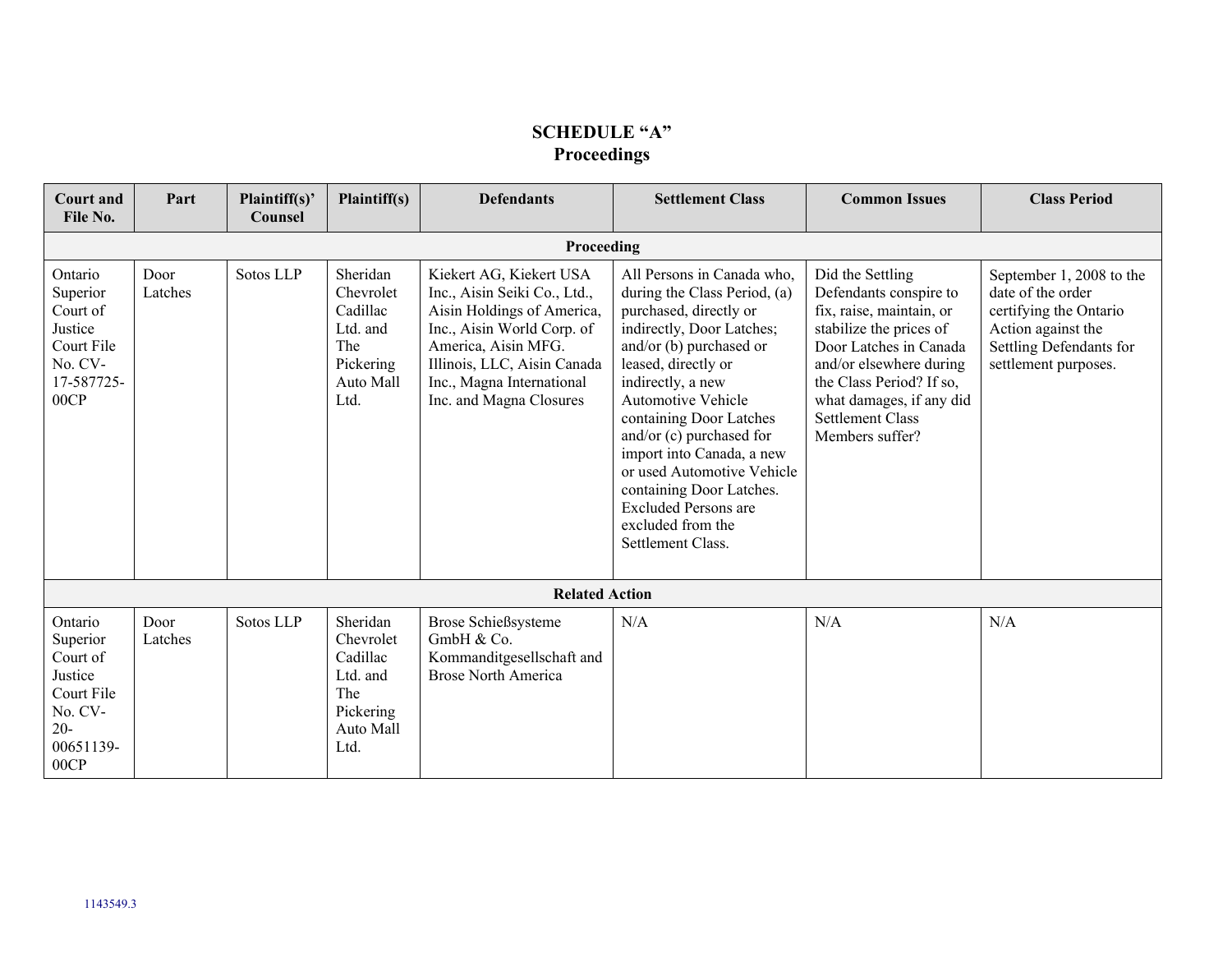# SCHEDULE "A"
## Proceedings

| Court and File No. | Part | Plaintiff(s)' Counsel | Plaintiff(s) | Defendants | Settlement Class | Common Issues | Class Period |
|---|---|---|---|---|---|---|---|
| **Proceeding** | | | | | | | |
| Ontario Superior Court of Justice Court File No. CV-17-587725-00CP | Door Latches | Sotos LLP | Sheridan Chevrolet Cadillac Ltd. and The Pickering Auto Mall Ltd. | Kiekert AG, Kiekert USA Inc., Aisin Seiki Co., Ltd., Aisin Holdings of America, Inc., Aisin World Corp. of America, Aisin MFG. Illinois, LLC, Aisin Canada Inc., Magna International Inc. and Magna Closures | All Persons in Canada who, during the Class Period, (a) purchased, directly or indirectly, Door Latches; and/or (b) purchased or leased, directly or indirectly, a new Automotive Vehicle containing Door Latches and/or (c) purchased for import into Canada, a new or used Automotive Vehicle containing Door Latches. Excluded Persons are excluded from the Settlement Class. | Did the Settling Defendants conspire to fix, raise, maintain, or stabilize the prices of Door Latches in Canada and/or elsewhere during the Class Period? If so, what damages, if any did Settlement Class Members suffer? | September 1, 2008 to the date of the order certifying the Ontario Action against the Settling Defendants for settlement purposes. |
| **Related Action** | | | | | | | |
| Ontario Superior Court of Justice Court File No. CV-20-00651139-00CP | Door Latches | Sotos LLP | Sheridan Chevrolet Cadillac Ltd. and The Pickering Auto Mall Ltd. | Brose Schießsysteme GmbH & Co. Kommanditgesellschaft and Brose North America | N/A | N/A | N/A |

1143549.3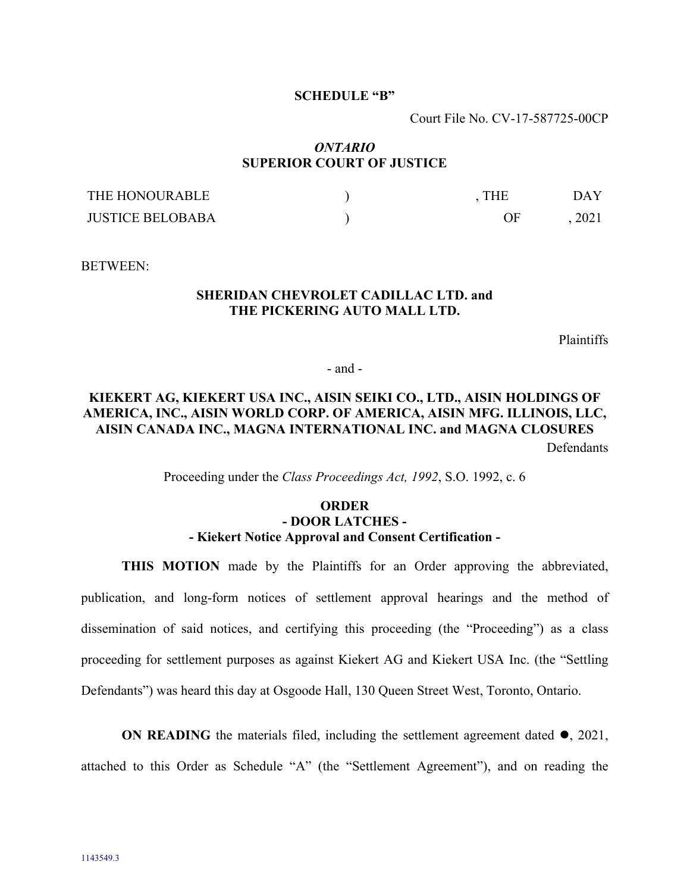**SCHEDULE "B"**

Court File No. CV-17-587725-00CP

***ONTARIO***
**SUPERIOR COURT OF JUSTICE**

| | | | |
|---|---|---|---|
| THE HONOURABLE | ) | , THE | DAY |
| JUSTICE BELOBABA | ) | OF | , 2021 |

BETWEEN:

**SHERIDAN CHEVROLET CADILLAC LTD. and THE PICKERING AUTO MALL LTD.**

Plaintiffs

- and -

**KIEKERT AG, KIEKERT USA INC., AISIN SEIKI CO., LTD., AISIN HOLDINGS OF AMERICA, INC., AISIN WORLD CORP. OF AMERICA, AISIN MFG. ILLINOIS, LLC, AISIN CANADA INC., MAGNA INTERNATIONAL INC. and MAGNA CLOSURES**

Defendants

Proceeding under the *Class Proceedings Act, 1992*, S.O. 1992, c. 6

**ORDER**
**- DOOR LATCHES -**
**- Kiekert Notice Approval and Consent Certification -**

**THIS MOTION** made by the Plaintiffs for an Order approving the abbreviated, publication, and long-form notices of settlement approval hearings and the method of dissemination of said notices, and certifying this proceeding (the "Proceeding") as a class proceeding for settlement purposes as against Kiekert AG and Kiekert USA Inc. (the "Settling Defendants") was heard this day at Osgoode Hall, 130 Queen Street West, Toronto, Ontario.

**ON READING** the materials filed, including the settlement agreement dated ●, 2021, attached to this Order as Schedule "A" (the "Settlement Agreement"), and on reading the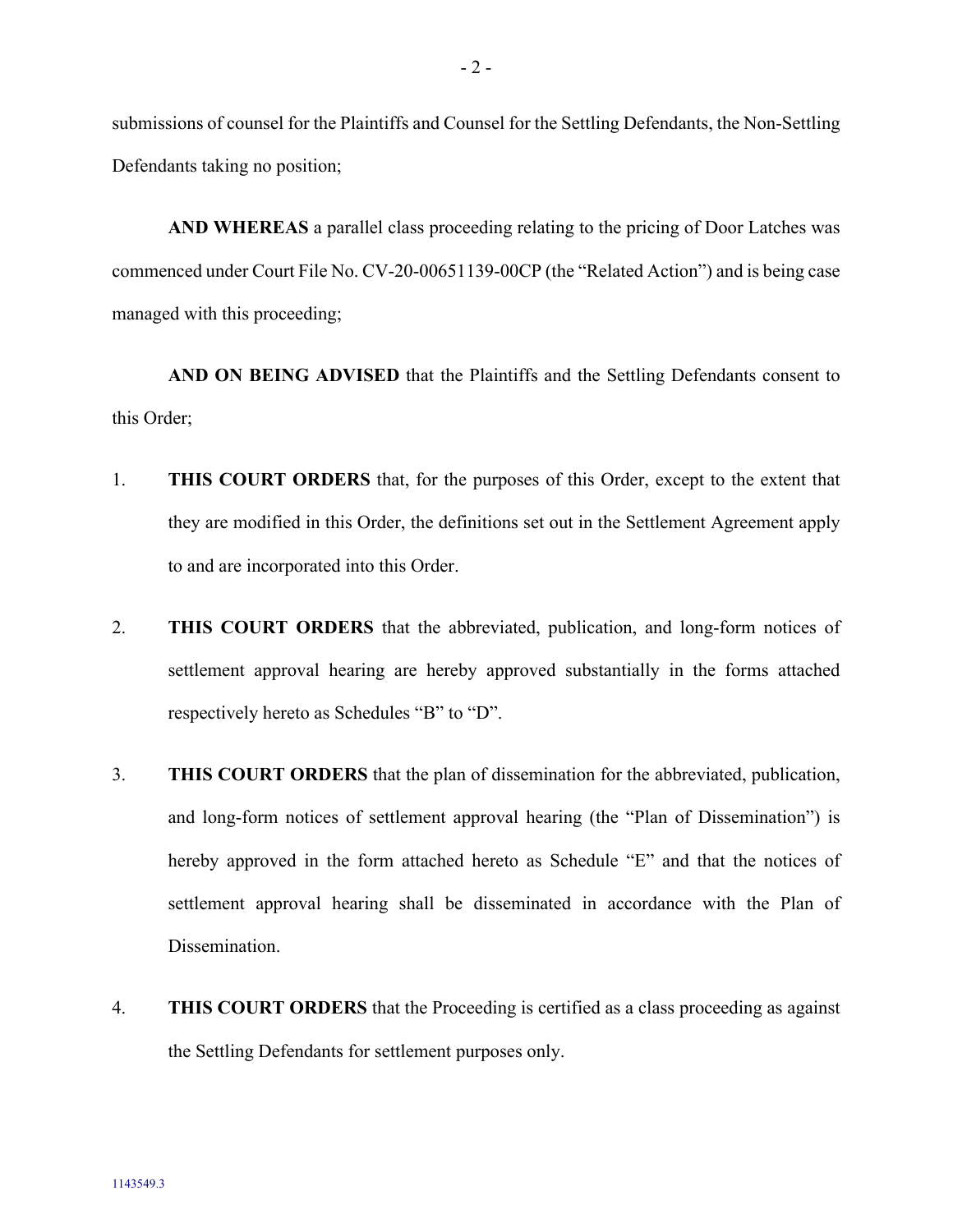submissions of counsel for the Plaintiffs and Counsel for the Settling Defendants, the Non-Settling Defendants taking no position;

**AND WHEREAS** a parallel class proceeding relating to the pricing of Door Latches was commenced under Court File No. CV-20-00651139-00CP (the "Related Action") and is being case managed with this proceeding;

**AND ON BEING ADVISED** that the Plaintiffs and the Settling Defendants consent to this Order;

1. **THIS COURT ORDERS** that, for the purposes of this Order, except to the extent that they are modified in this Order, the definitions set out in the Settlement Agreement apply to and are incorporated into this Order.

2. **THIS COURT ORDERS** that the abbreviated, publication, and long-form notices of settlement approval hearing are hereby approved substantially in the forms attached respectively hereto as Schedules "B" to "D".

3. **THIS COURT ORDERS** that the plan of dissemination for the abbreviated, publication, and long-form notices of settlement approval hearing (the "Plan of Dissemination") is hereby approved in the form attached hereto as Schedule "E" and that the notices of settlement approval hearing shall be disseminated in accordance with the Plan of Dissemination.

4. **THIS COURT ORDERS** that the Proceeding is certified as a class proceeding as against the Settling Defendants for settlement purposes only.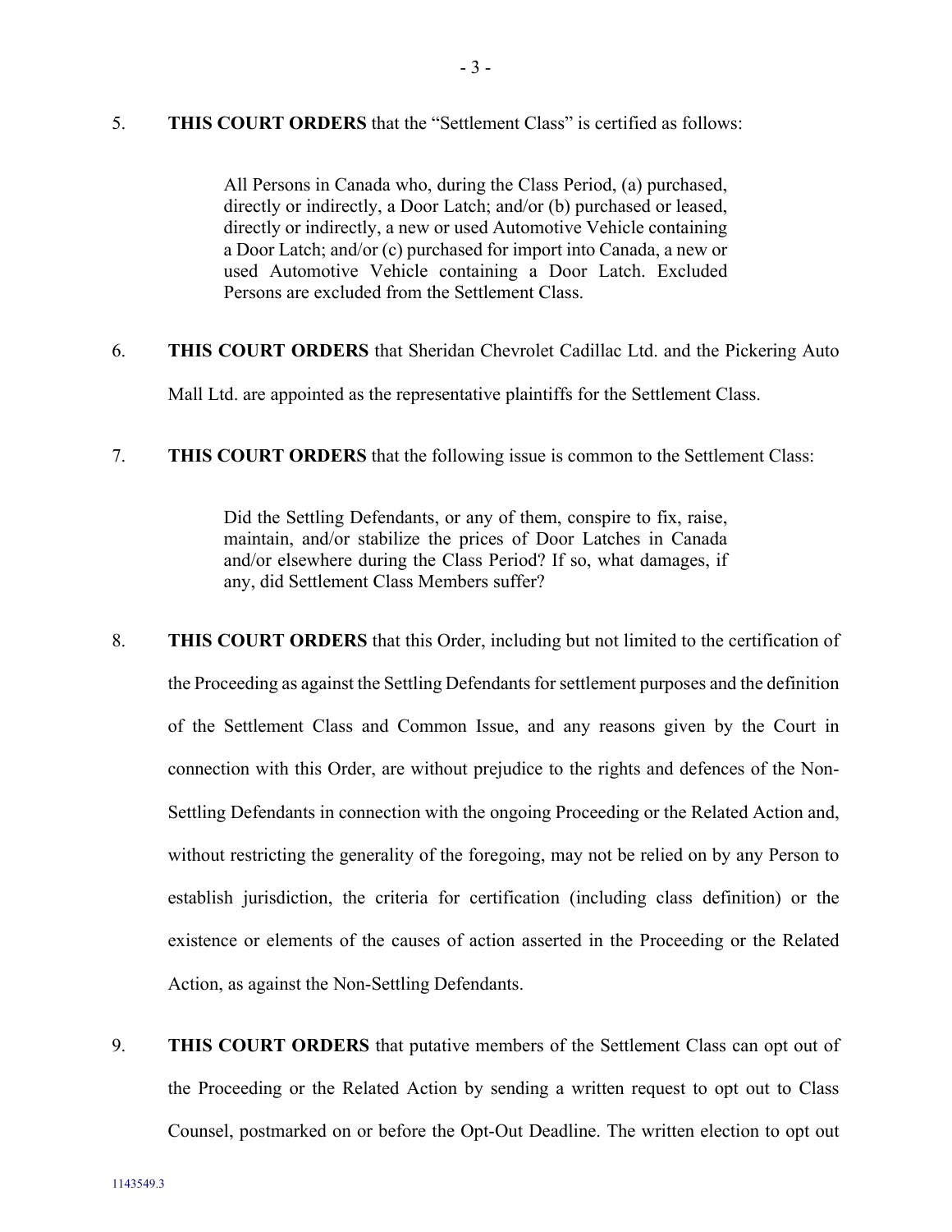5. **THIS COURT ORDERS** that the "Settlement Class" is certified as follows:

> All Persons in Canada who, during the Class Period, (a) purchased, directly or indirectly, a Door Latch; and/or (b) purchased or leased, directly or indirectly, a new or used Automotive Vehicle containing a Door Latch; and/or (c) purchased for import into Canada, a new or used Automotive Vehicle containing a Door Latch. Excluded Persons are excluded from the Settlement Class.

6. **THIS COURT ORDERS** that Sheridan Chevrolet Cadillac Ltd. and the Pickering Auto Mall Ltd. are appointed as the representative plaintiffs for the Settlement Class.

7. **THIS COURT ORDERS** that the following issue is common to the Settlement Class:

> Did the Settling Defendants, or any of them, conspire to fix, raise, maintain, and/or stabilize the prices of Door Latches in Canada and/or elsewhere during the Class Period? If so, what damages, if any, did Settlement Class Members suffer?

8. **THIS COURT ORDERS** that this Order, including but not limited to the certification of the Proceeding as against the Settling Defendants for settlement purposes and the definition of the Settlement Class and Common Issue, and any reasons given by the Court in connection with this Order, are without prejudice to the rights and defences of the Non-Settling Defendants in connection with the ongoing Proceeding or the Related Action and, without restricting the generality of the foregoing, may not be relied on by any Person to establish jurisdiction, the criteria for certification (including class definition) or the existence or elements of the causes of action asserted in the Proceeding or the Related Action, as against the Non-Settling Defendants.

9. **THIS COURT ORDERS** that putative members of the Settlement Class can opt out of the Proceeding or the Related Action by sending a written request to opt out to Class Counsel, postmarked on or before the Opt-Out Deadline. The written election to opt out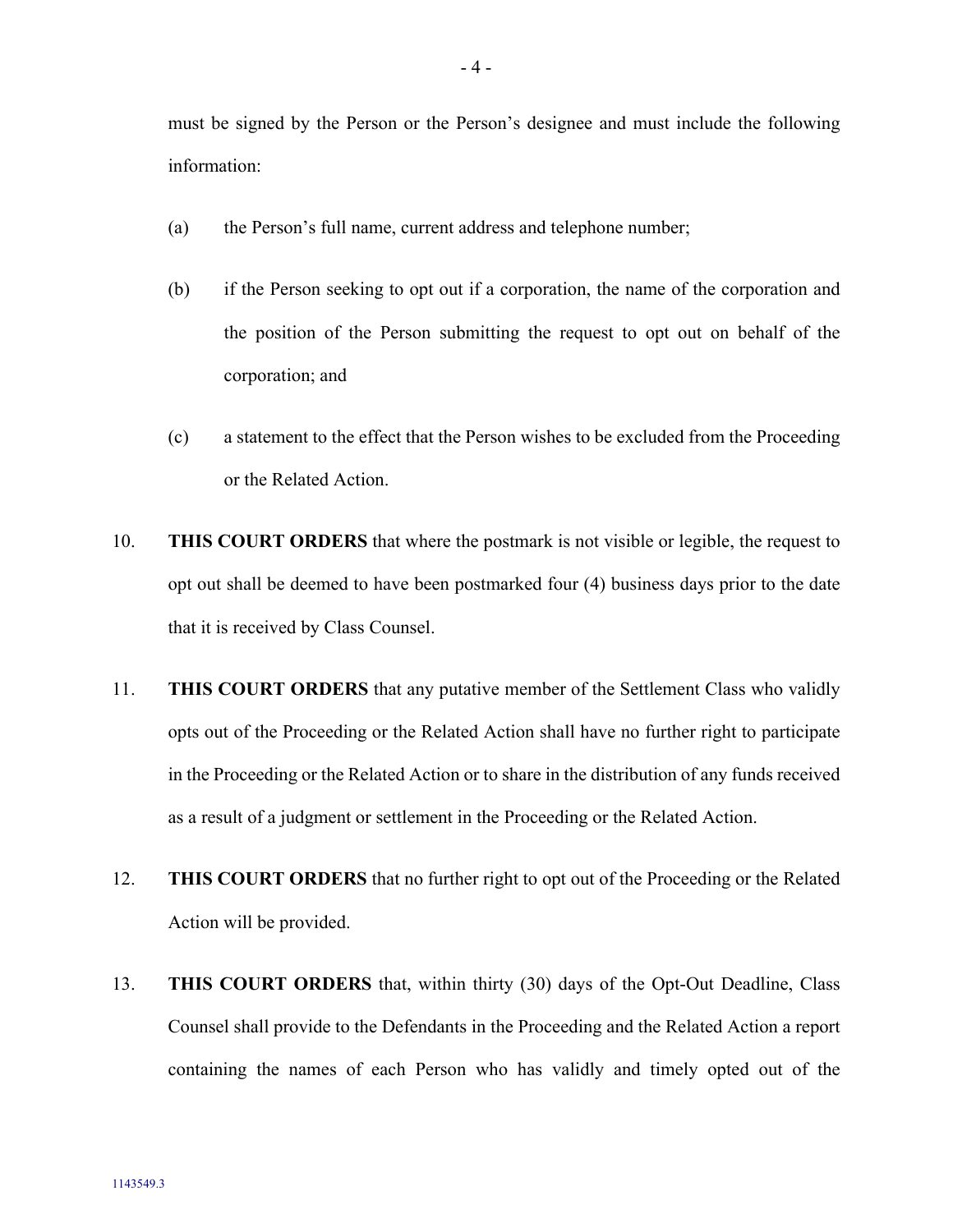must be signed by the Person or the Person's designee and must include the following information:

(a) the Person's full name, current address and telephone number;

(b) if the Person seeking to opt out if a corporation, the name of the corporation and the position of the Person submitting the request to opt out on behalf of the corporation; and

(c) a statement to the effect that the Person wishes to be excluded from the Proceeding or the Related Action.

10. **THIS COURT ORDERS** that where the postmark is not visible or legible, the request to opt out shall be deemed to have been postmarked four (4) business days prior to the date that it is received by Class Counsel.

11. **THIS COURT ORDERS** that any putative member of the Settlement Class who validly opts out of the Proceeding or the Related Action shall have no further right to participate in the Proceeding or the Related Action or to share in the distribution of any funds received as a result of a judgment or settlement in the Proceeding or the Related Action.

12. **THIS COURT ORDERS** that no further right to opt out of the Proceeding or the Related Action will be provided.

13. **THIS COURT ORDERS** that, within thirty (30) days of the Opt-Out Deadline, Class Counsel shall provide to the Defendants in the Proceeding and the Related Action a report containing the names of each Person who has validly and timely opted out of the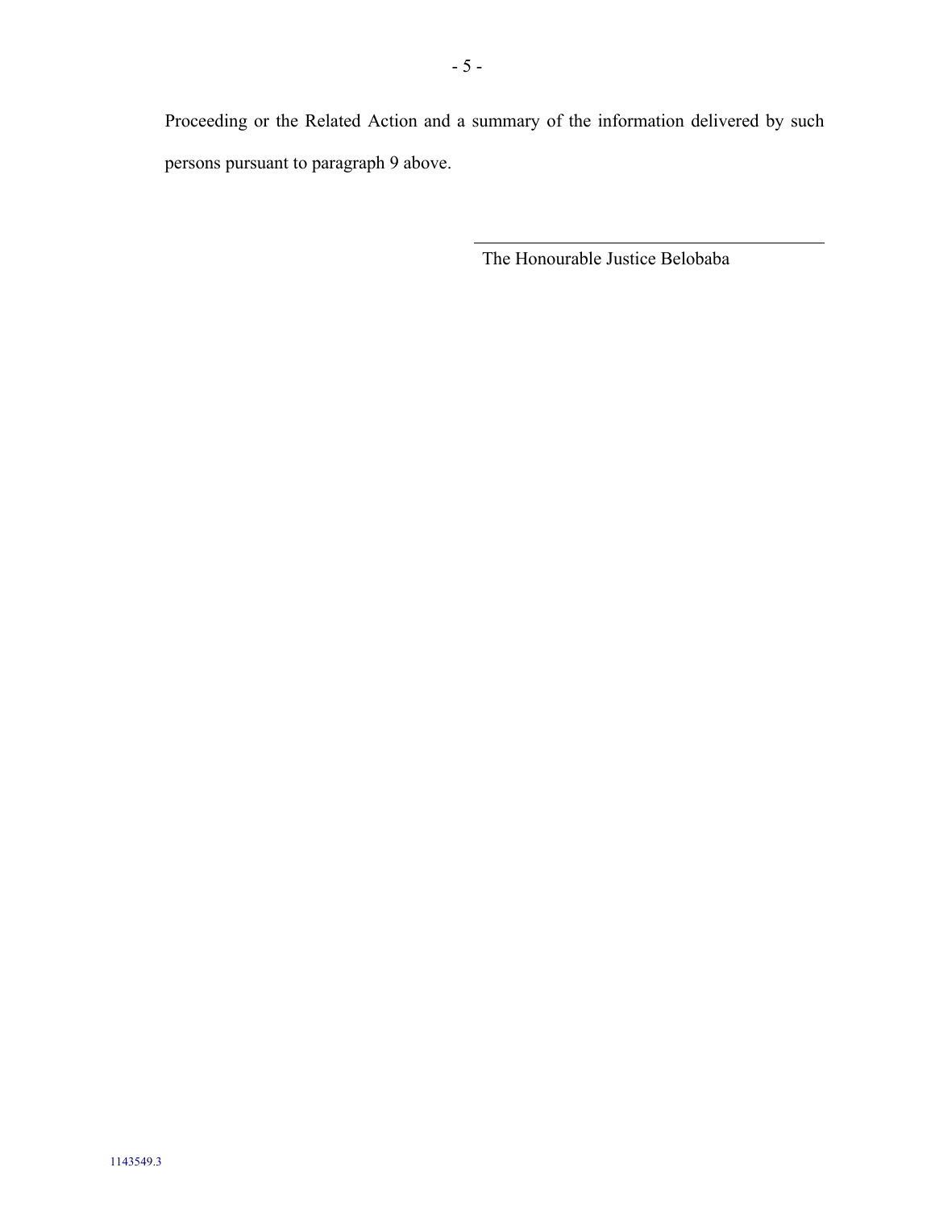Proceeding or the Related Action and a summary of the information delivered by such persons pursuant to paragraph 9 above.

\_\_\_\_\_\_\_\_\_\_\_\_\_\_\_\_\_\_\_\_\_\_\_\_\_\_\_\_\_\_\_\_\_\_\_\_

The Honourable Justice Belobaba

1143549.3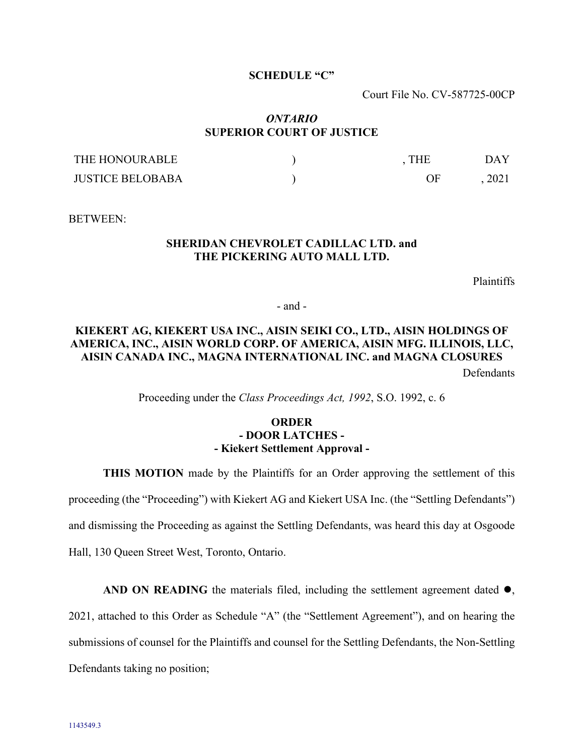**SCHEDULE "C"**

Court File No. CV-587725-00CP

***ONTARIO***
**SUPERIOR COURT OF JUSTICE**

| | | |
|---|---|---|
| THE HONOURABLE | ) | , THE DAY |
| JUSTICE BELOBABA | ) | OF , 2021 |

BETWEEN:

**SHERIDAN CHEVROLET CADILLAC LTD. and THE PICKERING AUTO MALL LTD.**

Plaintiffs

\- and -

**KIEKERT AG, KIEKERT USA INC., AISIN SEIKI CO., LTD., AISIN HOLDINGS OF AMERICA, INC., AISIN WORLD CORP. OF AMERICA, AISIN MFG. ILLINOIS, LLC, AISIN CANADA INC., MAGNA INTERNATIONAL INC. and MAGNA CLOSURES**

Defendants

Proceeding under the *Class Proceedings Act, 1992*, S.O. 1992, c. 6

**ORDER**
**- DOOR LATCHES -**
**- Kiekert Settlement Approval -**

**THIS MOTION** made by the Plaintiffs for an Order approving the settlement of this proceeding (the "Proceeding") with Kiekert AG and Kiekert USA Inc. (the "Settling Defendants") and dismissing the Proceeding as against the Settling Defendants, was heard this day at Osgoode Hall, 130 Queen Street West, Toronto, Ontario.

**AND ON READING** the materials filed, including the settlement agreement dated ●, 2021, attached to this Order as Schedule "A" (the "Settlement Agreement"), and on hearing the submissions of counsel for the Plaintiffs and counsel for the Settling Defendants, the Non-Settling Defendants taking no position;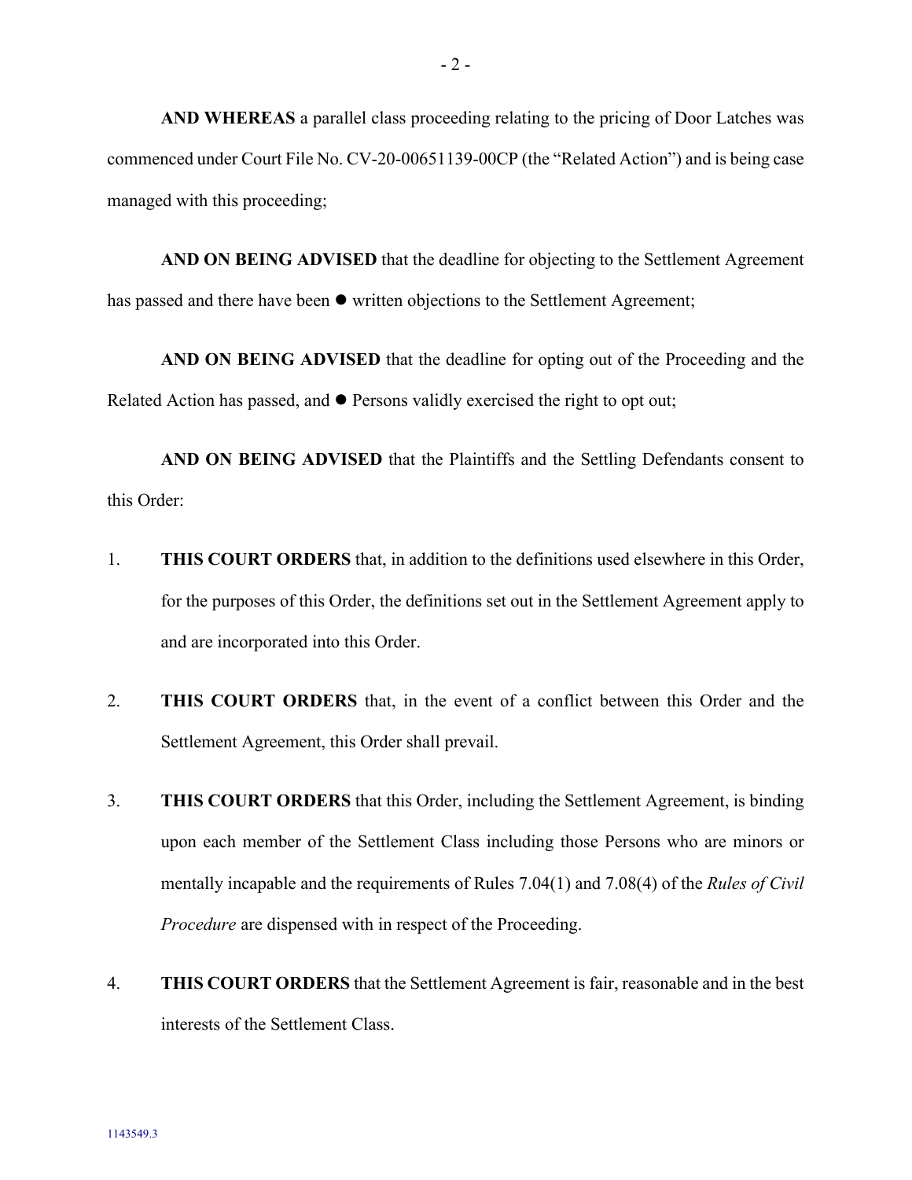**AND WHEREAS** a parallel class proceeding relating to the pricing of Door Latches was commenced under Court File No. CV-20-00651139-00CP (the "Related Action") and is being case managed with this proceeding;

**AND ON BEING ADVISED** that the deadline for objecting to the Settlement Agreement has passed and there have been ● written objections to the Settlement Agreement;

**AND ON BEING ADVISED** that the deadline for opting out of the Proceeding and the Related Action has passed, and ● Persons validly exercised the right to opt out;

**AND ON BEING ADVISED** that the Plaintiffs and the Settling Defendants consent to this Order:

1. **THIS COURT ORDERS** that, in addition to the definitions used elsewhere in this Order, for the purposes of this Order, the definitions set out in the Settlement Agreement apply to and are incorporated into this Order.

2. **THIS COURT ORDERS** that, in the event of a conflict between this Order and the Settlement Agreement, this Order shall prevail.

3. **THIS COURT ORDERS** that this Order, including the Settlement Agreement, is binding upon each member of the Settlement Class including those Persons who are minors or mentally incapable and the requirements of Rules 7.04(1) and 7.08(4) of the *Rules of Civil Procedure* are dispensed with in respect of the Proceeding.

4. **THIS COURT ORDERS** that the Settlement Agreement is fair, reasonable and in the best interests of the Settlement Class.

1143549.3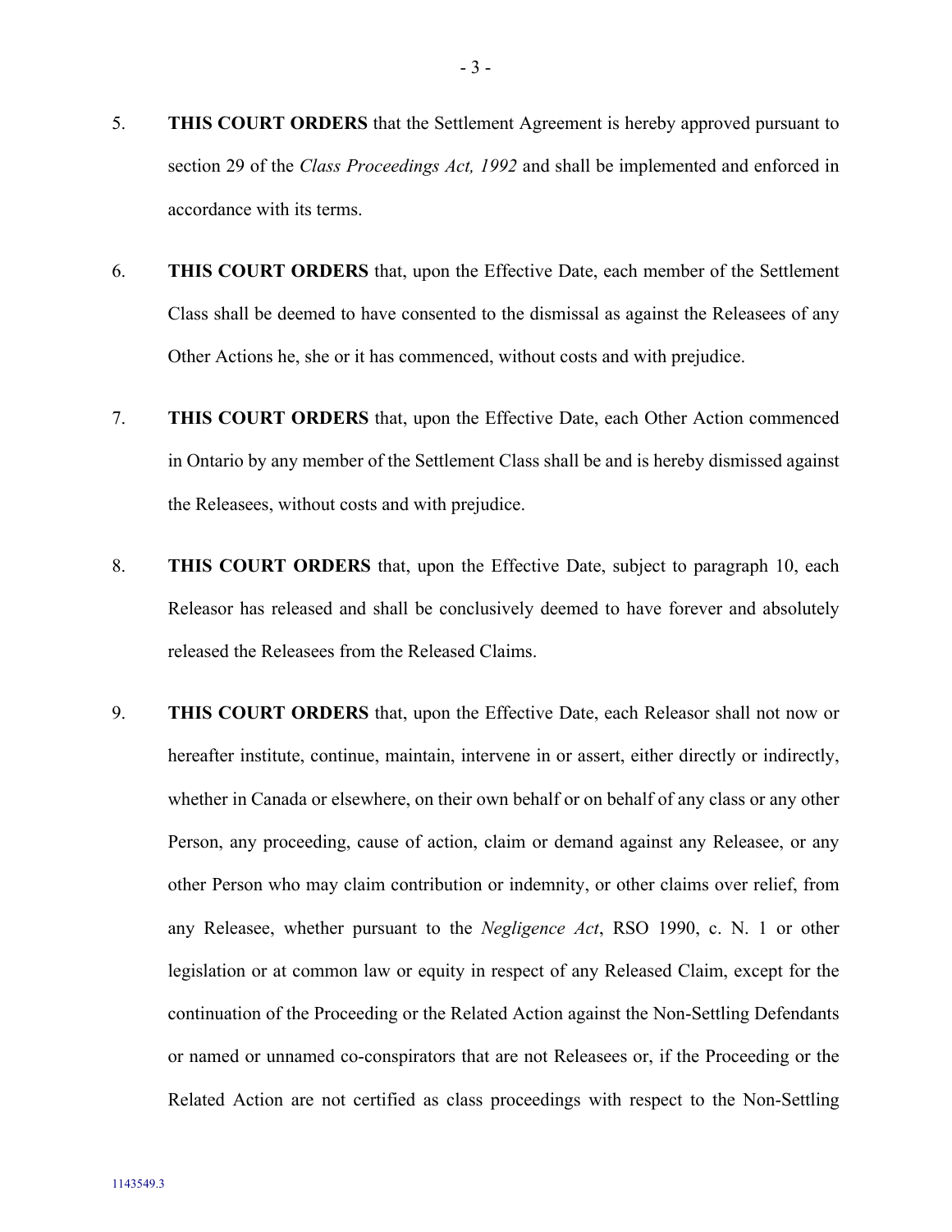5. **THIS COURT ORDERS** that the Settlement Agreement is hereby approved pursuant to section 29 of the *Class Proceedings Act, 1992* and shall be implemented and enforced in accordance with its terms.

6. **THIS COURT ORDERS** that, upon the Effective Date, each member of the Settlement Class shall be deemed to have consented to the dismissal as against the Releasees of any Other Actions he, she or it has commenced, without costs and with prejudice.

7. **THIS COURT ORDERS** that, upon the Effective Date, each Other Action commenced in Ontario by any member of the Settlement Class shall be and is hereby dismissed against the Releasees, without costs and with prejudice.

8. **THIS COURT ORDERS** that, upon the Effective Date, subject to paragraph 10, each Releasor has released and shall be conclusively deemed to have forever and absolutely released the Releasees from the Released Claims.

9. **THIS COURT ORDERS** that, upon the Effective Date, each Releasor shall not now or hereafter institute, continue, maintain, intervene in or assert, either directly or indirectly, whether in Canada or elsewhere, on their own behalf or on behalf of any class or any other Person, any proceeding, cause of action, claim or demand against any Releasee, or any other Person who may claim contribution or indemnity, or other claims over relief, from any Releasee, whether pursuant to the *Negligence Act*, RSO 1990, c. N. 1 or other legislation or at common law or equity in respect of any Released Claim, except for the continuation of the Proceeding or the Related Action against the Non-Settling Defendants or named or unnamed co-conspirators that are not Releasees or, if the Proceeding or the Related Action are not certified as class proceedings with respect to the Non-Settling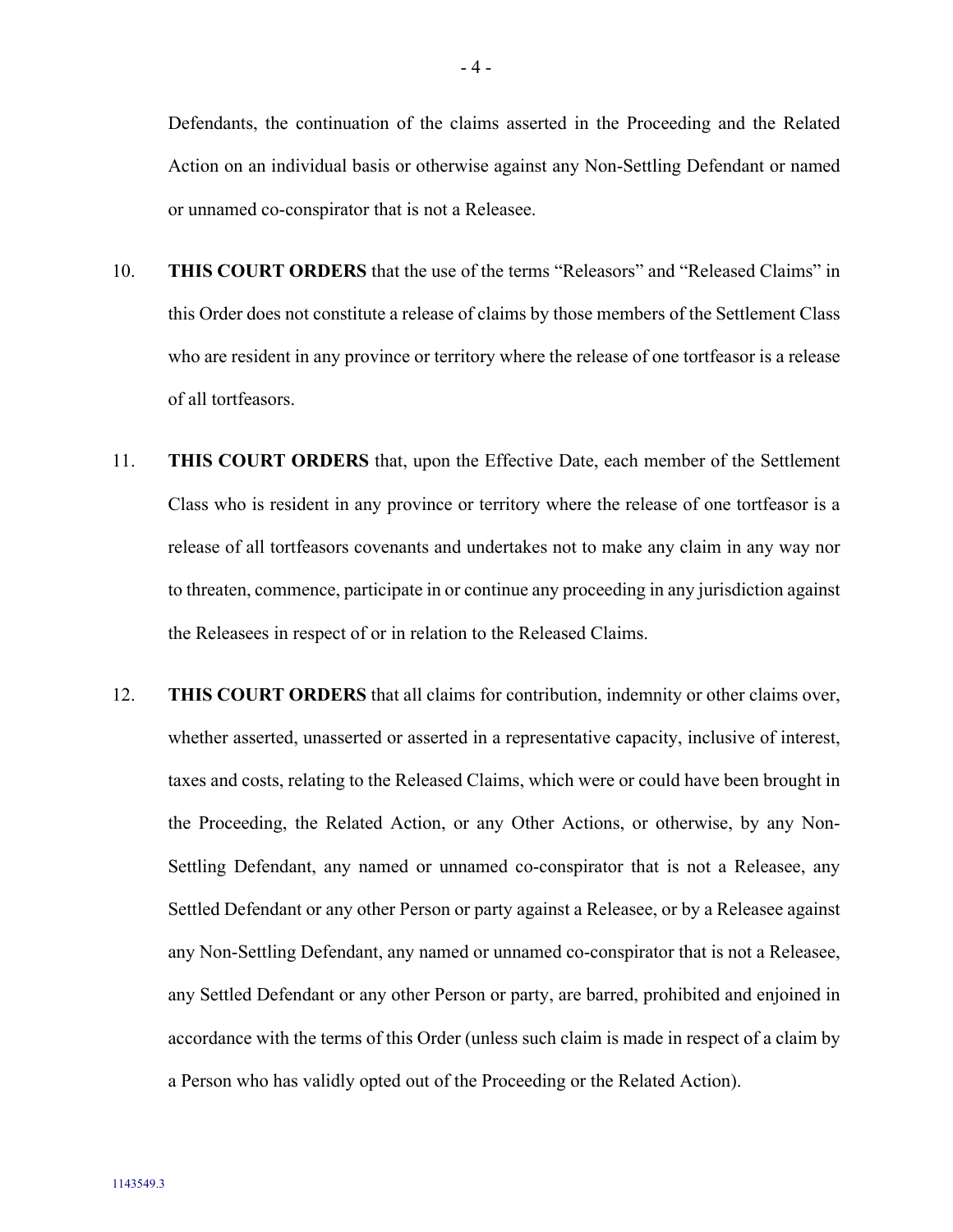Defendants, the continuation of the claims asserted in the Proceeding and the Related Action on an individual basis or otherwise against any Non-Settling Defendant or named or unnamed co-conspirator that is not a Releasee.

10. **THIS COURT ORDERS** that the use of the terms "Releasors" and "Released Claims" in this Order does not constitute a release of claims by those members of the Settlement Class who are resident in any province or territory where the release of one tortfeasor is a release of all tortfeasors.

11. **THIS COURT ORDERS** that, upon the Effective Date, each member of the Settlement Class who is resident in any province or territory where the release of one tortfeasor is a release of all tortfeasors covenants and undertakes not to make any claim in any way nor to threaten, commence, participate in or continue any proceeding in any jurisdiction against the Releasees in respect of or in relation to the Released Claims.

12. **THIS COURT ORDERS** that all claims for contribution, indemnity or other claims over, whether asserted, unasserted or asserted in a representative capacity, inclusive of interest, taxes and costs, relating to the Released Claims, which were or could have been brought in the Proceeding, the Related Action, or any Other Actions, or otherwise, by any Non-Settling Defendant, any named or unnamed co-conspirator that is not a Releasee, any Settled Defendant or any other Person or party against a Releasee, or by a Releasee against any Non-Settling Defendant, any named or unnamed co-conspirator that is not a Releasee, any Settled Defendant or any other Person or party, are barred, prohibited and enjoined in accordance with the terms of this Order (unless such claim is made in respect of a claim by a Person who has validly opted out of the Proceeding or the Related Action).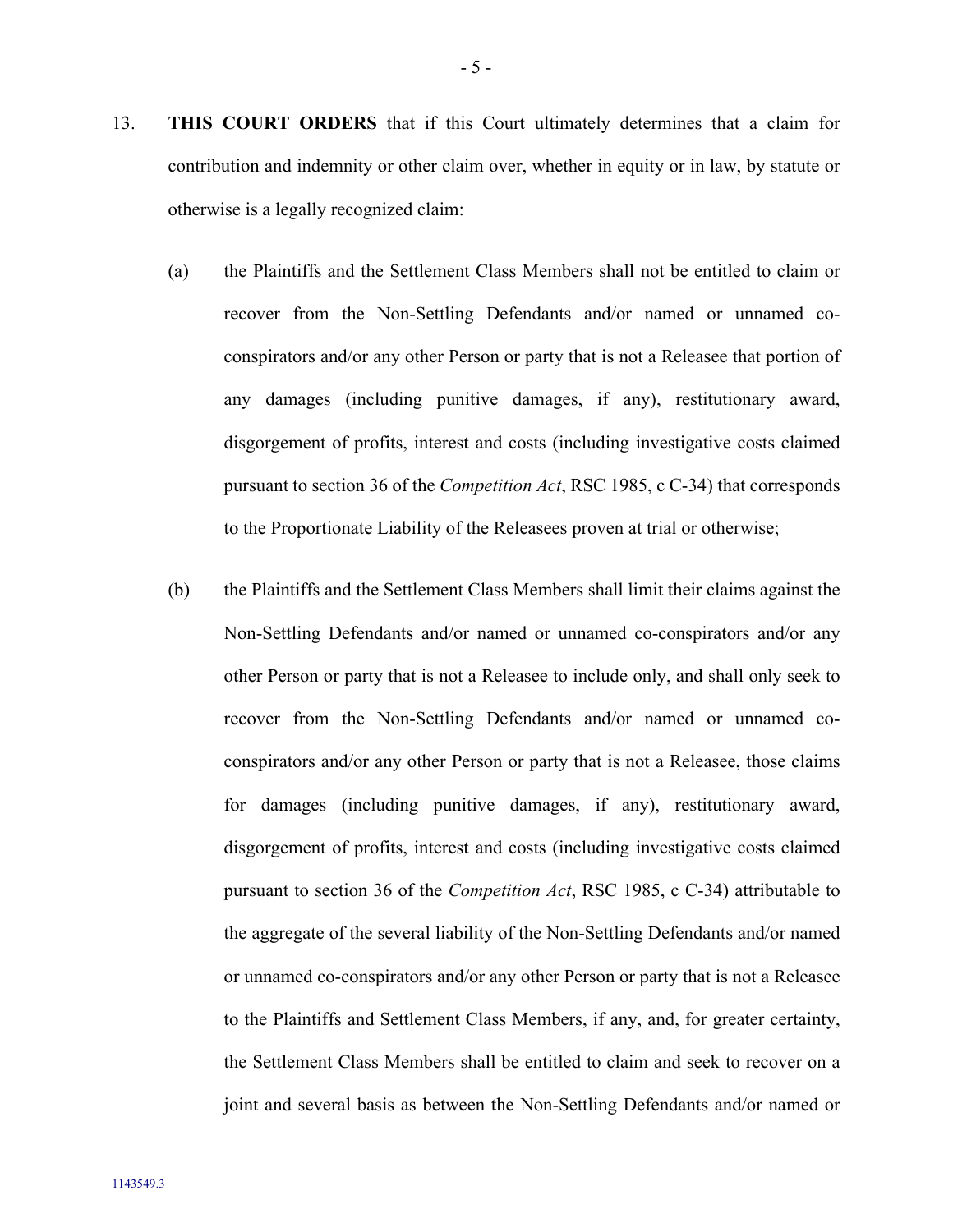13. **THIS COURT ORDERS** that if this Court ultimately determines that a claim for contribution and indemnity or other claim over, whether in equity or in law, by statute or otherwise is a legally recognized claim:

    (a) the Plaintiffs and the Settlement Class Members shall not be entitled to claim or recover from the Non-Settling Defendants and/or named or unnamed co-conspirators and/or any other Person or party that is not a Releasee that portion of any damages (including punitive damages, if any), restitutionary award, disgorgement of profits, interest and costs (including investigative costs claimed pursuant to section 36 of the *Competition Act*, RSC 1985, c C-34) that corresponds to the Proportionate Liability of the Releasees proven at trial or otherwise;

    (b) the Plaintiffs and the Settlement Class Members shall limit their claims against the Non-Settling Defendants and/or named or unnamed co-conspirators and/or any other Person or party that is not a Releasee to include only, and shall only seek to recover from the Non-Settling Defendants and/or named or unnamed co-conspirators and/or any other Person or party that is not a Releasee, those claims for damages (including punitive damages, if any), restitutionary award, disgorgement of profits, interest and costs (including investigative costs claimed pursuant to section 36 of the *Competition Act*, RSC 1985, c C-34) attributable to the aggregate of the several liability of the Non-Settling Defendants and/or named or unnamed co-conspirators and/or any other Person or party that is not a Releasee to the Plaintiffs and Settlement Class Members, if any, and, for greater certainty, the Settlement Class Members shall be entitled to claim and seek to recover on a joint and several basis as between the Non-Settling Defendants and/or named or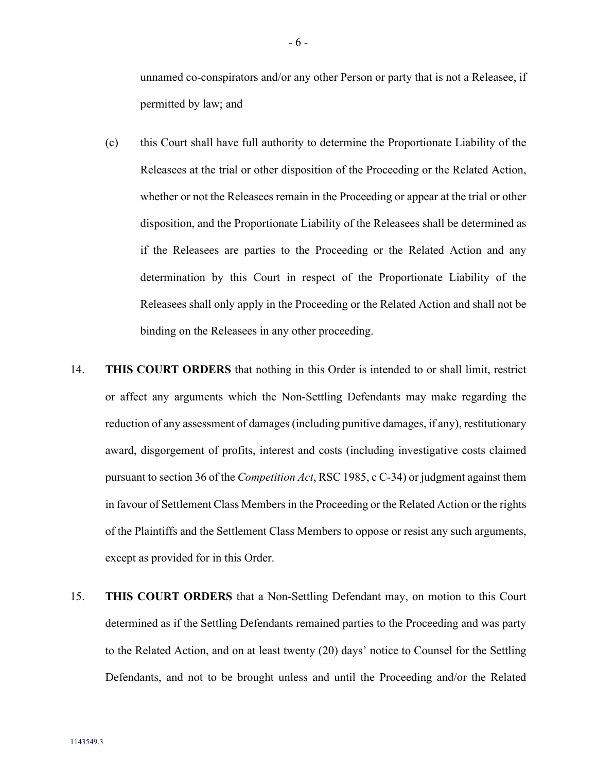unnamed co-conspirators and/or any other Person or party that is not a Releasee, if permitted by law; and

(c) this Court shall have full authority to determine the Proportionate Liability of the Releasees at the trial or other disposition of the Proceeding or the Related Action, whether or not the Releasees remain in the Proceeding or appear at the trial or other disposition, and the Proportionate Liability of the Releasees shall be determined as if the Releasees are parties to the Proceeding or the Related Action and any determination by this Court in respect of the Proportionate Liability of the Releasees shall only apply in the Proceeding or the Related Action and shall not be binding on the Releasees in any other proceeding.

14. **THIS COURT ORDERS** that nothing in this Order is intended to or shall limit, restrict or affect any arguments which the Non-Settling Defendants may make regarding the reduction of any assessment of damages (including punitive damages, if any), restitutionary award, disgorgement of profits, interest and costs (including investigative costs claimed pursuant to section 36 of the *Competition Act*, RSC 1985, c C-34) or judgment against them in favour of Settlement Class Members in the Proceeding or the Related Action or the rights of the Plaintiffs and the Settlement Class Members to oppose or resist any such arguments, except as provided for in this Order.

15. **THIS COURT ORDERS** that a Non-Settling Defendant may, on motion to this Court determined as if the Settling Defendants remained parties to the Proceeding and was party to the Related Action, and on at least twenty (20) days' notice to Counsel for the Settling Defendants, and not to be brought unless and until the Proceeding and/or the Related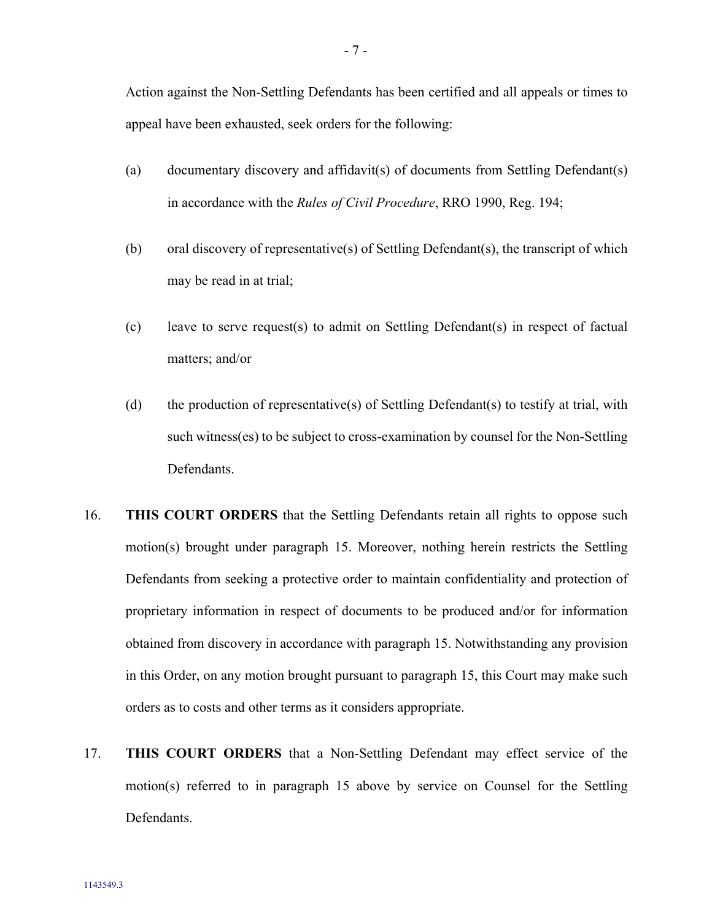Action against the Non-Settling Defendants has been certified and all appeals or times to appeal have been exhausted, seek orders for the following:

(a) documentary discovery and affidavit(s) of documents from Settling Defendant(s) in accordance with the *Rules of Civil Procedure*, RRO 1990, Reg. 194;

(b) oral discovery of representative(s) of Settling Defendant(s), the transcript of which may be read in at trial;

(c) leave to serve request(s) to admit on Settling Defendant(s) in respect of factual matters; and/or

(d) the production of representative(s) of Settling Defendant(s) to testify at trial, with such witness(es) to be subject to cross-examination by counsel for the Non-Settling Defendants.

16. **THIS COURT ORDERS** that the Settling Defendants retain all rights to oppose such motion(s) brought under paragraph 15. Moreover, nothing herein restricts the Settling Defendants from seeking a protective order to maintain confidentiality and protection of proprietary information in respect of documents to be produced and/or for information obtained from discovery in accordance with paragraph 15. Notwithstanding any provision in this Order, on any motion brought pursuant to paragraph 15, this Court may make such orders as to costs and other terms as it considers appropriate.

17. **THIS COURT ORDERS** that a Non-Settling Defendant may effect service of the motion(s) referred to in paragraph 15 above by service on Counsel for the Settling Defendants.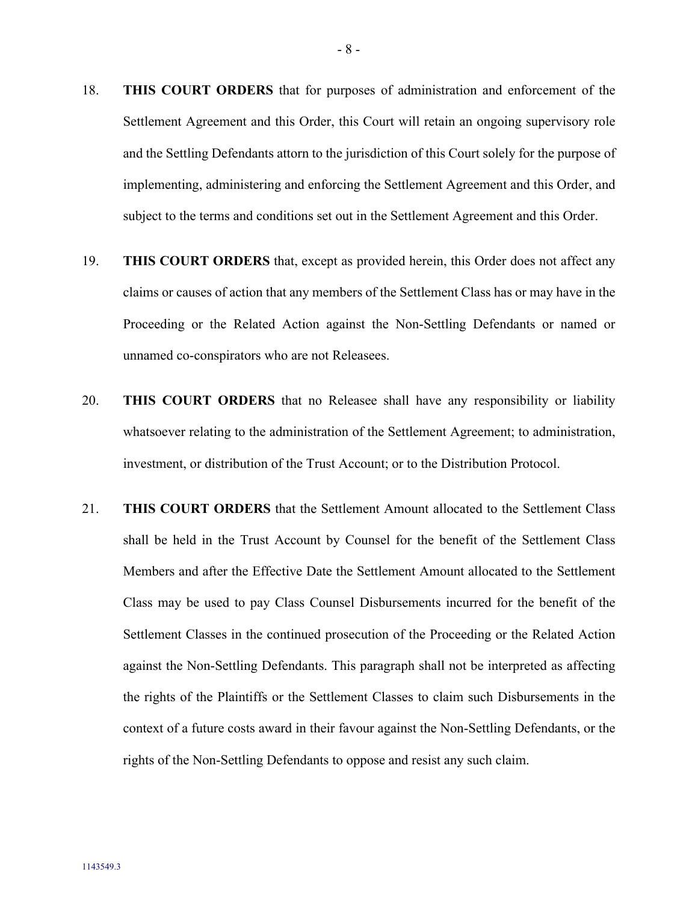18. **THIS COURT ORDERS** that for purposes of administration and enforcement of the Settlement Agreement and this Order, this Court will retain an ongoing supervisory role and the Settling Defendants attorn to the jurisdiction of this Court solely for the purpose of implementing, administering and enforcing the Settlement Agreement and this Order, and subject to the terms and conditions set out in the Settlement Agreement and this Order.

19. **THIS COURT ORDERS** that, except as provided herein, this Order does not affect any claims or causes of action that any members of the Settlement Class has or may have in the Proceeding or the Related Action against the Non-Settling Defendants or named or unnamed co-conspirators who are not Releasees.

20. **THIS COURT ORDERS** that no Releasee shall have any responsibility or liability whatsoever relating to the administration of the Settlement Agreement; to administration, investment, or distribution of the Trust Account; or to the Distribution Protocol.

21. **THIS COURT ORDERS** that the Settlement Amount allocated to the Settlement Class shall be held in the Trust Account by Counsel for the benefit of the Settlement Class Members and after the Effective Date the Settlement Amount allocated to the Settlement Class may be used to pay Class Counsel Disbursements incurred for the benefit of the Settlement Classes in the continued prosecution of the Proceeding or the Related Action against the Non-Settling Defendants. This paragraph shall not be interpreted as affecting the rights of the Plaintiffs or the Settlement Classes to claim such Disbursements in the context of a future costs award in their favour against the Non-Settling Defendants, or the rights of the Non-Settling Defendants to oppose and resist any such claim.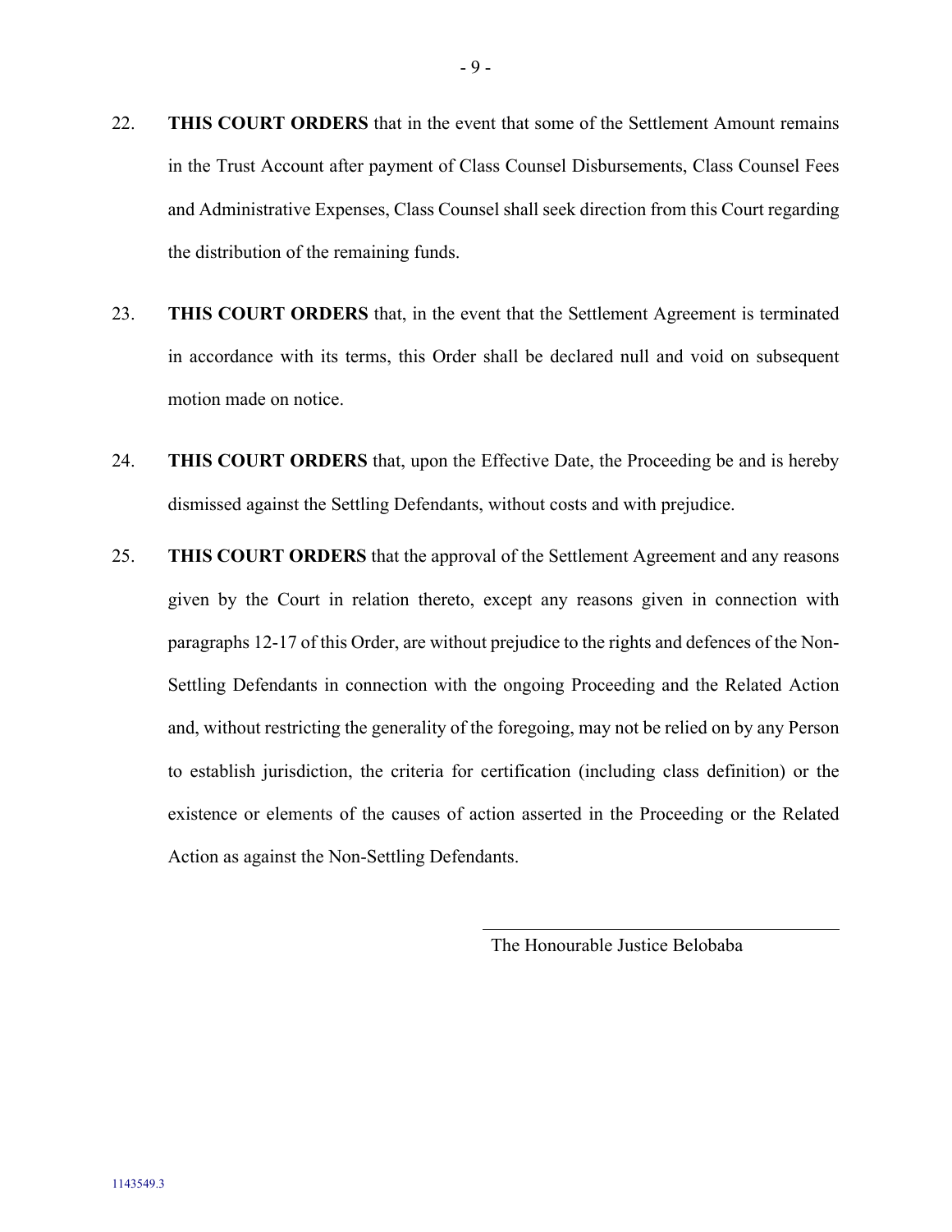22. **THIS COURT ORDERS** that in the event that some of the Settlement Amount remains in the Trust Account after payment of Class Counsel Disbursements, Class Counsel Fees and Administrative Expenses, Class Counsel shall seek direction from this Court regarding the distribution of the remaining funds.

23. **THIS COURT ORDERS** that, in the event that the Settlement Agreement is terminated in accordance with its terms, this Order shall be declared null and void on subsequent motion made on notice.

24. **THIS COURT ORDERS** that, upon the Effective Date, the Proceeding be and is hereby dismissed against the Settling Defendants, without costs and with prejudice.

25. **THIS COURT ORDERS** that the approval of the Settlement Agreement and any reasons given by the Court in relation thereto, except any reasons given in connection with paragraphs 12-17 of this Order, are without prejudice to the rights and defences of the Non-Settling Defendants in connection with the ongoing Proceeding and the Related Action and, without restricting the generality of the foregoing, may not be relied on by any Person to establish jurisdiction, the criteria for certification (including class definition) or the existence or elements of the causes of action asserted in the Proceeding or the Related Action as against the Non-Settling Defendants.

\_\_\_\_\_\_\_\_\_\_\_\_\_\_\_\_\_\_\_\_\_\_\_\_\_\_\_\_\_\_\_\_\_\_\_\_

The Honourable Justice Belobaba

1143549.3